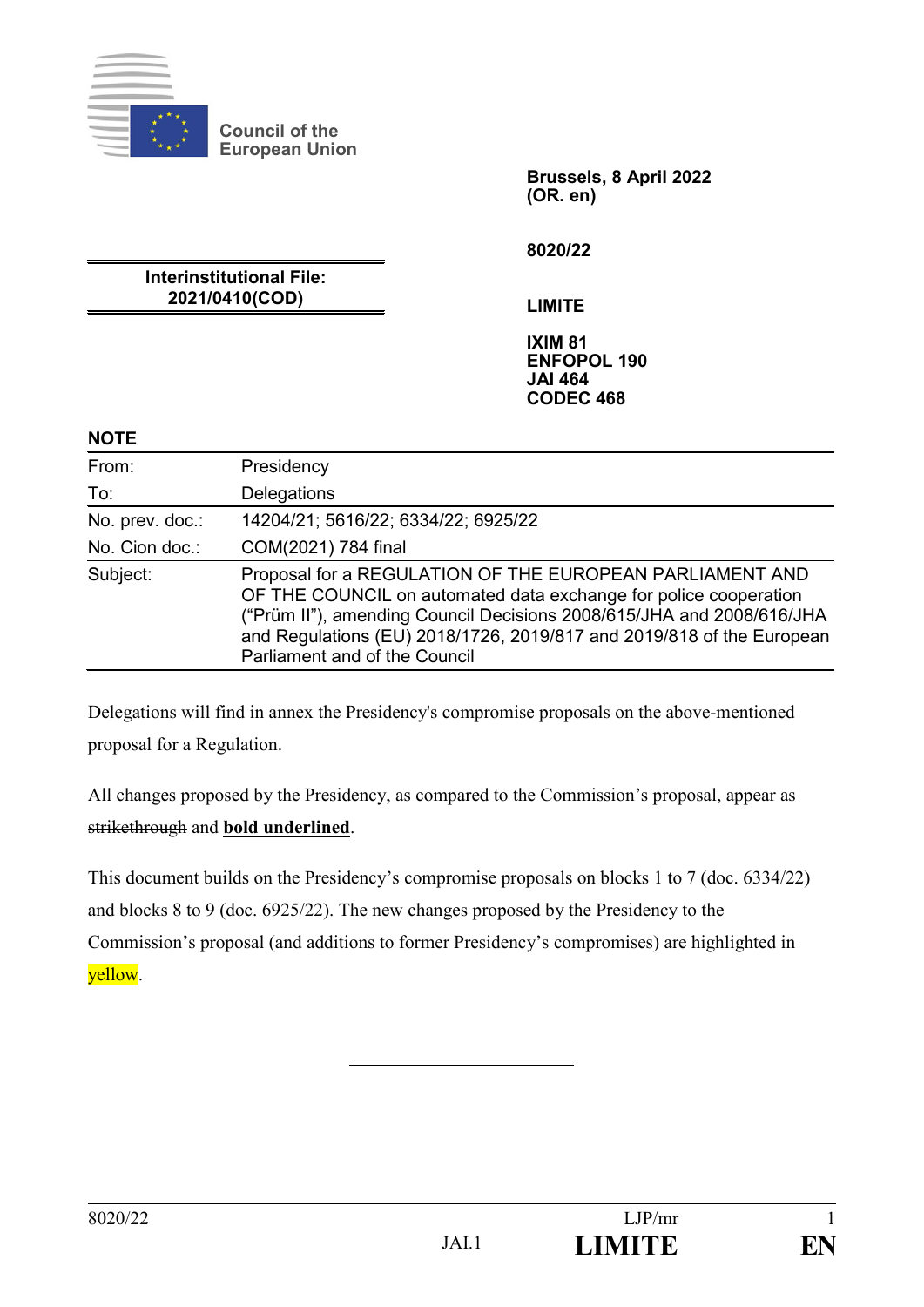Council of the European Union

**Brussels, 8 April 2022**
**(OR. en)**

**8020/22**

**Interinstitutional File:**
**2021/0410(COD)**

**LIMITE**

**IXIM 81**
**ENFOPOL 190**
**JAI 464**
**CODEC 468**

**NOTE**

| | |
|---|---|
| From: | Presidency |
| To: | Delegations |
| No. prev. doc.: | 14204/21; 5616/22; 6334/22; 6925/22 |
| No. Cion doc.: | COM(2021) 784 final |
| Subject: | Proposal for a REGULATION OF THE EUROPEAN PARLIAMENT AND OF THE COUNCIL on automated data exchange for police cooperation ("Prüm II"), amending Council Decisions 2008/615/JHA and 2008/616/JHA and Regulations (EU) 2018/1726, 2019/817 and 2019/818 of the European Parliament and of the Council |

Delegations will find in annex the Presidency's compromise proposals on the above-mentioned proposal for a Regulation.

All changes proposed by the Presidency, as compared to the Commission's proposal, appear as ~~strikethrough~~ and **bold underlined**.

This document builds on the Presidency's compromise proposals on blocks 1 to 7 (doc. 6334/22) and blocks 8 to 9 (doc. 6925/22). The new changes proposed by the Presidency to the Commission's proposal (and additions to former Presidency's compromises) are highlighted in yellow.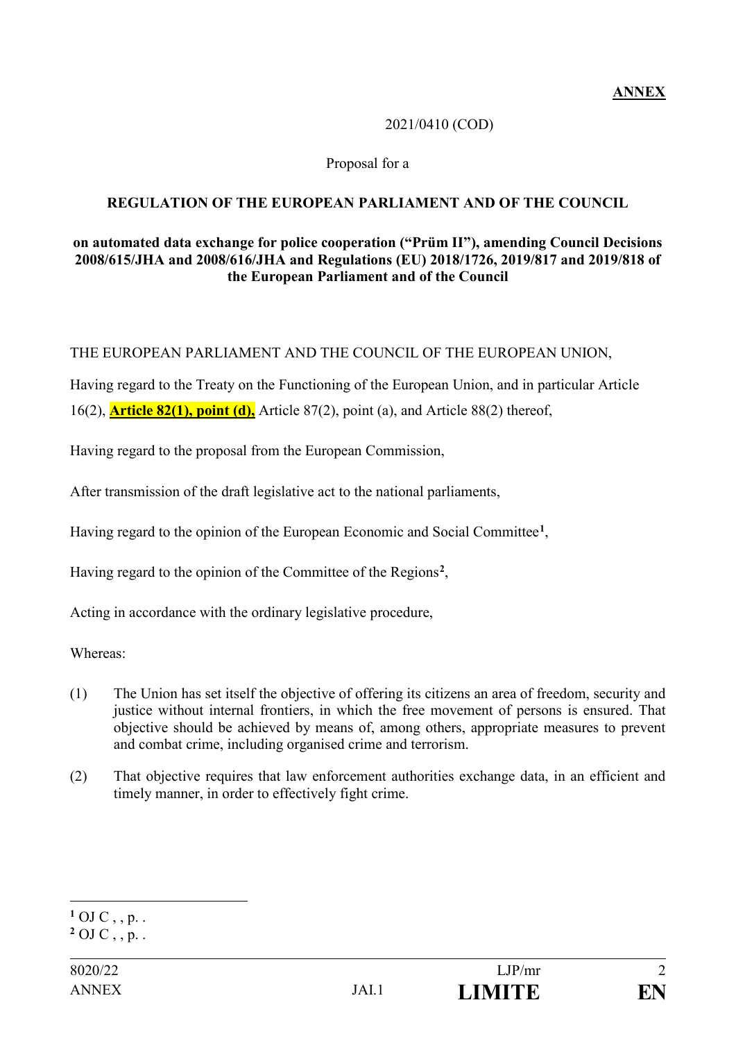**ANNEX**

2021/0410 (COD)

Proposal for a

**REGULATION OF THE EUROPEAN PARLIAMENT AND OF THE COUNCIL**

**on automated data exchange for police cooperation ("Prüm II"), amending Council Decisions 2008/615/JHA and 2008/616/JHA and Regulations (EU) 2018/1726, 2019/817 and 2019/818 of the European Parliament and of the Council**

THE EUROPEAN PARLIAMENT AND THE COUNCIL OF THE EUROPEAN UNION,

Having regard to the Treaty on the Functioning of the European Union, and in particular Article 16(2), **Article 82(1), point (d),** Article 87(2), point (a), and Article 88(2) thereof,

Having regard to the proposal from the European Commission,

After transmission of the draft legislative act to the national parliaments,

Having regard to the opinion of the European Economic and Social Committee[1],

Having regard to the opinion of the Committee of the Regions[2],

Acting in accordance with the ordinary legislative procedure,

Whereas:

(1) The Union has set itself the objective of offering its citizens an area of freedom, security and justice without internal frontiers, in which the free movement of persons is ensured. That objective should be achieved by means of, among others, appropriate measures to prevent and combat crime, including organised crime and terrorism.

(2) That objective requires that law enforcement authorities exchange data, in an efficient and timely manner, in order to effectively fight crime.

[1] OJ C , , p. .

[2] OJ C , , p. .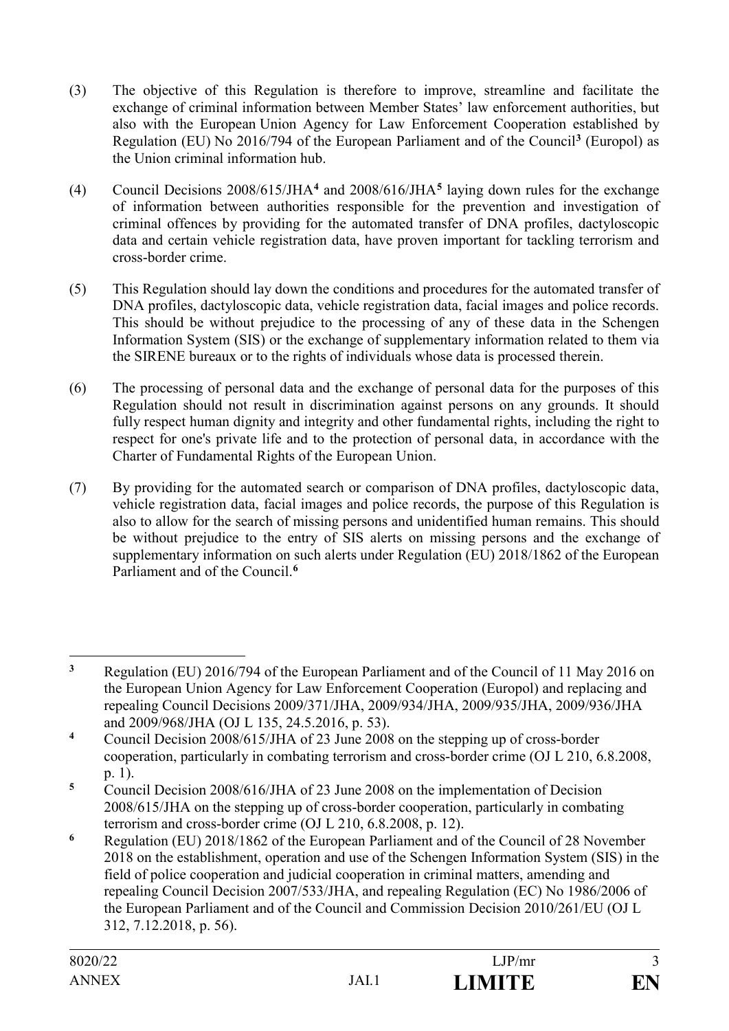(3) The objective of this Regulation is therefore to improve, streamline and facilitate the exchange of criminal information between Member States' law enforcement authorities, but also with the European Union Agency for Law Enforcement Cooperation established by Regulation (EU) No 2016/794 of the European Parliament and of the Council[3] (Europol) as the Union criminal information hub.

(4) Council Decisions 2008/615/JHA[4] and 2008/616/JHA[5] laying down rules for the exchange of information between authorities responsible for the prevention and investigation of criminal offences by providing for the automated transfer of DNA profiles, dactyloscopic data and certain vehicle registration data, have proven important for tackling terrorism and cross-border crime.

(5) This Regulation should lay down the conditions and procedures for the automated transfer of DNA profiles, dactyloscopic data, vehicle registration data, facial images and police records. This should be without prejudice to the processing of any of these data in the Schengen Information System (SIS) or the exchange of supplementary information related to them via the SIRENE bureaux or to the rights of individuals whose data is processed therein.

(6) The processing of personal data and the exchange of personal data for the purposes of this Regulation should not result in discrimination against persons on any grounds. It should fully respect human dignity and integrity and other fundamental rights, including the right to respect for one's private life and to the protection of personal data, in accordance with the Charter of Fundamental Rights of the European Union.

(7) By providing for the automated search or comparison of DNA profiles, dactyloscopic data, vehicle registration data, facial images and police records, the purpose of this Regulation is also to allow for the search of missing persons and unidentified human remains. This should be without prejudice to the entry of SIS alerts on missing persons and the exchange of supplementary information on such alerts under Regulation (EU) 2018/1862 of the European Parliament and of the Council.[6]

---

[3] Regulation (EU) 2016/794 of the European Parliament and of the Council of 11 May 2016 on the European Union Agency for Law Enforcement Cooperation (Europol) and replacing and repealing Council Decisions 2009/371/JHA, 2009/934/JHA, 2009/935/JHA, 2009/936/JHA and 2009/968/JHA (OJ L 135, 24.5.2016, p. 53).

[4] Council Decision 2008/615/JHA of 23 June 2008 on the stepping up of cross-border cooperation, particularly in combating terrorism and cross-border crime (OJ L 210, 6.8.2008, p. 1).

[5] Council Decision 2008/616/JHA of 23 June 2008 on the implementation of Decision 2008/615/JHA on the stepping up of cross-border cooperation, particularly in combating terrorism and cross-border crime (OJ L 210, 6.8.2008, p. 12).

[6] Regulation (EU) 2018/1862 of the European Parliament and of the Council of 28 November 2018 on the establishment, operation and use of the Schengen Information System (SIS) in the field of police cooperation and judicial cooperation in criminal matters, amending and repealing Council Decision 2007/533/JHA, and repealing Regulation (EC) No 1986/2006 of the European Parliament and of the Council and Commission Decision 2010/261/EU (OJ L 312, 7.12.2018, p. 56).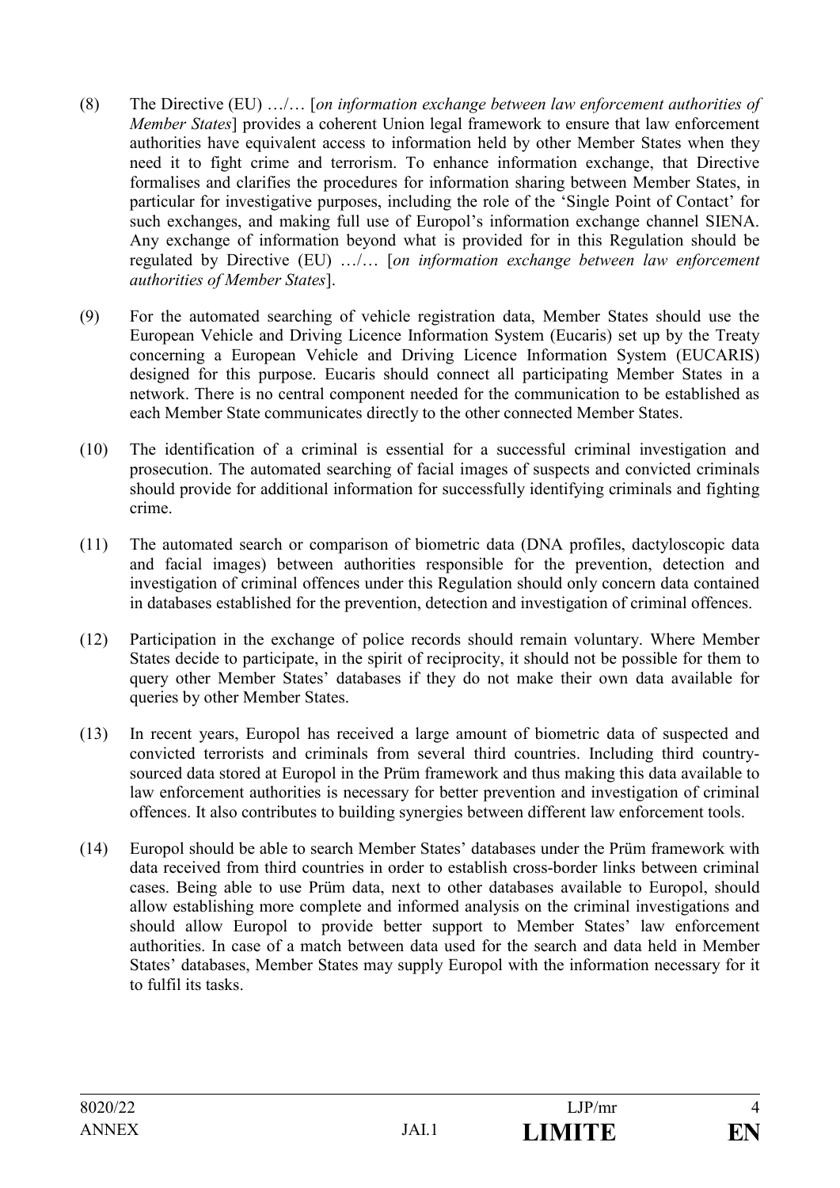(8) The Directive (EU) …/… [*on information exchange between law enforcement authorities of Member States*] provides a coherent Union legal framework to ensure that law enforcement authorities have equivalent access to information held by other Member States when they need it to fight crime and terrorism. To enhance information exchange, that Directive formalises and clarifies the procedures for information sharing between Member States, in particular for investigative purposes, including the role of the 'Single Point of Contact' for such exchanges, and making full use of Europol's information exchange channel SIENA. Any exchange of information beyond what is provided for in this Regulation should be regulated by Directive (EU) …/… [*on information exchange between law enforcement authorities of Member States*].

(9) For the automated searching of vehicle registration data, Member States should use the European Vehicle and Driving Licence Information System (Eucaris) set up by the Treaty concerning a European Vehicle and Driving Licence Information System (EUCARIS) designed for this purpose. Eucaris should connect all participating Member States in a network. There is no central component needed for the communication to be established as each Member State communicates directly to the other connected Member States.

(10) The identification of a criminal is essential for a successful criminal investigation and prosecution. The automated searching of facial images of suspects and convicted criminals should provide for additional information for successfully identifying criminals and fighting crime.

(11) The automated search or comparison of biometric data (DNA profiles, dactyloscopic data and facial images) between authorities responsible for the prevention, detection and investigation of criminal offences under this Regulation should only concern data contained in databases established for the prevention, detection and investigation of criminal offences.

(12) Participation in the exchange of police records should remain voluntary. Where Member States decide to participate, in the spirit of reciprocity, it should not be possible for them to query other Member States' databases if they do not make their own data available for queries by other Member States.

(13) In recent years, Europol has received a large amount of biometric data of suspected and convicted terrorists and criminals from several third countries. Including third country-sourced data stored at Europol in the Prüm framework and thus making this data available to law enforcement authorities is necessary for better prevention and investigation of criminal offences. It also contributes to building synergies between different law enforcement tools.

(14) Europol should be able to search Member States' databases under the Prüm framework with data received from third countries in order to establish cross-border links between criminal cases. Being able to use Prüm data, next to other databases available to Europol, should allow establishing more complete and informed analysis on the criminal investigations and should allow Europol to provide better support to Member States' law enforcement authorities. In case of a match between data used for the search and data held in Member States' databases, Member States may supply Europol with the information necessary for it to fulfil its tasks.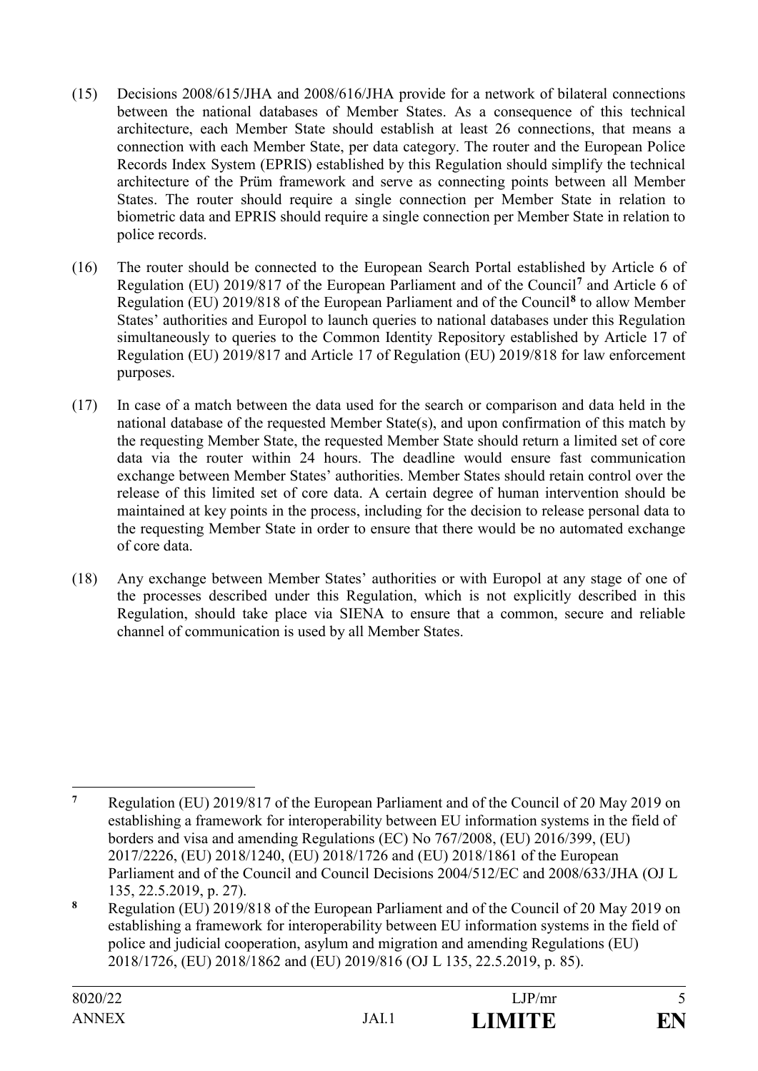(15) Decisions 2008/615/JHA and 2008/616/JHA provide for a network of bilateral connections between the national databases of Member States. As a consequence of this technical architecture, each Member State should establish at least 26 connections, that means a connection with each Member State, per data category. The router and the European Police Records Index System (EPRIS) established by this Regulation should simplify the technical architecture of the Prüm framework and serve as connecting points between all Member States. The router should require a single connection per Member State in relation to biometric data and EPRIS should require a single connection per Member State in relation to police records.

(16) The router should be connected to the European Search Portal established by Article 6 of Regulation (EU) 2019/817 of the European Parliament and of the Council[7] and Article 6 of Regulation (EU) 2019/818 of the European Parliament and of the Council[8] to allow Member States' authorities and Europol to launch queries to national databases under this Regulation simultaneously to queries to the Common Identity Repository established by Article 17 of Regulation (EU) 2019/817 and Article 17 of Regulation (EU) 2019/818 for law enforcement purposes.

(17) In case of a match between the data used for the search or comparison and data held in the national database of the requested Member State(s), and upon confirmation of this match by the requesting Member State, the requested Member State should return a limited set of core data via the router within 24 hours. The deadline would ensure fast communication exchange between Member States' authorities. Member States should retain control over the release of this limited set of core data. A certain degree of human intervention should be maintained at key points in the process, including for the decision to release personal data to the requesting Member State in order to ensure that there would be no automated exchange of core data.

(18) Any exchange between Member States' authorities or with Europol at any stage of one of the processes described under this Regulation, which is not explicitly described in this Regulation, should take place via SIENA to ensure that a common, secure and reliable channel of communication is used by all Member States.

---

[7] Regulation (EU) 2019/817 of the European Parliament and of the Council of 20 May 2019 on establishing a framework for interoperability between EU information systems in the field of borders and visa and amending Regulations (EC) No 767/2008, (EU) 2016/399, (EU) 2017/2226, (EU) 2018/1240, (EU) 2018/1726 and (EU) 2018/1861 of the European Parliament and of the Council and Council Decisions 2004/512/EC and 2008/633/JHA (OJ L 135, 22.5.2019, p. 27).

[8] Regulation (EU) 2019/818 of the European Parliament and of the Council of 20 May 2019 on establishing a framework for interoperability between EU information systems in the field of police and judicial cooperation, asylum and migration and amending Regulations (EU) 2018/1726, (EU) 2018/1862 and (EU) 2019/816 (OJ L 135, 22.5.2019, p. 85).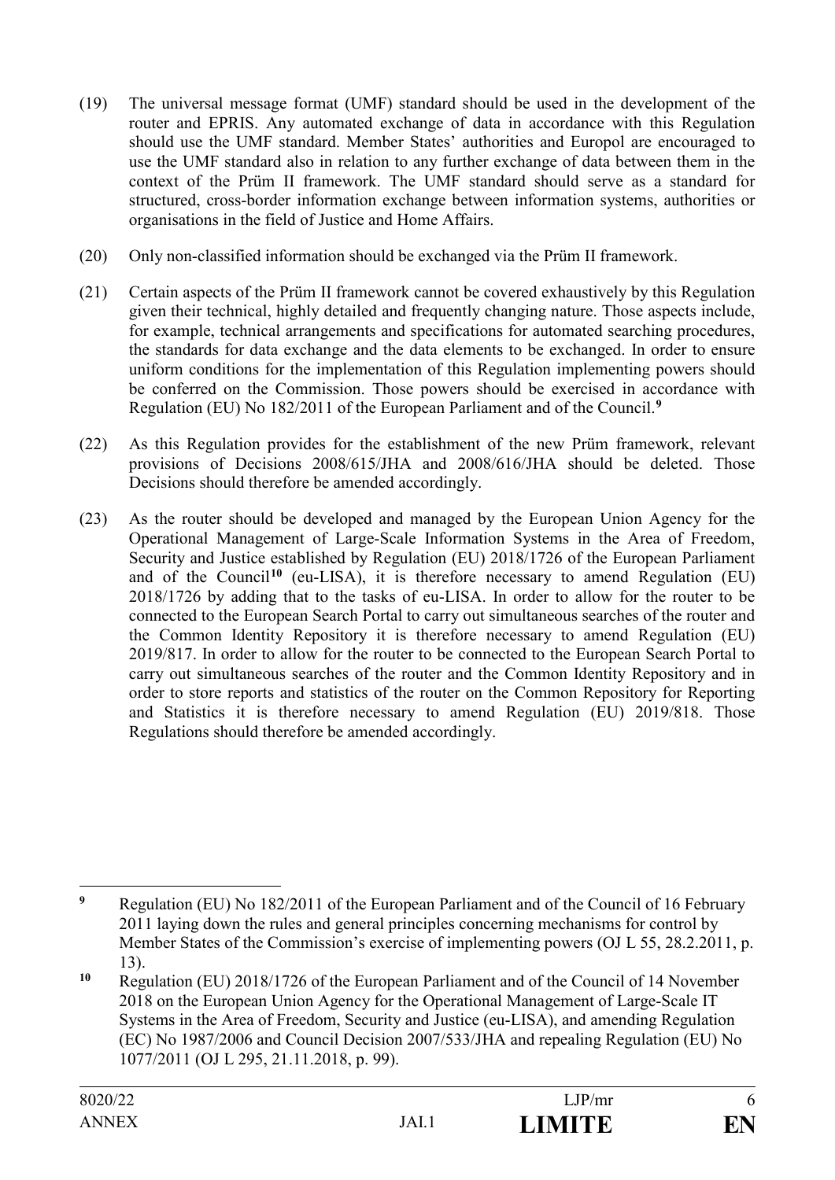(19) The universal message format (UMF) standard should be used in the development of the router and EPRIS. Any automated exchange of data in accordance with this Regulation should use the UMF standard. Member States' authorities and Europol are encouraged to use the UMF standard also in relation to any further exchange of data between them in the context of the Prüm II framework. The UMF standard should serve as a standard for structured, cross-border information exchange between information systems, authorities or organisations in the field of Justice and Home Affairs.

(20) Only non-classified information should be exchanged via the Prüm II framework.

(21) Certain aspects of the Prüm II framework cannot be covered exhaustively by this Regulation given their technical, highly detailed and frequently changing nature. Those aspects include, for example, technical arrangements and specifications for automated searching procedures, the standards for data exchange and the data elements to be exchanged. In order to ensure uniform conditions for the implementation of this Regulation implementing powers should be conferred on the Commission. Those powers should be exercised in accordance with Regulation (EU) No 182/2011 of the European Parliament and of the Council.[9]

(22) As this Regulation provides for the establishment of the new Prüm framework, relevant provisions of Decisions 2008/615/JHA and 2008/616/JHA should be deleted. Those Decisions should therefore be amended accordingly.

(23) As the router should be developed and managed by the European Union Agency for the Operational Management of Large-Scale Information Systems in the Area of Freedom, Security and Justice established by Regulation (EU) 2018/1726 of the European Parliament and of the Council[10] (eu-LISA), it is therefore necessary to amend Regulation (EU) 2018/1726 by adding that to the tasks of eu-LISA. In order to allow for the router to be connected to the European Search Portal to carry out simultaneous searches of the router and the Common Identity Repository it is therefore necessary to amend Regulation (EU) 2019/817. In order to allow for the router to be connected to the European Search Portal to carry out simultaneous searches of the router and the Common Identity Repository and in order to store reports and statistics of the router on the Common Repository for Reporting and Statistics it is therefore necessary to amend Regulation (EU) 2019/818. Those Regulations should therefore be amended accordingly.

---

[9] Regulation (EU) No 182/2011 of the European Parliament and of the Council of 16 February 2011 laying down the rules and general principles concerning mechanisms for control by Member States of the Commission's exercise of implementing powers (OJ L 55, 28.2.2011, p. 13).

[10] Regulation (EU) 2018/1726 of the European Parliament and of the Council of 14 November 2018 on the European Union Agency for the Operational Management of Large-Scale IT Systems in the Area of Freedom, Security and Justice (eu-LISA), and amending Regulation (EC) No 1987/2006 and Council Decision 2007/533/JHA and repealing Regulation (EU) No 1077/2011 (OJ L 295, 21.11.2018, p. 99).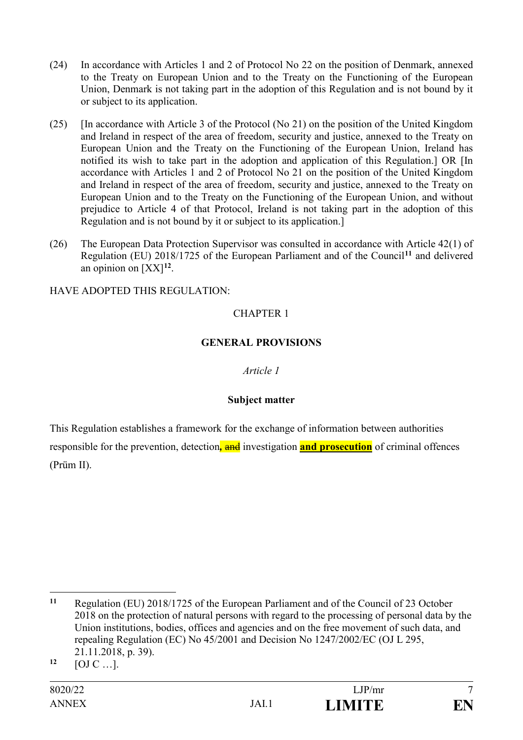(24) In accordance with Articles 1 and 2 of Protocol No 22 on the position of Denmark, annexed to the Treaty on European Union and to the Treaty on the Functioning of the European Union, Denmark is not taking part in the adoption of this Regulation and is not bound by it or subject to its application.

(25) [In accordance with Article 3 of the Protocol (No 21) on the position of the United Kingdom and Ireland in respect of the area of freedom, security and justice, annexed to the Treaty on European Union and the Treaty on the Functioning of the European Union, Ireland has notified its wish to take part in the adoption and application of this Regulation.] OR [In accordance with Articles 1 and 2 of Protocol No 21 on the position of the United Kingdom and Ireland in respect of the area of freedom, security and justice, annexed to the Treaty on European Union and to the Treaty on the Functioning of the European Union, and without prejudice to Article 4 of that Protocol, Ireland is not taking part in the adoption of this Regulation and is not bound by it or subject to its application.]

(26) The European Data Protection Supervisor was consulted in accordance with Article 42(1) of Regulation (EU) 2018/1725 of the European Parliament and of the Council[11] and delivered an opinion on [XX][12].

HAVE ADOPTED THIS REGULATION:

CHAPTER 1

**GENERAL PROVISIONS**

*Article 1*

**Subject matter**

This Regulation establishes a framework for the exchange of information between authorities responsible for the prevention, detection**,** ~~and~~ investigation **and prosecution** of criminal offences (Prüm II).

---

[11] Regulation (EU) 2018/1725 of the European Parliament and of the Council of 23 October 2018 on the protection of natural persons with regard to the processing of personal data by the Union institutions, bodies, offices and agencies and on the free movement of such data, and repealing Regulation (EC) No 45/2001 and Decision No 1247/2002/EC (OJ L 295, 21.11.2018, p. 39).

[12] [OJ C …].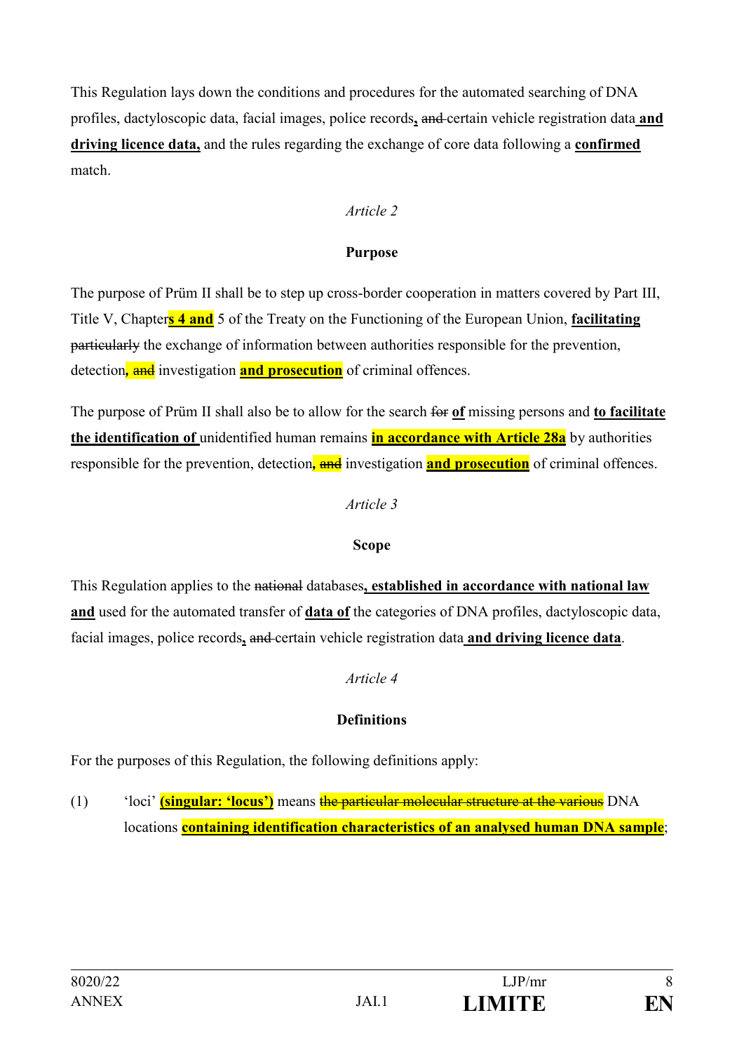This Regulation lays down the conditions and procedures for the automated searching of DNA profiles, dactyloscopic data, facial images, police records**,** ~~and~~ certain vehicle registration data **and driving licence data,** and the rules regarding the exchange of core data following a **confirmed** match.

*Article 2*

**Purpose**

The purpose of Prüm II shall be to step up cross-border cooperation in matters covered by Part III, Title V, Chapter**s 4 and** 5 of the Treaty on the Functioning of the European Union, **facilitating** ~~particularly~~ the exchange of information between authorities responsible for the prevention, detection**,** ~~and~~ investigation **and prosecution** of criminal offences.

The purpose of Prüm II shall also be to allow for the search ~~for~~ **of** missing persons and **to facilitate the identification of** unidentified human remains **in accordance with Article 28a** by authorities responsible for the prevention, detection**,** ~~and~~ investigation **and prosecution** of criminal offences.

*Article 3*

**Scope**

This Regulation applies to the ~~national~~ databases**, established in accordance with national law and** used for the automated transfer of **data of** the categories of DNA profiles, dactyloscopic data, facial images, police records**,** ~~and~~ certain vehicle registration data **and driving licence data**.

*Article 4*

**Definitions**

For the purposes of this Regulation, the following definitions apply:

(1) 'loci' **(singular: 'locus')** means ~~the particular molecular structure at the various~~ DNA locations **containing identification characteristics of an analysed human DNA sample**;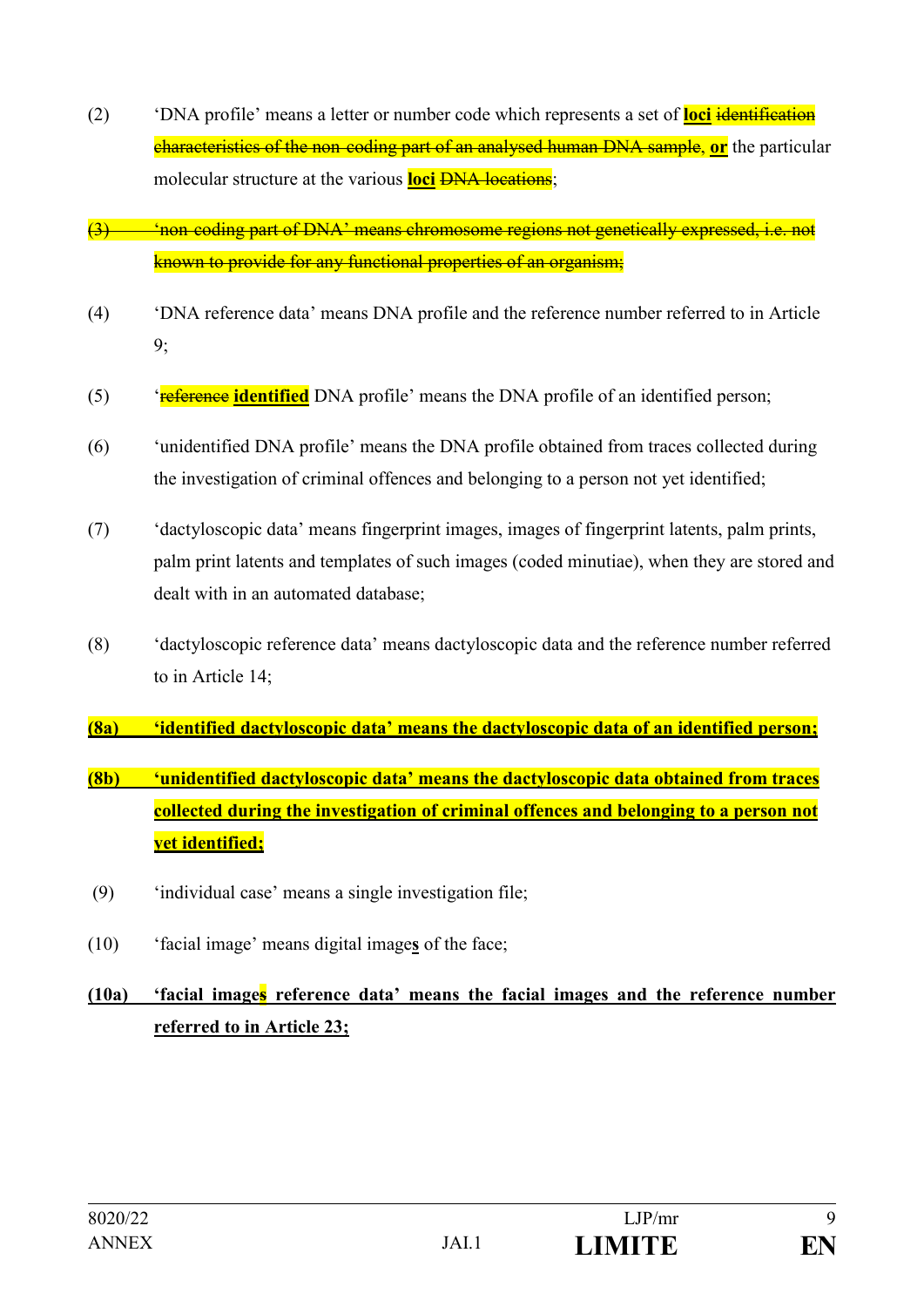(2) 'DNA profile' means a letter or number code which represents a set of **loci** ~~identification characteristics of the non-coding part of an analysed human DNA sample~~, **or** the particular molecular structure at the various **loci** ~~DNA locations~~;

~~(3) 'non-coding part of DNA' means chromosome regions not genetically expressed, i.e. not known to provide for any functional properties of an organism;~~

(4) 'DNA reference data' means DNA profile and the reference number referred to in Article 9;

(5) '~~reference~~ **identified** DNA profile' means the DNA profile of an identified person;

(6) 'unidentified DNA profile' means the DNA profile obtained from traces collected during the investigation of criminal offences and belonging to a person not yet identified;

(7) 'dactyloscopic data' means fingerprint images, images of fingerprint latents, palm prints, palm print latents and templates of such images (coded minutiae), when they are stored and dealt with in an automated database;

(8) 'dactyloscopic reference data' means dactyloscopic data and the reference number referred to in Article 14;

**(8a) 'identified dactyloscopic data' means the dactyloscopic data of an identified person;**

**(8b) 'unidentified dactyloscopic data' means the dactyloscopic data obtained from traces collected during the investigation of criminal offences and belonging to a person not yet identified;**

(9) 'individual case' means a single investigation file;

(10) 'facial image' means digital image**s** of the face;

**(10a) 'facial images reference data' means the facial images and the reference number referred to in Article 23;**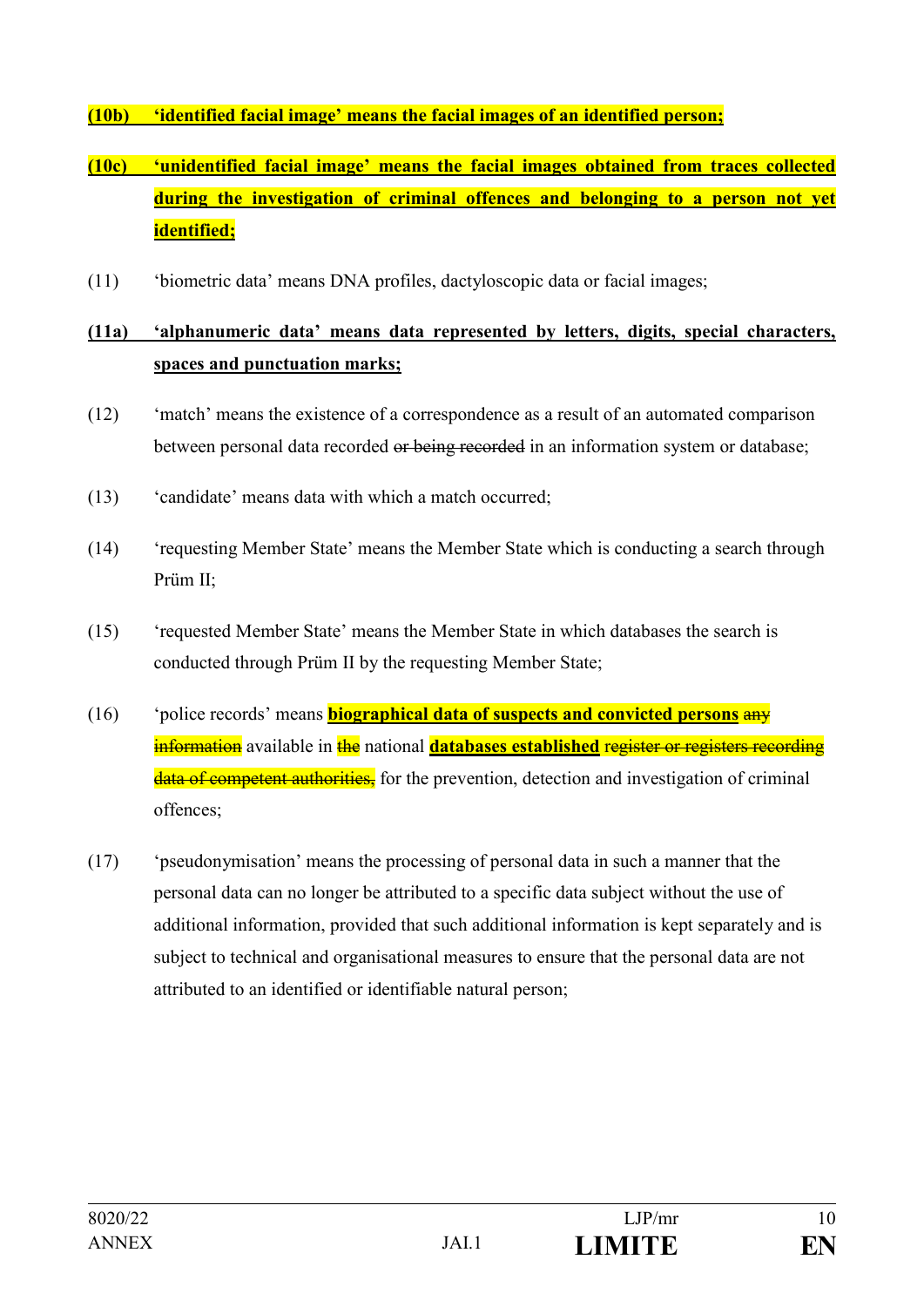**(10b) 'identified facial image' means the facial images of an identified person;**

**(10c) 'unidentified facial image' means the facial images obtained from traces collected during the investigation of criminal offences and belonging to a person not yet identified;**

(11) 'biometric data' means DNA profiles, dactyloscopic data or facial images;

**(11a) 'alphanumeric data' means data represented by letters, digits, special characters, spaces and punctuation marks;**

(12) 'match' means the existence of a correspondence as a result of an automated comparison between personal data recorded ~~or being recorded~~ in an information system or database;

(13) 'candidate' means data with which a match occurred;

(14) 'requesting Member State' means the Member State which is conducting a search through Prüm II;

(15) 'requested Member State' means the Member State in which databases the search is conducted through Prüm II by the requesting Member State;

(16) 'police records' means **biographical data of suspects and convicted persons** ~~any information~~ available in ~~the~~ national **databases established** ~~register or registers recording data of competent authorities,~~ for the prevention, detection and investigation of criminal offences;

(17) 'pseudonymisation' means the processing of personal data in such a manner that the personal data can no longer be attributed to a specific data subject without the use of additional information, provided that such additional information is kept separately and is subject to technical and organisational measures to ensure that the personal data are not attributed to an identified or identifiable natural person;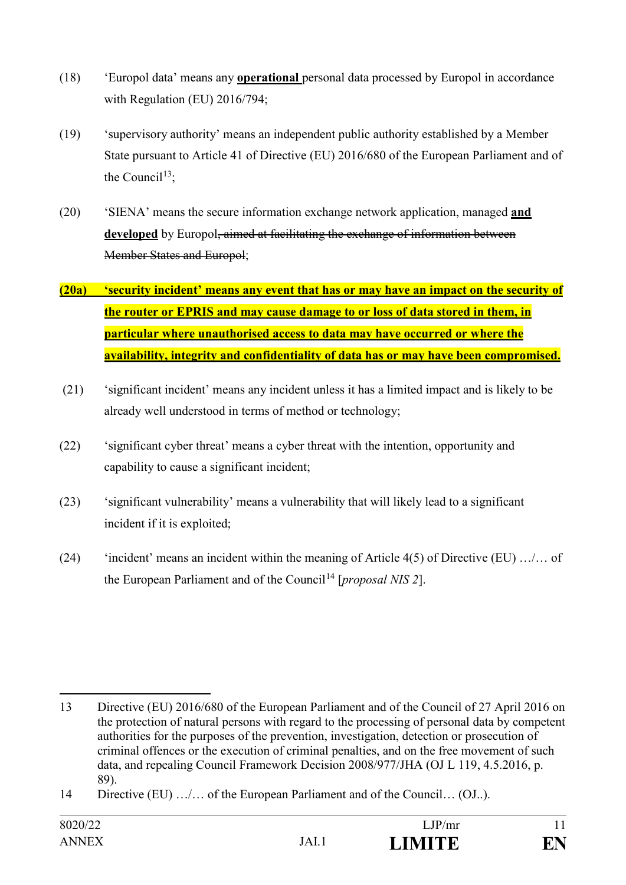(18) 'Europol data' means any **operational** personal data processed by Europol in accordance with Regulation (EU) 2016/794;

(19) 'supervisory authority' means an independent public authority established by a Member State pursuant to Article 41 of Directive (EU) 2016/680 of the European Parliament and of the Council[13];

(20) 'SIENA' means the secure information exchange network application, managed **and developed** by Europol~~, aimed at facilitating the exchange of information between Member States and Europol~~;

**(20a) 'security incident' means any event that has or may have an impact on the security of the router or EPRIS and may cause damage to or loss of data stored in them, in particular where unauthorised access to data may have occurred or where the availability, integrity and confidentiality of data has or may have been compromised.**

(21) 'significant incident' means any incident unless it has a limited impact and is likely to be already well understood in terms of method or technology;

(22) 'significant cyber threat' means a cyber threat with the intention, opportunity and capability to cause a significant incident;

(23) 'significant vulnerability' means a vulnerability that will likely lead to a significant incident if it is exploited;

(24) 'incident' means an incident within the meaning of Article 4(5) of Directive (EU) …/… of the European Parliament and of the Council[14] [*proposal NIS 2*].

---

13 Directive (EU) 2016/680 of the European Parliament and of the Council of 27 April 2016 on the protection of natural persons with regard to the processing of personal data by competent authorities for the purposes of the prevention, investigation, detection or prosecution of criminal offences or the execution of criminal penalties, and on the free movement of such data, and repealing Council Framework Decision 2008/977/JHA (OJ L 119, 4.5.2016, p. 89).

14 Directive (EU) …/… of the European Parliament and of the Council… (OJ..).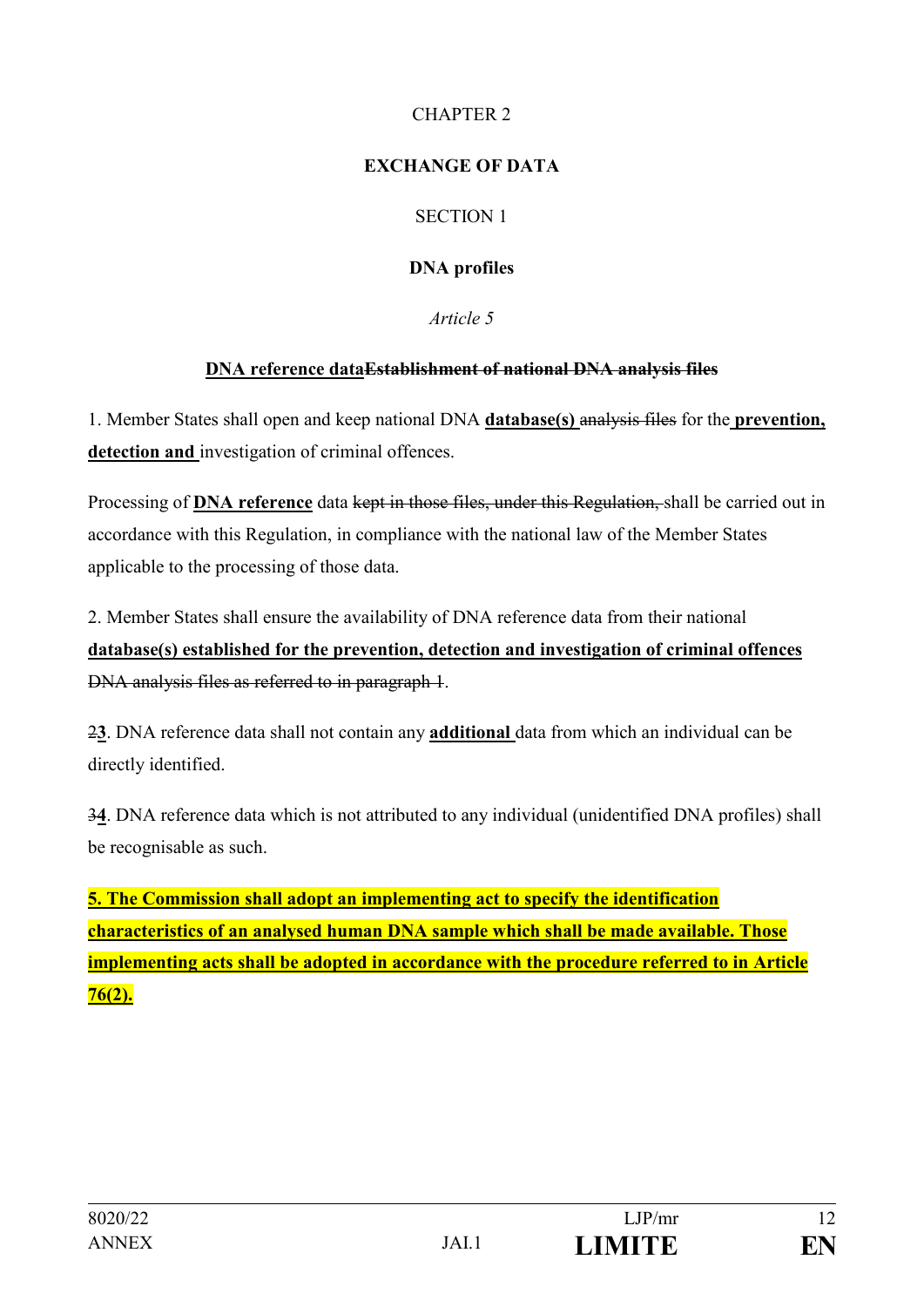CHAPTER 2

**EXCHANGE OF DATA**

SECTION 1

**DNA profiles**

*Article 5*

**DNA reference data~~Establishment of national DNA analysis files~~**

1. Member States shall open and keep national DNA **database(s)** ~~analysis files~~ for the **prevention, detection and** investigation of criminal offences.

Processing of **DNA reference** data ~~kept in those files, under this Regulation,~~ shall be carried out in accordance with this Regulation, in compliance with the national law of the Member States applicable to the processing of those data.

2. Member States shall ensure the availability of DNA reference data from their national **database(s) established for the prevention, detection and investigation of criminal offences** ~~DNA analysis files as referred to in paragraph 1~~.

~~2~~**3**. DNA reference data shall not contain any **additional** data from which an individual can be directly identified.

~~3~~**4**. DNA reference data which is not attributed to any individual (unidentified DNA profiles) shall be recognisable as such.

**5. The Commission shall adopt an implementing act to specify the identification characteristics of an analysed human DNA sample which shall be made available. Those implementing acts shall be adopted in accordance with the procedure referred to in Article 76(2).**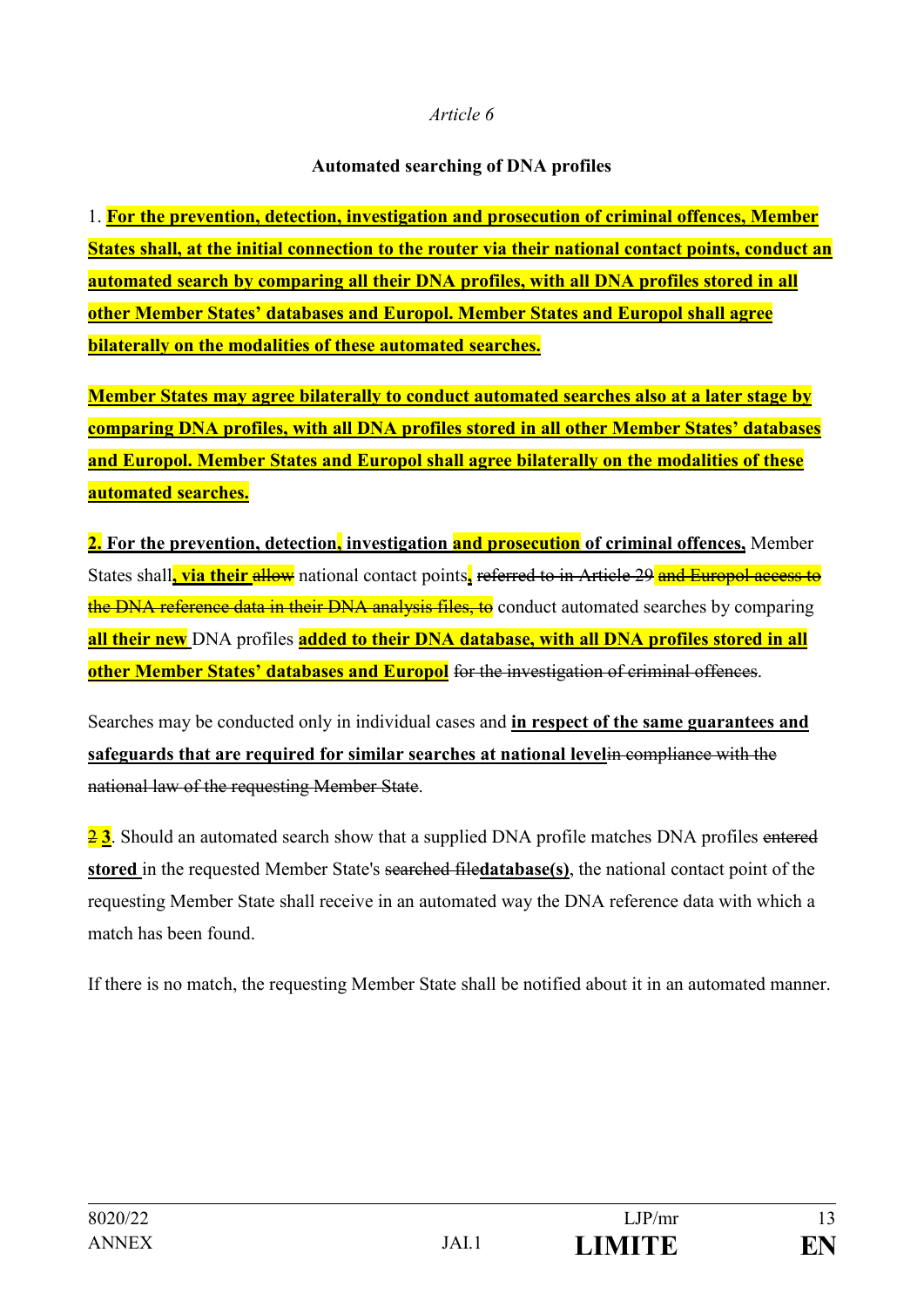*Article 6*

**Automated searching of DNA profiles**

1. **For the prevention, detection, investigation and prosecution of criminal offences, Member States shall, at the initial connection to the router via their national contact points, conduct an automated search by comparing all their DNA profiles, with all DNA profiles stored in all other Member States' databases and Europol. Member States and Europol shall agree bilaterally on the modalities of these automated searches.**

**Member States may agree bilaterally to conduct automated searches also at a later stage by comparing DNA profiles, with all DNA profiles stored in all other Member States' databases and Europol. Member States and Europol shall agree bilaterally on the modalities of these automated searches.**

**2. For the prevention, detection, investigation and prosecution of criminal offences,** Member States shall**, via their** ~~allow~~ national contact points**,** ~~referred to in Article 29~~ ~~and Europol access to the DNA reference data in their DNA analysis files, to~~ conduct automated searches by comparing **all their new** DNA profiles **added to their DNA database, with all DNA profiles stored in all other Member States' databases and Europol** ~~for the investigation of criminal offences~~.

Searches may be conducted only in individual cases and **in respect of the same guarantees and safeguards that are required for similar searches at national level**~~in compliance with the national law of the requesting Member State~~.

~~2~~ **3**. Should an automated search show that a supplied DNA profile matches DNA profiles ~~entered~~ **stored** in the requested Member State's ~~searched file~~**database(s)**, the national contact point of the requesting Member State shall receive in an automated way the DNA reference data with which a match has been found.

If there is no match, the requesting Member State shall be notified about it in an automated manner.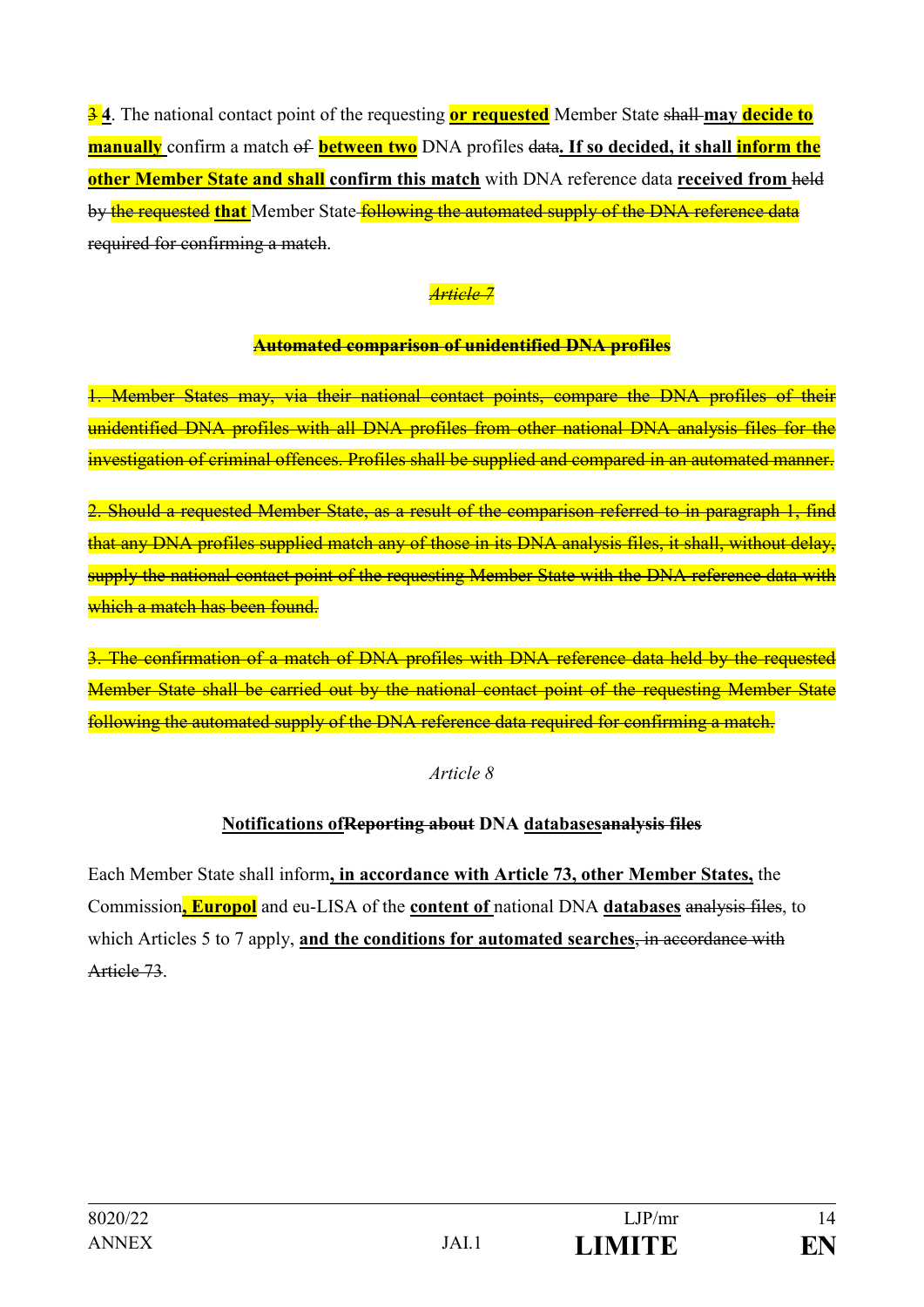~~3~~ **4**. The national contact point of the requesting **or requested** Member State ~~shall~~ **may decide to manually** confirm a match ~~of~~ **between two** DNA profiles ~~data~~**. If so decided, it shall inform the other Member State and shall confirm this match** with DNA reference data **received from** ~~held by the requested~~ **that** Member State ~~following the automated supply of the DNA reference data required for confirming a match~~.

~~*Article 7*~~

~~**Automated comparison of unidentified DNA profiles**~~

~~1. Member States may, via their national contact points, compare the DNA profiles of their unidentified DNA profiles with all DNA profiles from other national DNA analysis files for the investigation of criminal offences. Profiles shall be supplied and compared in an automated manner.~~

~~2. Should a requested Member State, as a result of the comparison referred to in paragraph 1, find that any DNA profiles supplied match any of those in its DNA analysis files, it shall, without delay, supply the national contact point of the requesting Member State with the DNA reference data with which a match has been found.~~

~~3. The confirmation of a match of DNA profiles with DNA reference data held by the requested Member State shall be carried out by the national contact point of the requesting Member State following the automated supply of the DNA reference data required for confirming a match.~~

*Article 8*

**Notifications of**~~**Reporting about**~~ **DNA databases**~~**analysis files**~~

Each Member State shall inform**, in accordance with Article 73, other Member States,** the Commission**, Europol** and eu-LISA of the **content of** national DNA **databases** ~~analysis files~~, to which Articles 5 to 7 apply, **and the conditions for automated searches**~~, in accordance with Article 73~~.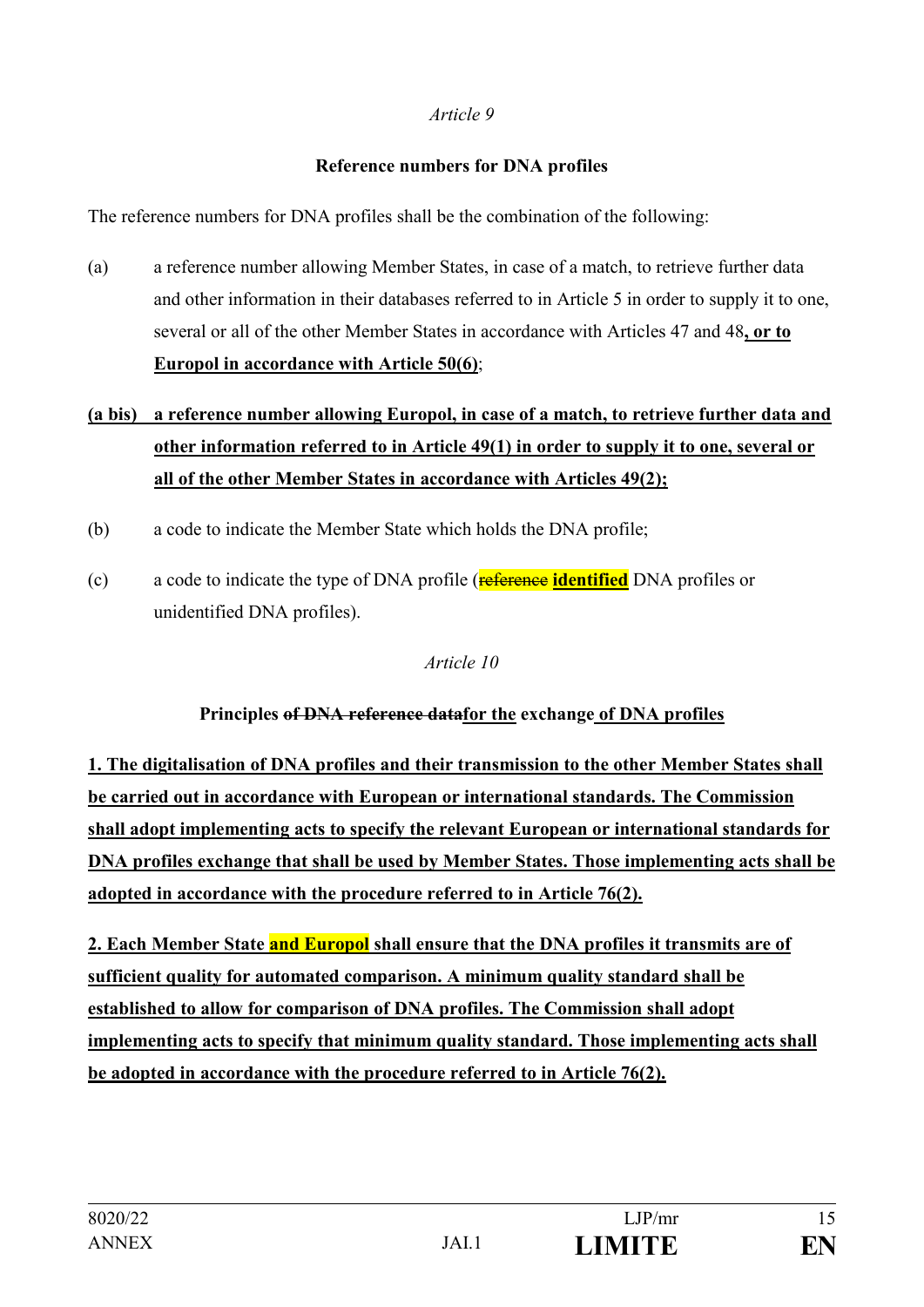*Article 9*

**Reference numbers for DNA profiles**

The reference numbers for DNA profiles shall be the combination of the following:

(a) a reference number allowing Member States, in case of a match, to retrieve further data and other information in their databases referred to in Article 5 in order to supply it to one, several or all of the other Member States in accordance with Articles 47 and 48**, or to Europol in accordance with Article 50(6)**;

**(a bis) a reference number allowing Europol, in case of a match, to retrieve further data and other information referred to in Article 49(1) in order to supply it to one, several or all of the other Member States in accordance with Articles 49(2);**

(b) a code to indicate the Member State which holds the DNA profile;

(c) a code to indicate the type of DNA profile (~~reference~~ **identified** DNA profiles or unidentified DNA profiles).

*Article 10*

**Principles ~~of DNA reference data~~for the exchange of DNA profiles**

**1. The digitalisation of DNA profiles and their transmission to the other Member States shall be carried out in accordance with European or international standards. The Commission shall adopt implementing acts to specify the relevant European or international standards for DNA profiles exchange that shall be used by Member States. Those implementing acts shall be adopted in accordance with the procedure referred to in Article 76(2).**

**2. Each Member State and Europol shall ensure that the DNA profiles it transmits are of sufficient quality for automated comparison. A minimum quality standard shall be established to allow for comparison of DNA profiles. The Commission shall adopt implementing acts to specify that minimum quality standard. Those implementing acts shall be adopted in accordance with the procedure referred to in Article 76(2).**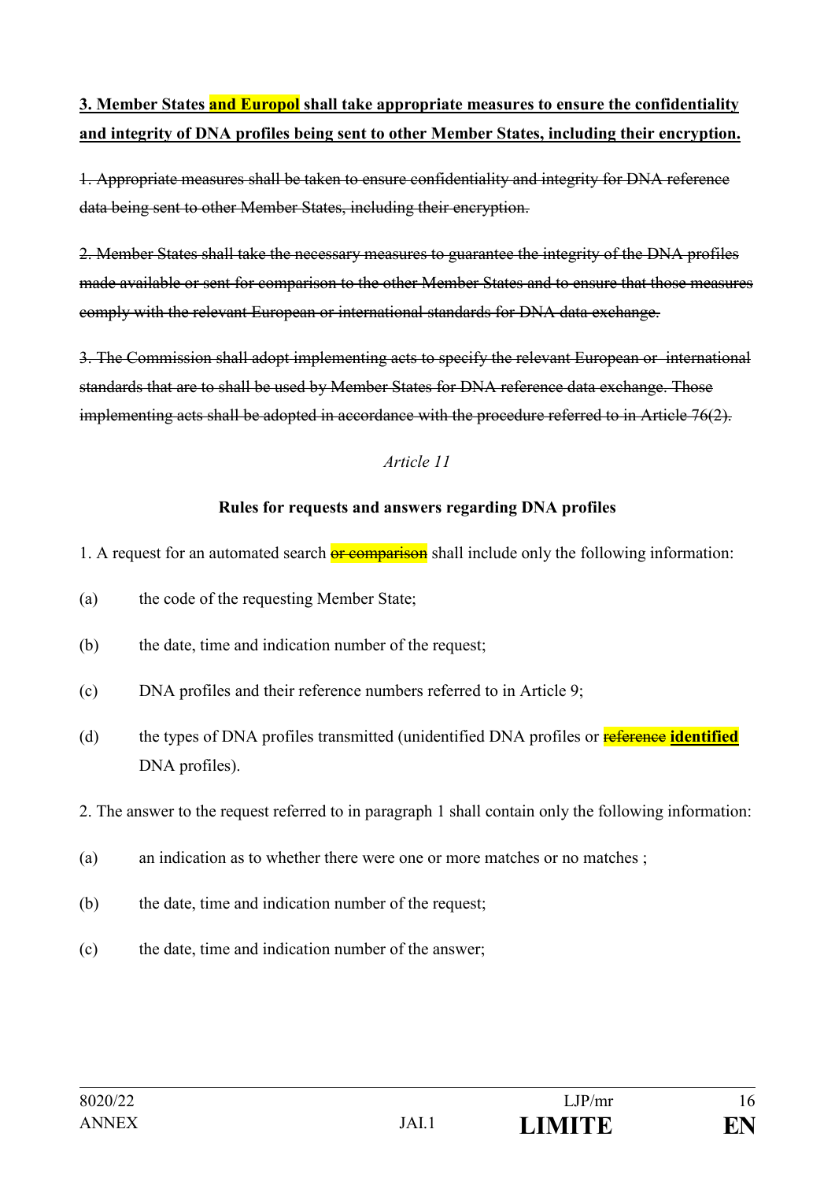**3. Member States and Europol shall take appropriate measures to ensure the confidentiality and integrity of DNA profiles being sent to other Member States, including their encryption.**

~~1. Appropriate measures shall be taken to ensure confidentiality and integrity for DNA reference data being sent to other Member States, including their encryption.~~

~~2. Member States shall take the necessary measures to guarantee the integrity of the DNA profiles made available or sent for comparison to the other Member States and to ensure that those measures comply with the relevant European or international standards for DNA data exchange.~~

~~3. The Commission shall adopt implementing acts to specify the relevant European or international standards that are to shall be used by Member States for DNA reference data exchange. Those implementing acts shall be adopted in accordance with the procedure referred to in Article 76(2).~~

*Article 11*

**Rules for requests and answers regarding DNA profiles**

1. A request for an automated search ~~or comparison~~ shall include only the following information:

(a) the code of the requesting Member State;

(b) the date, time and indication number of the request;

(c) DNA profiles and their reference numbers referred to in Article 9;

(d) the types of DNA profiles transmitted (unidentified DNA profiles or ~~reference~~ **identified** DNA profiles).

2. The answer to the request referred to in paragraph 1 shall contain only the following information:

(a) an indication as to whether there were one or more matches or no matches ;

(b) the date, time and indication number of the request;

(c) the date, time and indication number of the answer;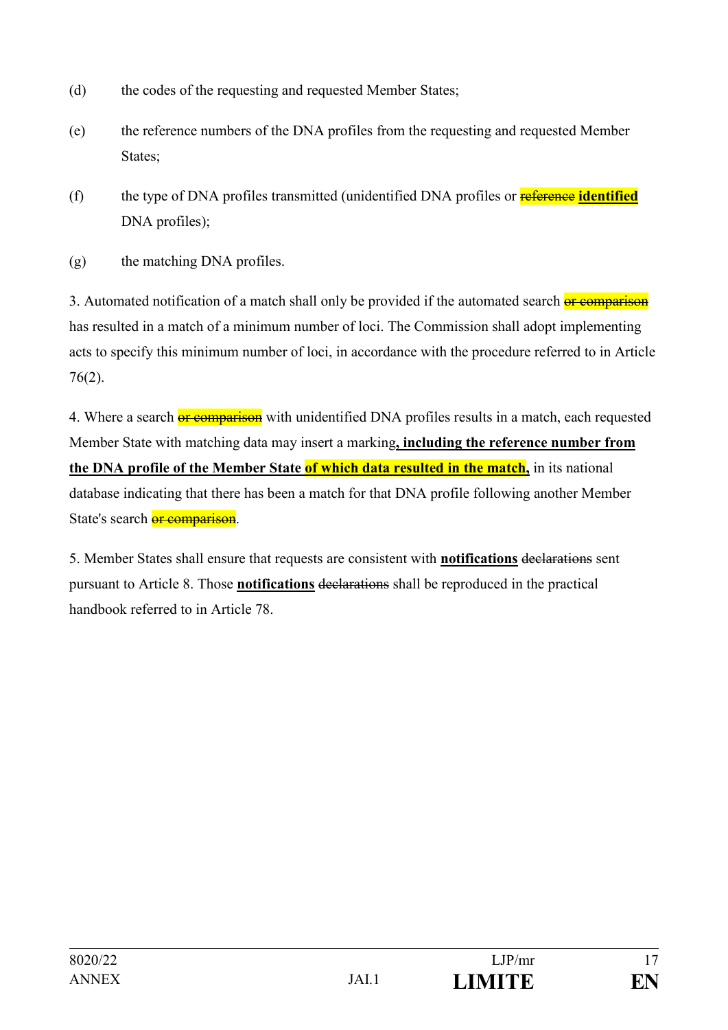(d) the codes of the requesting and requested Member States;

(e) the reference numbers of the DNA profiles from the requesting and requested Member States;

(f) the type of DNA profiles transmitted (unidentified DNA profiles or ~~reference~~ **identified** DNA profiles);

(g) the matching DNA profiles.

3. Automated notification of a match shall only be provided if the automated search ~~or comparison~~ has resulted in a match of a minimum number of loci. The Commission shall adopt implementing acts to specify this minimum number of loci, in accordance with the procedure referred to in Article 76(2).

4. Where a search ~~or comparison~~ with unidentified DNA profiles results in a match, each requested Member State with matching data may insert a marking**, including the reference number from the DNA profile of the Member State of which data resulted in the match,** in its national database indicating that there has been a match for that DNA profile following another Member State's search ~~or comparison~~.

5. Member States shall ensure that requests are consistent with **notifications** ~~declarations~~ sent pursuant to Article 8. Those **notifications** ~~declarations~~ shall be reproduced in the practical handbook referred to in Article 78.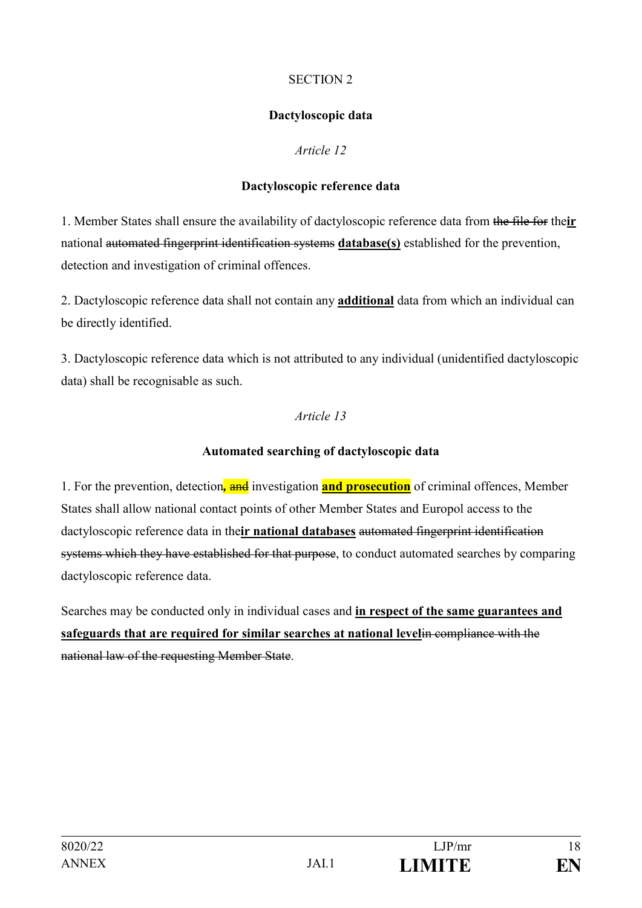SECTION 2

**Dactyloscopic data**

*Article 12*

**Dactyloscopic reference data**

1. Member States shall ensure the availability of dactyloscopic reference data from ~~the file for~~ the**ir** national ~~automated fingerprint identification systems~~ **database(s)** established for the prevention, detection and investigation of criminal offences.

2. Dactyloscopic reference data shall not contain any **additional** data from which an individual can be directly identified.

3. Dactyloscopic reference data which is not attributed to any individual (unidentified dactyloscopic data) shall be recognisable as such.

*Article 13*

**Automated searching of dactyloscopic data**

1. For the prevention, detection**,** ~~and~~ investigation **and prosecution** of criminal offences, Member States shall allow national contact points of other Member States and Europol access to the dactyloscopic reference data in the**ir national databases** ~~automated fingerprint identification systems which they have established for that purpose~~, to conduct automated searches by comparing dactyloscopic reference data.

Searches may be conducted only in individual cases and **in respect of the same guarantees and safeguards that are required for similar searches at national level**~~in compliance with the national law of the requesting Member State~~.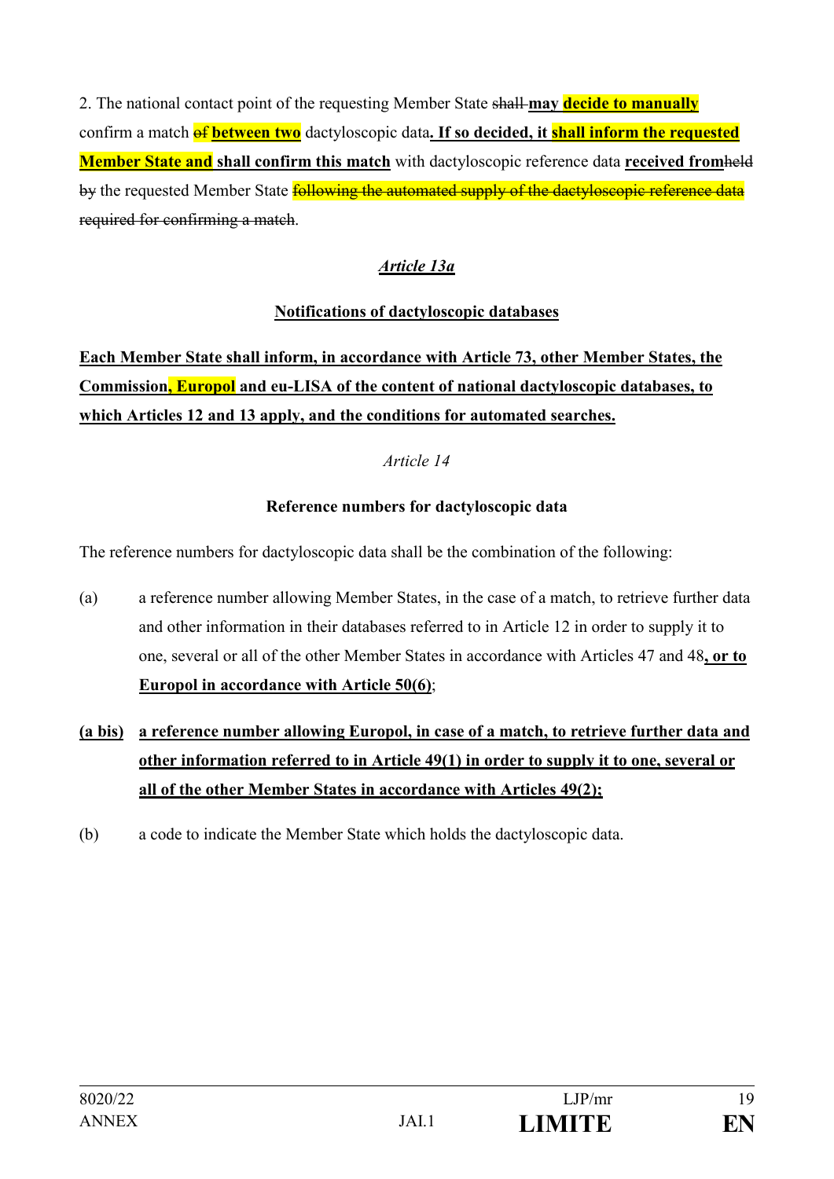2. The national contact point of the requesting Member State ~~shall~~ **may** **decide to manually** confirm a match ~~of~~ **between two** dactyloscopic data**. If so decided, it** **shall inform the requested Member State and** **shall confirm this match** with dactyloscopic reference data **received from**~~held by~~ the requested Member State ~~following the automated supply of the dactyloscopic reference data required for confirming a match~~.

### *Article 13a*

### **Notifications of dactyloscopic databases**

**Each Member State shall inform, in accordance with Article 73, other Member States, the Commission, Europol and eu-LISA of the content of national dactyloscopic databases, to which Articles 12 and 13 apply, and the conditions for automated searches.**

### *Article 14*

### **Reference numbers for dactyloscopic data**

The reference numbers for dactyloscopic data shall be the combination of the following:

(a) a reference number allowing Member States, in the case of a match, to retrieve further data and other information in their databases referred to in Article 12 in order to supply it to one, several or all of the other Member States in accordance with Articles 47 and 48**, or to Europol in accordance with Article 50(6)**;

**(a bis) a reference number allowing Europol, in case of a match, to retrieve further data and other information referred to in Article 49(1) in order to supply it to one, several or all of the other Member States in accordance with Articles 49(2);**

(b) a code to indicate the Member State which holds the dactyloscopic data.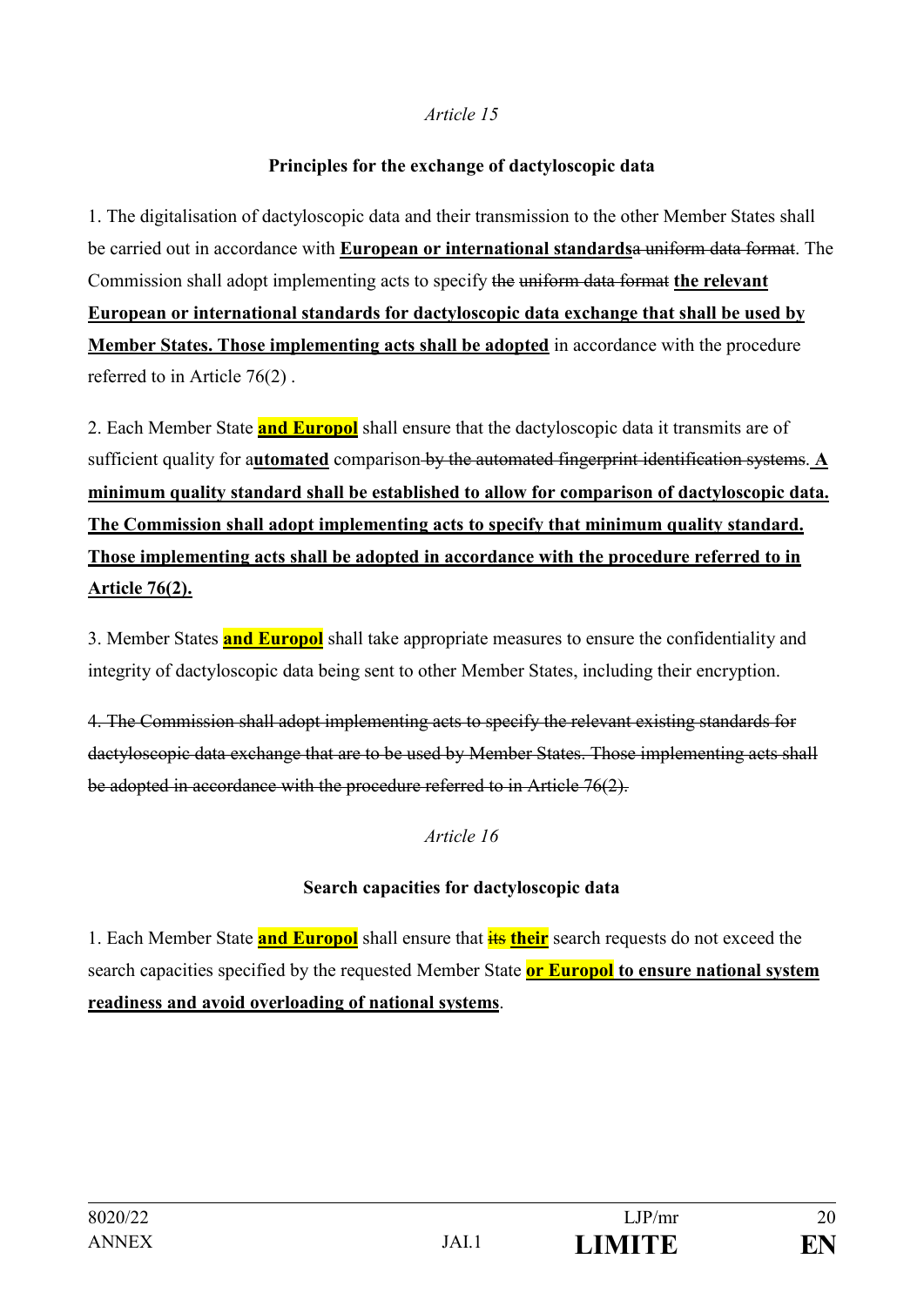*Article 15*

**Principles for the exchange of dactyloscopic data**

1. The digitalisation of dactyloscopic data and their transmission to the other Member States shall be carried out in accordance with **European or international standards**~~a uniform data format~~. The Commission shall adopt implementing acts to specify ~~the uniform data format~~ **the relevant European or international standards for dactyloscopic data exchange that shall be used by Member States. Those implementing acts shall be adopted** in accordance with the procedure referred to in Article 76(2) .

2. Each Member State **and Europol** shall ensure that the dactyloscopic data it transmits are of sufficient quality for a**utomated** comparison~~ by the automated fingerprint identification systems~~. **A minimum quality standard shall be established to allow for comparison of dactyloscopic data. The Commission shall adopt implementing acts to specify that minimum quality standard. Those implementing acts shall be adopted in accordance with the procedure referred to in Article 76(2).**

3. Member States **and Europol** shall take appropriate measures to ensure the confidentiality and integrity of dactyloscopic data being sent to other Member States, including their encryption.

~~4. The Commission shall adopt implementing acts to specify the relevant existing standards for dactyloscopic data exchange that are to be used by Member States. Those implementing acts shall be adopted in accordance with the procedure referred to in Article 76(2).~~

*Article 16*

**Search capacities for dactyloscopic data**

1. Each Member State **and Europol** shall ensure that ~~its~~ **their** search requests do not exceed the search capacities specified by the requested Member State **or Europol to ensure national system readiness and avoid overloading of national systems**.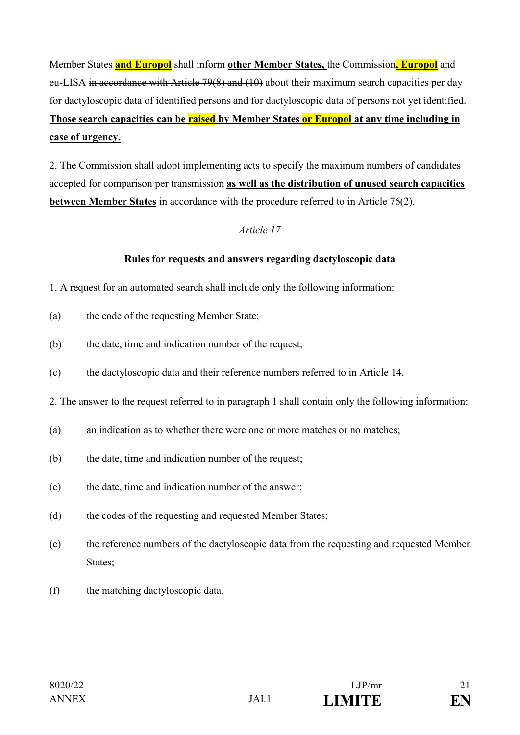Member States **and Europol** shall inform **other Member States,** the Commission**, Europol** and eu-LISA ~~in accordance with Article 79(8) and (10)~~ about their maximum search capacities per day for dactyloscopic data of identified persons and for dactyloscopic data of persons not yet identified. **Those search capacities can be raised by Member States or Europol at any time including in case of urgency.**

2. The Commission shall adopt implementing acts to specify the maximum numbers of candidates accepted for comparison per transmission **as well as the distribution of unused search capacities between Member States** in accordance with the procedure referred to in Article 76(2).

*Article 17*

**Rules for requests and answers regarding dactyloscopic data**

1. A request for an automated search shall include only the following information:

(a) the code of the requesting Member State;

(b) the date, time and indication number of the request;

(c) the dactyloscopic data and their reference numbers referred to in Article 14.

2. The answer to the request referred to in paragraph 1 shall contain only the following information:

(a) an indication as to whether there were one or more matches or no matches;

(b) the date, time and indication number of the request;

(c) the date, time and indication number of the answer;

(d) the codes of the requesting and requested Member States;

(e) the reference numbers of the dactyloscopic data from the requesting and requested Member States;

(f) the matching dactyloscopic data.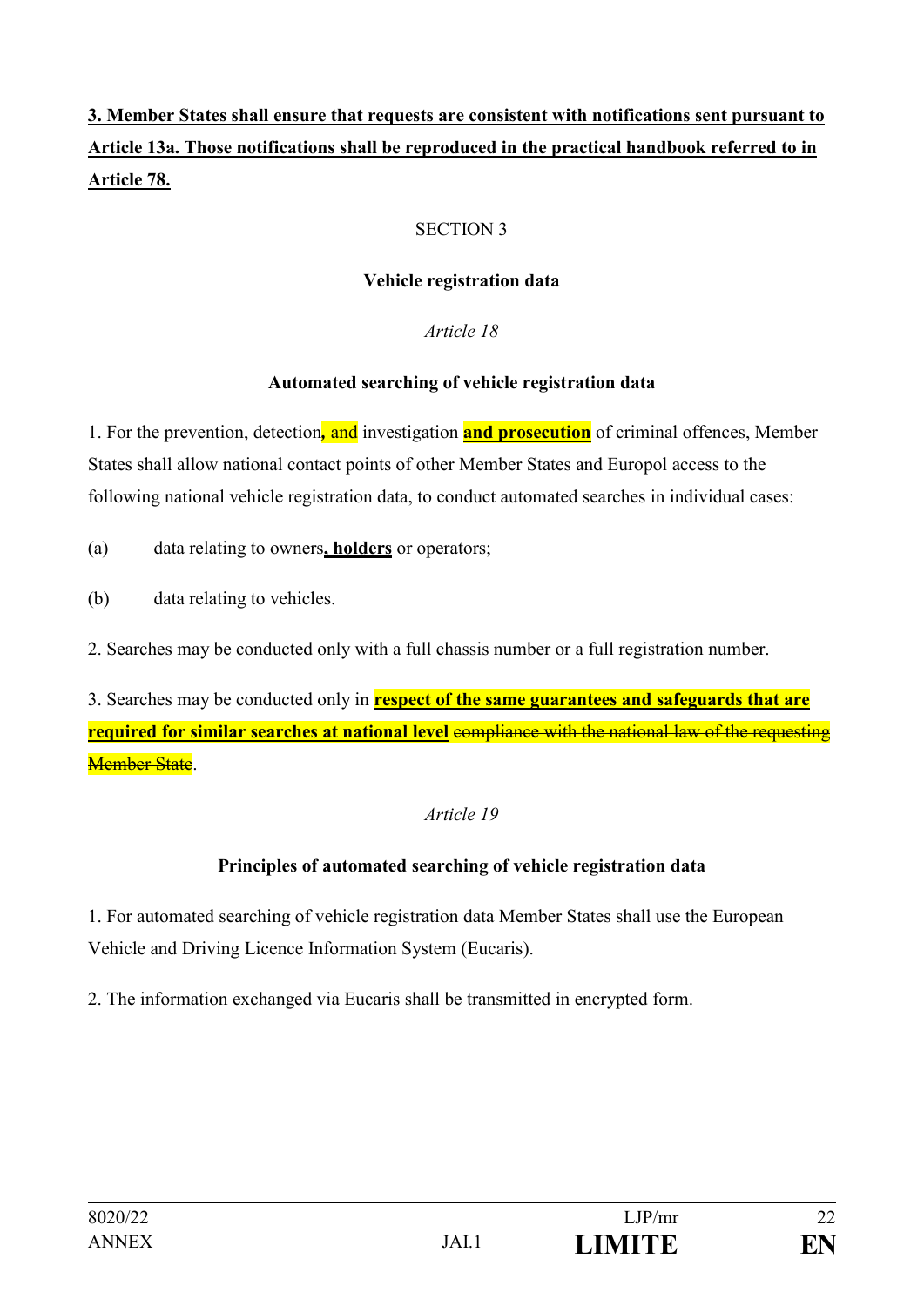**3. Member States shall ensure that requests are consistent with notifications sent pursuant to Article 13a. Those notifications shall be reproduced in the practical handbook referred to in Article 78.**

SECTION 3

**Vehicle registration data**

*Article 18*

**Automated searching of vehicle registration data**

1. For the prevention, detection**,** ~~and~~ investigation **and prosecution** of criminal offences, Member States shall allow national contact points of other Member States and Europol access to the following national vehicle registration data, to conduct automated searches in individual cases:

(a) data relating to owners**, holders** or operators;

(b) data relating to vehicles.

2. Searches may be conducted only with a full chassis number or a full registration number.

3. Searches may be conducted only in **respect of the same guarantees and safeguards that are required for similar searches at national level** ~~compliance with the national law of the requesting Member State~~.

*Article 19*

**Principles of automated searching of vehicle registration data**

1. For automated searching of vehicle registration data Member States shall use the European Vehicle and Driving Licence Information System (Eucaris).

2. The information exchanged via Eucaris shall be transmitted in encrypted form.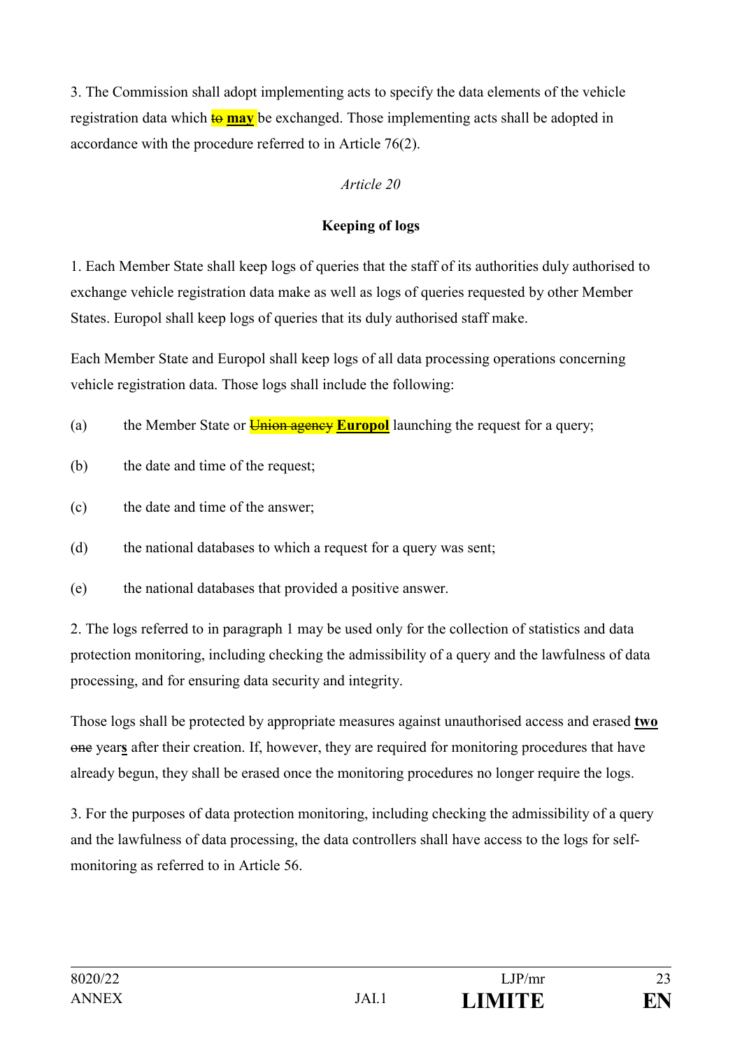3. The Commission shall adopt implementing acts to specify the data elements of the vehicle registration data which ~~to~~ **may** be exchanged. Those implementing acts shall be adopted in accordance with the procedure referred to in Article 76(2).

*Article 20*

**Keeping of logs**

1. Each Member State shall keep logs of queries that the staff of its authorities duly authorised to exchange vehicle registration data make as well as logs of queries requested by other Member States. Europol shall keep logs of queries that its duly authorised staff make.

Each Member State and Europol shall keep logs of all data processing operations concerning vehicle registration data. Those logs shall include the following:

(a) the Member State or ~~Union agency~~ **Europol** launching the request for a query;

(b) the date and time of the request;

(c) the date and time of the answer;

(d) the national databases to which a request for a query was sent;

(e) the national databases that provided a positive answer.

2. The logs referred to in paragraph 1 may be used only for the collection of statistics and data protection monitoring, including checking the admissibility of a query and the lawfulness of data processing, and for ensuring data security and integrity.

Those logs shall be protected by appropriate measures against unauthorised access and erased **two** ~~one~~ year**s** after their creation. If, however, they are required for monitoring procedures that have already begun, they shall be erased once the monitoring procedures no longer require the logs.

3. For the purposes of data protection monitoring, including checking the admissibility of a query and the lawfulness of data processing, the data controllers shall have access to the logs for self-monitoring as referred to in Article 56.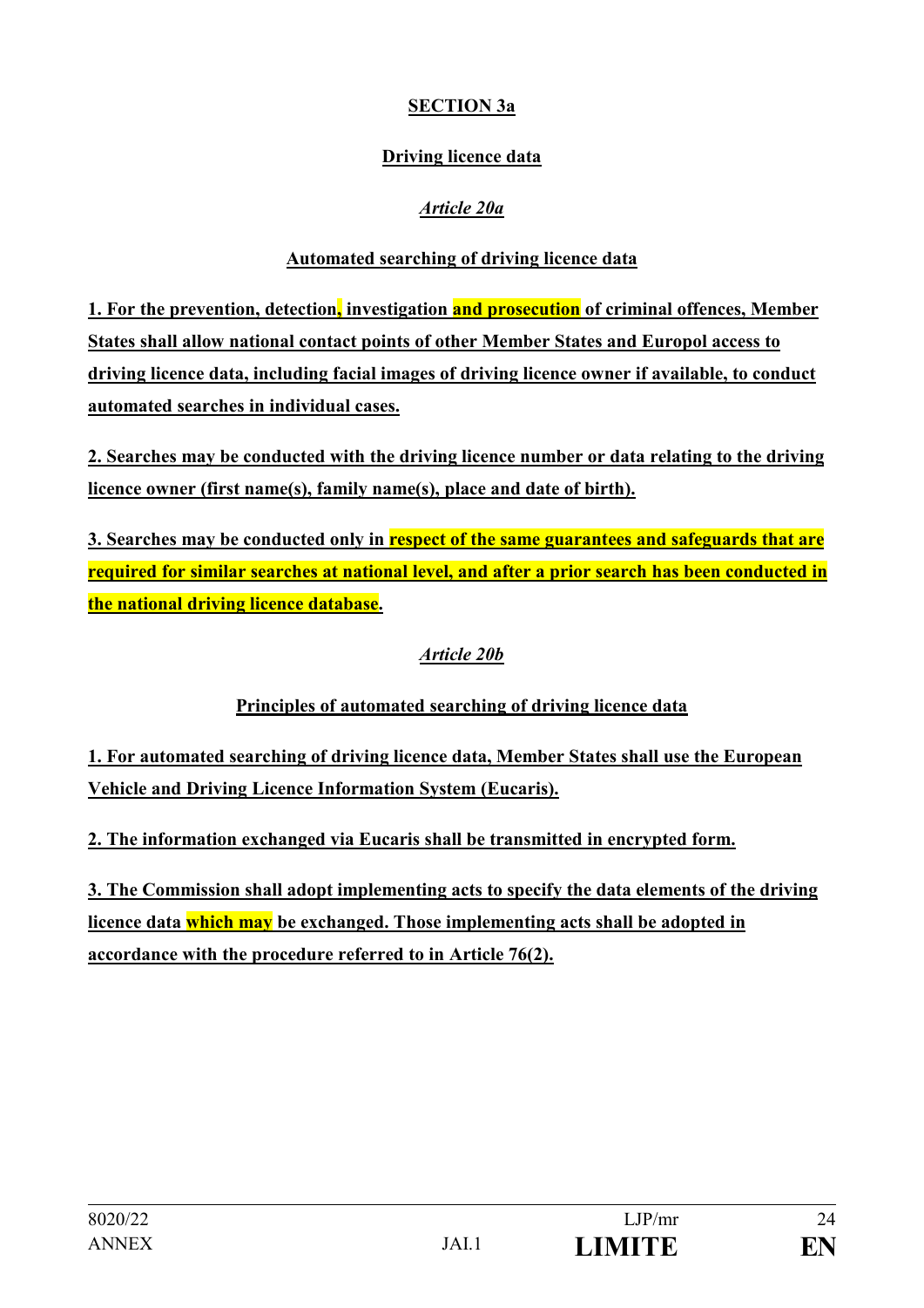**SECTION 3a**

**Driving licence data**

***Article 20a***

**Automated searching of driving licence data**

**1. For the prevention, detection, investigation and prosecution of criminal offences, Member States shall allow national contact points of other Member States and Europol access to driving licence data, including facial images of driving licence owner if available, to conduct automated searches in individual cases.**

**2. Searches may be conducted with the driving licence number or data relating to the driving licence owner (first name(s), family name(s), place and date of birth).**

**3. Searches may be conducted only in respect of the same guarantees and safeguards that are required for similar searches at national level, and after a prior search has been conducted in the national driving licence database.**

***Article 20b***

**Principles of automated searching of driving licence data**

**1. For automated searching of driving licence data, Member States shall use the European Vehicle and Driving Licence Information System (Eucaris).**

**2. The information exchanged via Eucaris shall be transmitted in encrypted form.**

**3. The Commission shall adopt implementing acts to specify the data elements of the driving licence data which may be exchanged. Those implementing acts shall be adopted in accordance with the procedure referred to in Article 76(2).**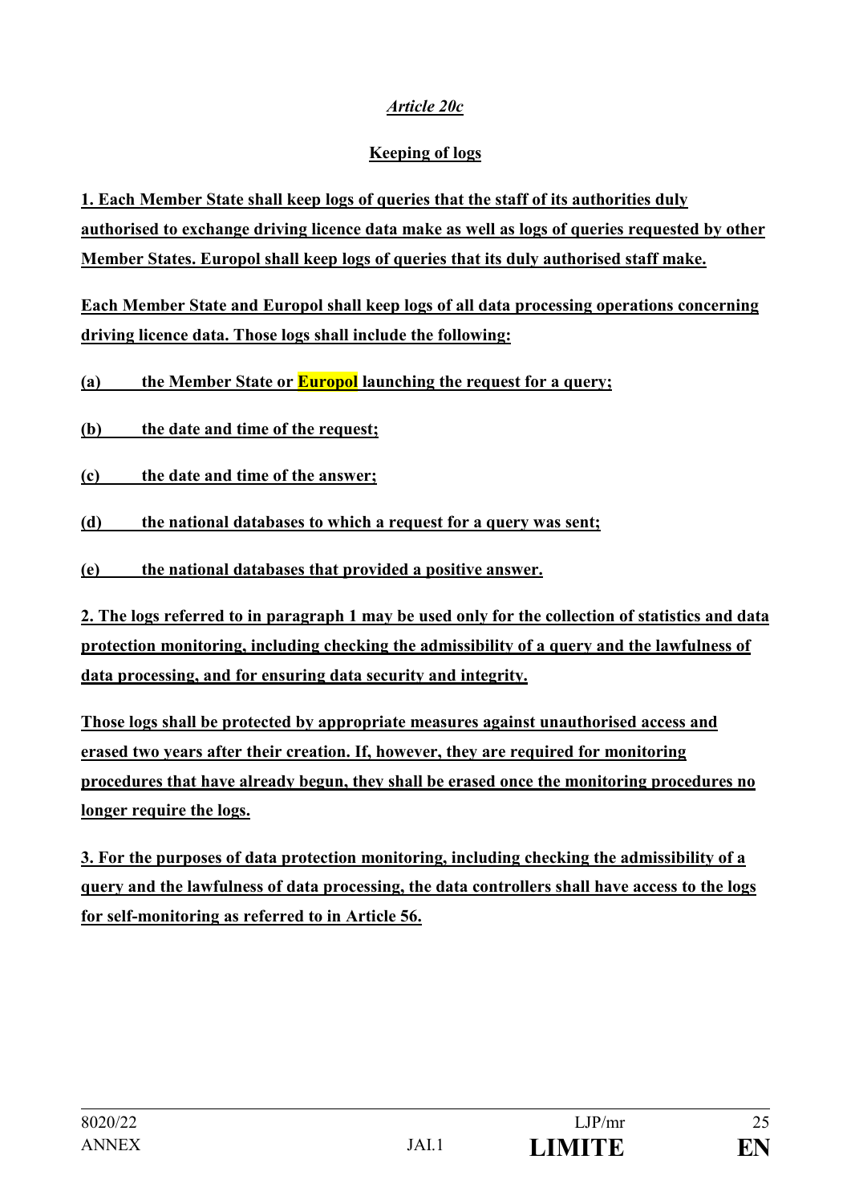*Article 20c*

**Keeping of logs**

**1. Each Member State shall keep logs of queries that the staff of its authorities duly authorised to exchange driving licence data make as well as logs of queries requested by other Member States. Europol shall keep logs of queries that its duly authorised staff make.**

**Each Member State and Europol shall keep logs of all data processing operations concerning driving licence data. Those logs shall include the following:**

**(a) the Member State or Europol launching the request for a query;**

**(b) the date and time of the request;**

**(c) the date and time of the answer;**

**(d) the national databases to which a request for a query was sent;**

**(e) the national databases that provided a positive answer.**

**2. The logs referred to in paragraph 1 may be used only for the collection of statistics and data protection monitoring, including checking the admissibility of a query and the lawfulness of data processing, and for ensuring data security and integrity.**

**Those logs shall be protected by appropriate measures against unauthorised access and erased two years after their creation. If, however, they are required for monitoring procedures that have already begun, they shall be erased once the monitoring procedures no longer require the logs.**

**3. For the purposes of data protection monitoring, including checking the admissibility of a query and the lawfulness of data processing, the data controllers shall have access to the logs for self-monitoring as referred to in Article 56.**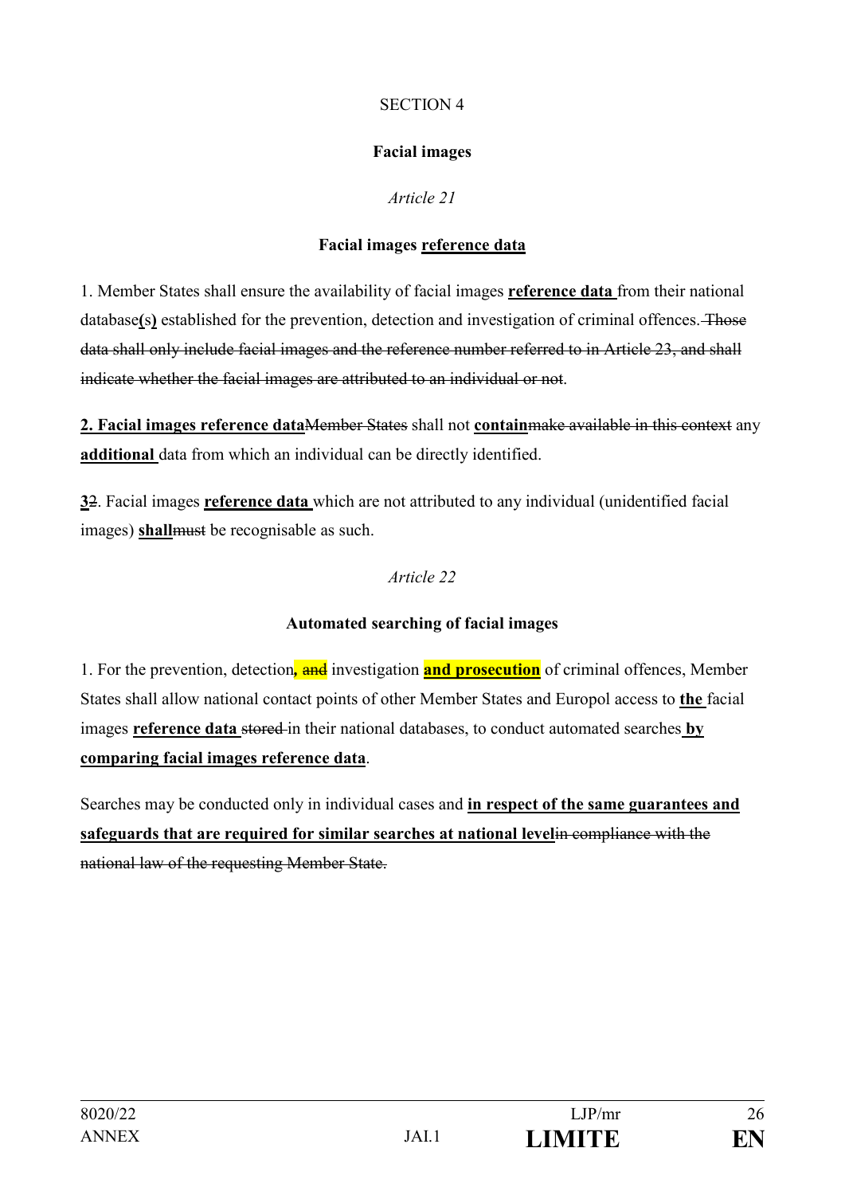SECTION 4

**Facial images**

*Article 21*

**Facial images reference data**

1. Member States shall ensure the availability of facial images **reference data** from their national database**(s)** established for the prevention, detection and investigation of criminal offences. ~~Those data shall only include facial images and the reference number referred to in Article 23, and shall indicate whether the facial images are attributed to an individual or not~~.

**2. Facial images reference data**~~Member States~~ shall not **contain**~~make available in this context~~ any **additional** data from which an individual can be directly identified.

**3**~~2~~. Facial images **reference data** which are not attributed to any individual (unidentified facial images) **shall**~~must~~ be recognisable as such.

*Article 22*

**Automated searching of facial images**

1. For the prevention, detection**,** ~~and~~ investigation **and prosecution** of criminal offences, Member States shall allow national contact points of other Member States and Europol access to **the** facial images **reference data** ~~stored~~ in their national databases, to conduct automated searches **by comparing facial images reference data**.

Searches may be conducted only in individual cases and **in respect of the same guarantees and safeguards that are required for similar searches at national level**~~in compliance with the national law of the requesting Member State.~~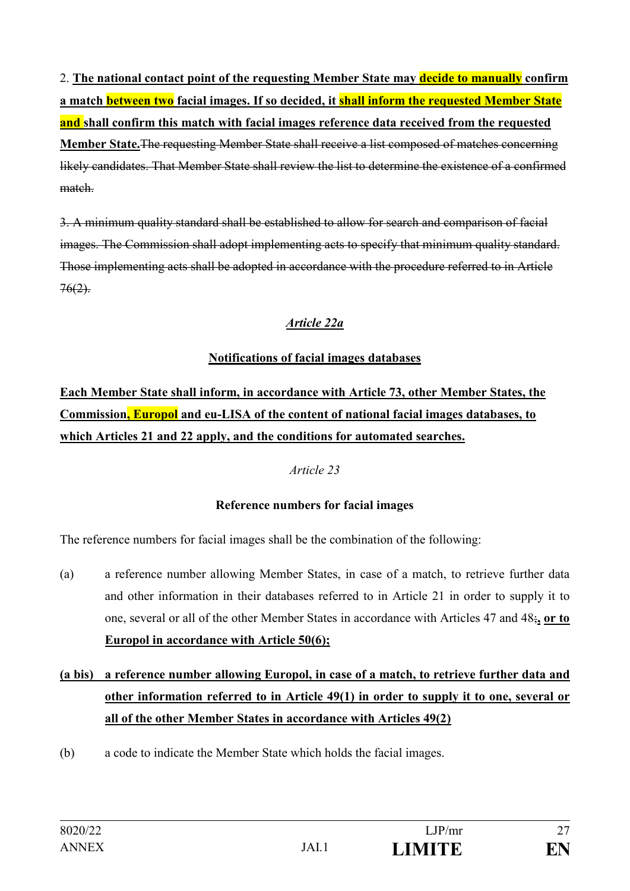2. **The national contact point of the requesting Member State may decide to manually confirm a match between two facial images. If so decided, it shall inform the requested Member State and shall confirm this match with facial images reference data received from the requested Member State.**~~The requesting Member State shall receive a list composed of matches concerning likely candidates. That Member State shall review the list to determine the existence of a confirmed match.~~

~~3. A minimum quality standard shall be established to allow for search and comparison of facial images. The Commission shall adopt implementing acts to specify that minimum quality standard. Those implementing acts shall be adopted in accordance with the procedure referred to in Article 76(2).~~

### *Article 22a*

### **Notifications of facial images databases**

**Each Member State shall inform, in accordance with Article 73, other Member States, the Commission, Europol and eu-LISA of the content of national facial images databases, to which Articles 21 and 22 apply, and the conditions for automated searches.**

### *Article 23*

### **Reference numbers for facial images**

The reference numbers for facial images shall be the combination of the following:

(a) a reference number allowing Member States, in case of a match, to retrieve further data and other information in their databases referred to in Article 21 in order to supply it to one, several or all of the other Member States in accordance with Articles 47 and 48~~;~~**, or to Europol in accordance with Article 50(6);**

**(a bis) a reference number allowing Europol, in case of a match, to retrieve further data and other information referred to in Article 49(1) in order to supply it to one, several or all of the other Member States in accordance with Articles 49(2)**

(b) a code to indicate the Member State which holds the facial images.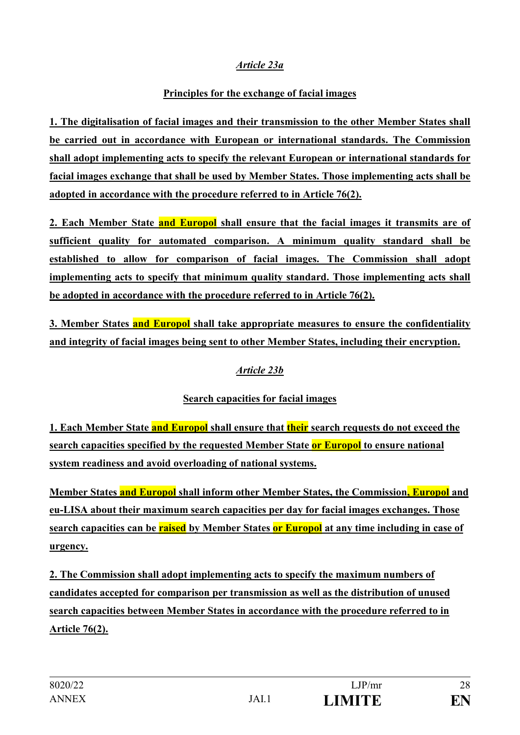*Article 23a*

**Principles for the exchange of facial images**

**1. The digitalisation of facial images and their transmission to the other Member States shall be carried out in accordance with European or international standards. The Commission shall adopt implementing acts to specify the relevant European or international standards for facial images exchange that shall be used by Member States. Those implementing acts shall be adopted in accordance with the procedure referred to in Article 76(2).**

**2. Each Member State and Europol shall ensure that the facial images it transmits are of sufficient quality for automated comparison. A minimum quality standard shall be established to allow for comparison of facial images. The Commission shall adopt implementing acts to specify that minimum quality standard. Those implementing acts shall be adopted in accordance with the procedure referred to in Article 76(2).**

**3. Member States and Europol shall take appropriate measures to ensure the confidentiality and integrity of facial images being sent to other Member States, including their encryption.**

*Article 23b*

**Search capacities for facial images**

**1. Each Member State and Europol shall ensure that their search requests do not exceed the search capacities specified by the requested Member State or Europol to ensure national system readiness and avoid overloading of national systems.**

**Member States and Europol shall inform other Member States, the Commission, Europol and eu-LISA about their maximum search capacities per day for facial images exchanges. Those search capacities can be raised by Member States or Europol at any time including in case of urgency.**

**2. The Commission shall adopt implementing acts to specify the maximum numbers of candidates accepted for comparison per transmission as well as the distribution of unused search capacities between Member States in accordance with the procedure referred to in Article 76(2).**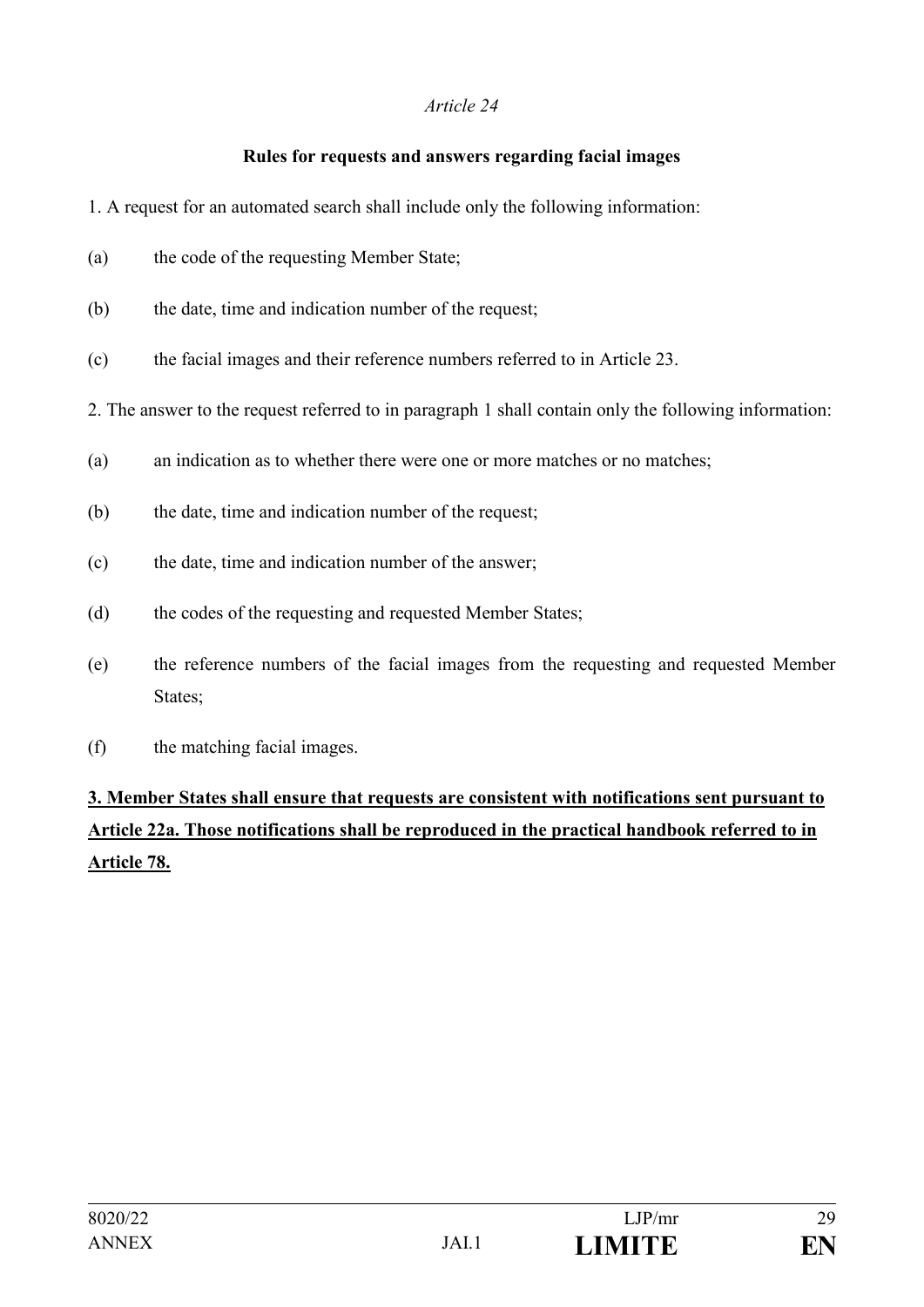*Article 24*

**Rules for requests and answers regarding facial images**

1. A request for an automated search shall include only the following information:

(a) the code of the requesting Member State;

(b) the date, time and indication number of the request;

(c) the facial images and their reference numbers referred to in Article 23.

2. The answer to the request referred to in paragraph 1 shall contain only the following information:

(a) an indication as to whether there were one or more matches or no matches;

(b) the date, time and indication number of the request;

(c) the date, time and indication number of the answer;

(d) the codes of the requesting and requested Member States;

(e) the reference numbers of the facial images from the requesting and requested Member States;

(f) the matching facial images.

<u>**3. Member States shall ensure that requests are consistent with notifications sent pursuant to Article 22a. Those notifications shall be reproduced in the practical handbook referred to in Article 78.**</u>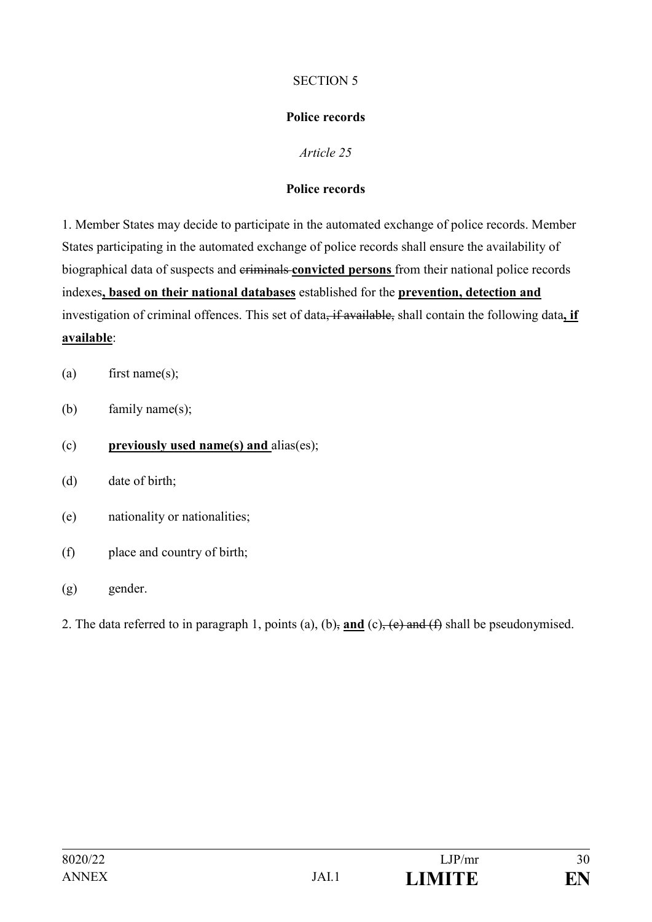SECTION 5

**Police records**

*Article 25*

**Police records**

1. Member States may decide to participate in the automated exchange of police records. Member States participating in the automated exchange of police records shall ensure the availability of biographical data of suspects and ~~criminals~~ **convicted persons** from their national police records indexes**, based on their national databases** established for the **prevention, detection and** investigation of criminal offences. This set of data~~, if available,~~ shall contain the following data**, if available**:

(a) first name(s);

(b) family name(s);

(c) **previously used name(s) and** alias(es);

(d) date of birth;

(e) nationality or nationalities;

(f) place and country of birth;

(g) gender.

2. The data referred to in paragraph 1, points (a), (b)~~,~~ **and** (c)~~, (e) and (f)~~ shall be pseudonymised.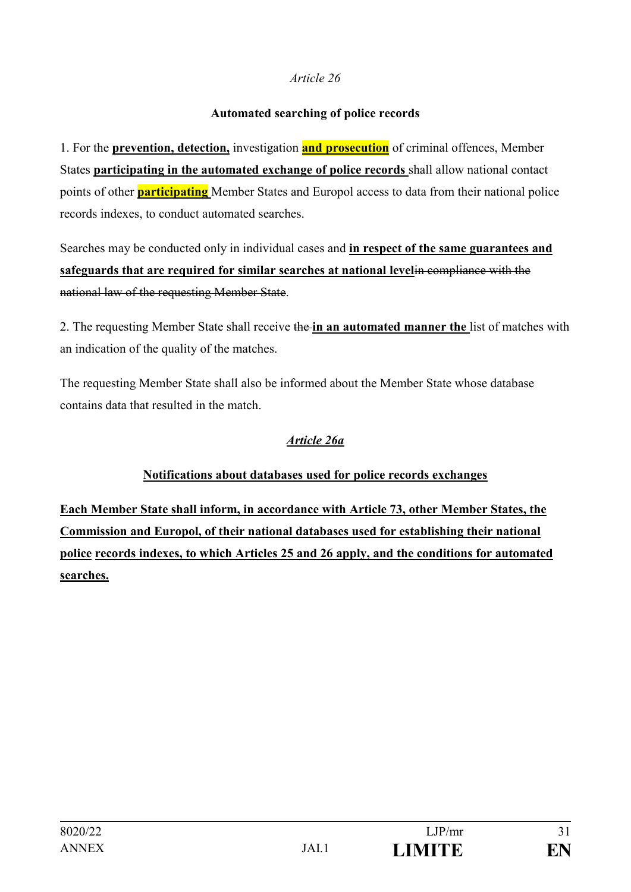*Article 26*

**Automated searching of police records**

1. For the **prevention, detection,** investigation **and prosecution** of criminal offences, Member States **participating in the automated exchange of police records** shall allow national contact points of other **participating** Member States and Europol access to data from their national police records indexes, to conduct automated searches.

Searches may be conducted only in individual cases and **in respect of the same guarantees and safeguards that are required for similar searches at national level**~~in compliance with the national law of the requesting Member State~~.

2. The requesting Member State shall receive ~~the~~ **in an automated manner the** list of matches with an indication of the quality of the matches.

The requesting Member State shall also be informed about the Member State whose database contains data that resulted in the match.

***Article 26a***

**Notifications about databases used for police records exchanges**

**Each Member State shall inform, in accordance with Article 73, other Member States, the Commission and Europol, of their national databases used for establishing their national police records indexes, to which Articles 25 and 26 apply, and the conditions for automated searches.**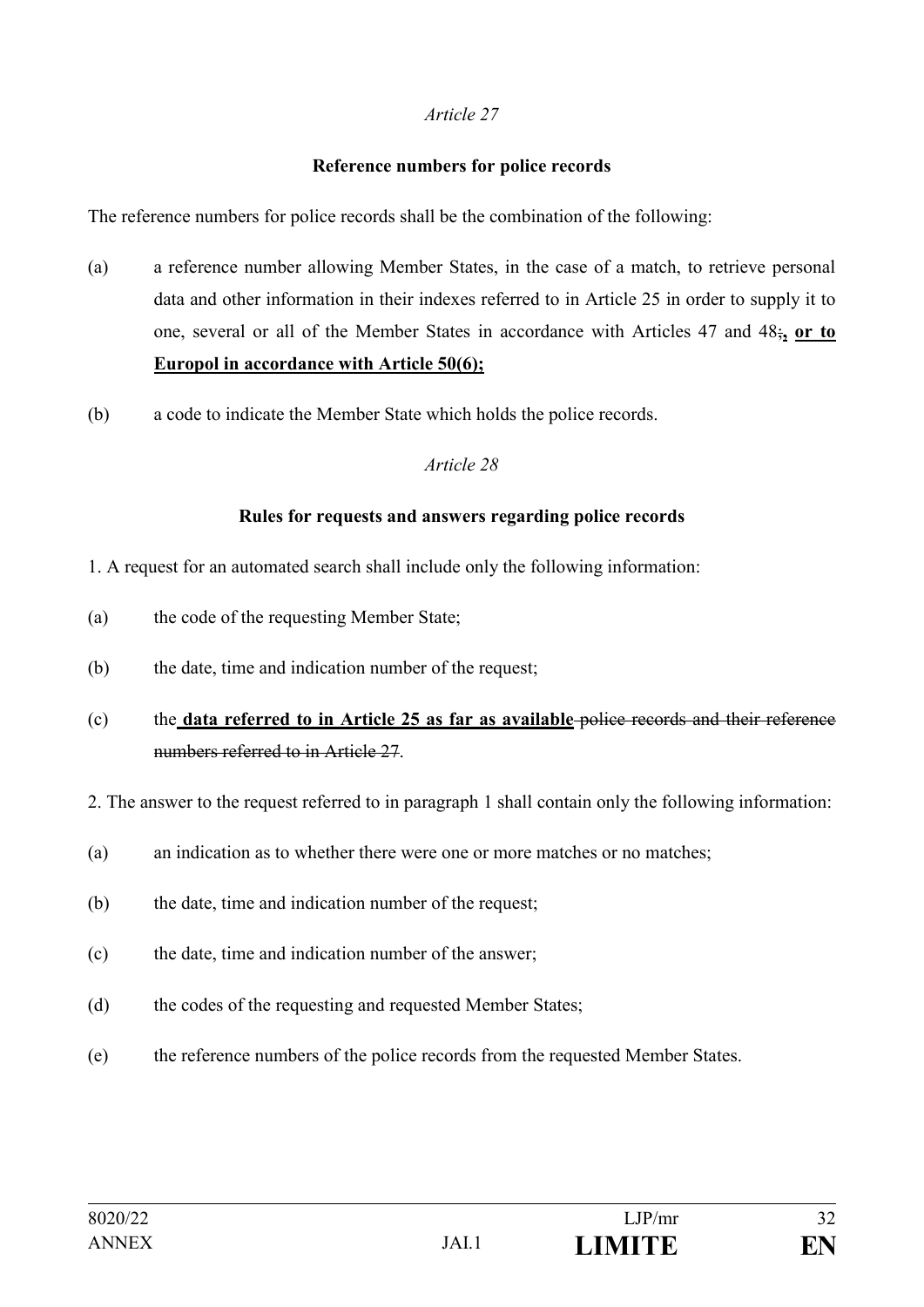*Article 27*

**Reference numbers for police records**

The reference numbers for police records shall be the combination of the following:

(a) a reference number allowing Member States, in the case of a match, to retrieve personal data and other information in their indexes referred to in Article 25 in order to supply it to one, several or all of the Member States in accordance with Articles 47 and 48~~;~~**, or to Europol in accordance with Article 50(6);**

(b) a code to indicate the Member State which holds the police records.

*Article 28*

**Rules for requests and answers regarding police records**

1. A request for an automated search shall include only the following information:

(a) the code of the requesting Member State;

(b) the date, time and indication number of the request;

(c) the **data referred to in Article 25 as far as available** ~~police records and their reference numbers referred to in Article 27~~.

2. The answer to the request referred to in paragraph 1 shall contain only the following information:

(a) an indication as to whether there were one or more matches or no matches;

(b) the date, time and indication number of the request;

(c) the date, time and indication number of the answer;

(d) the codes of the requesting and requested Member States;

(e) the reference numbers of the police records from the requested Member States.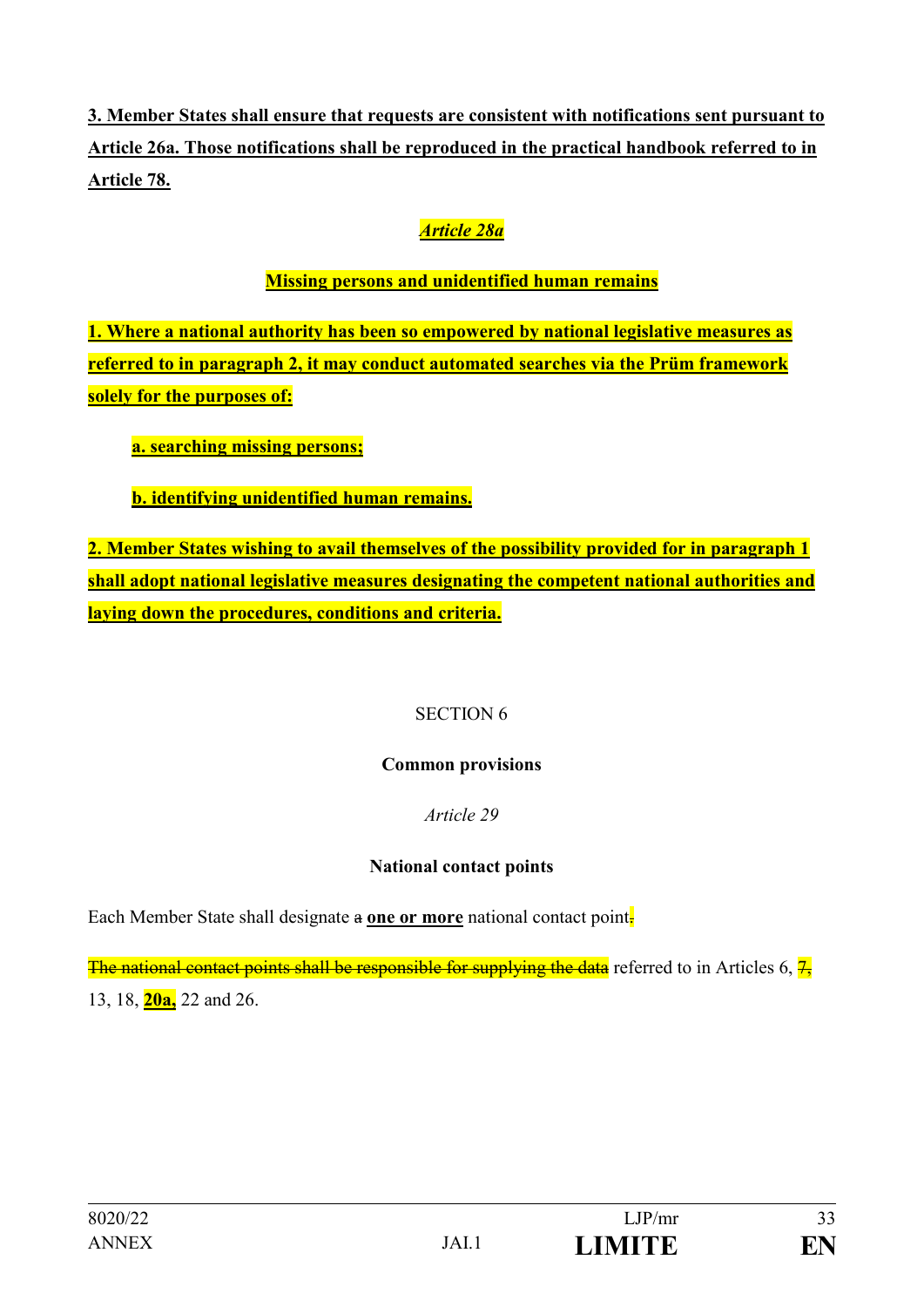**3. Member States shall ensure that requests are consistent with notifications sent pursuant to Article 26a. Those notifications shall be reproduced in the practical handbook referred to in Article 78.**

***Article 28a***

**Missing persons and unidentified human remains**

**1. Where a national authority has been so empowered by national legislative measures as referred to in paragraph 2, it may conduct automated searches via the Prüm framework solely for the purposes of:**

**a. searching missing persons;**

**b. identifying unidentified human remains.**

**2. Member States wishing to avail themselves of the possibility provided for in paragraph 1 shall adopt national legislative measures designating the competent national authorities and laying down the procedures, conditions and criteria.**

SECTION 6

**Common provisions**

*Article 29*

**National contact points**

Each Member State shall designate ~~a~~ **one or more** national contact point~~.~~

~~The national contact points shall be responsible for supplying the data~~ referred to in Articles 6, ~~7,~~ 13, 18, **20a,** 22 and 26.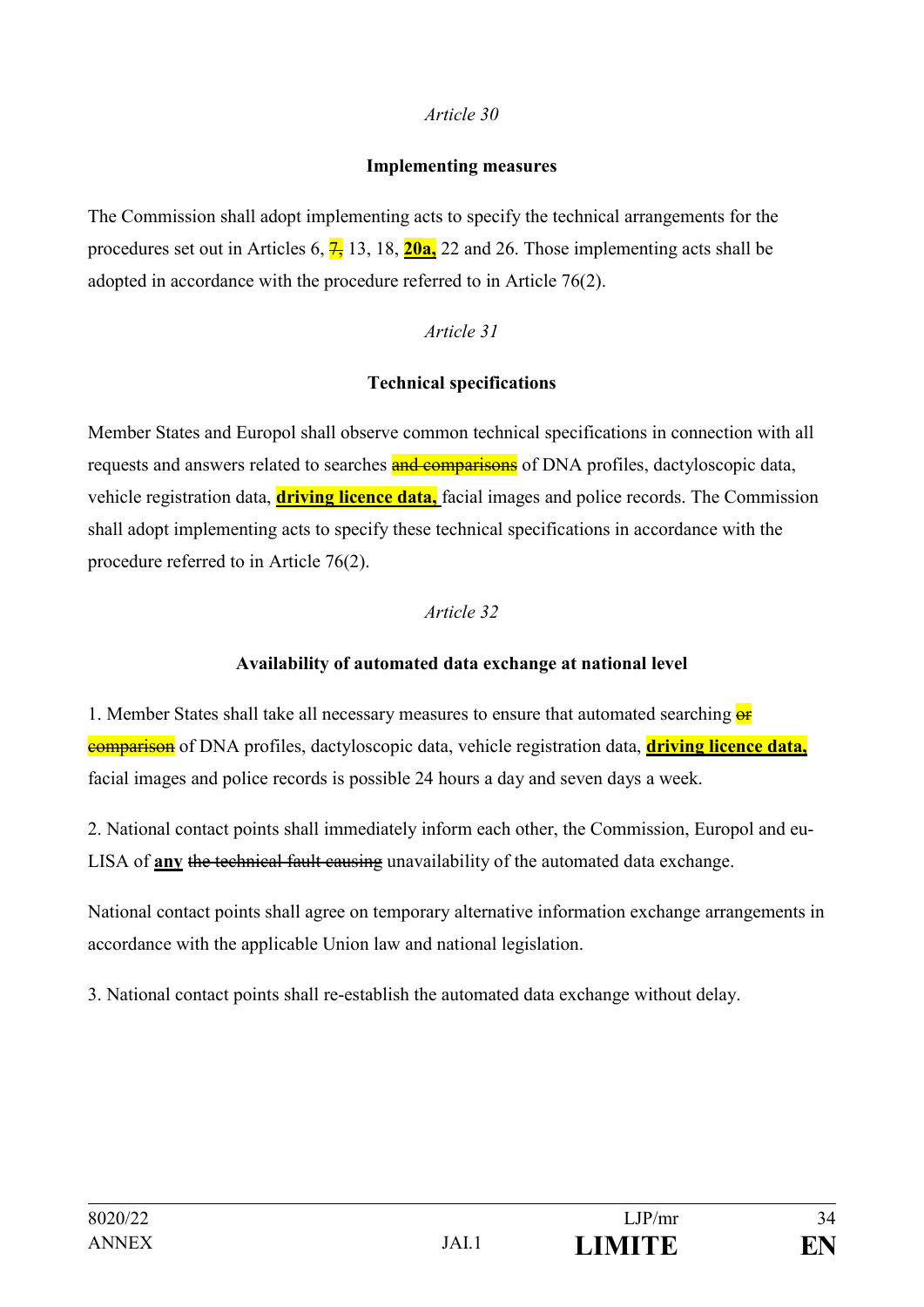*Article 30*

**Implementing measures**

The Commission shall adopt implementing acts to specify the technical arrangements for the procedures set out in Articles 6, ~~7,~~ 13, 18, **20a,** 22 and 26. Those implementing acts shall be adopted in accordance with the procedure referred to in Article 76(2).

*Article 31*

**Technical specifications**

Member States and Europol shall observe common technical specifications in connection with all requests and answers related to searches ~~and comparisons~~ of DNA profiles, dactyloscopic data, vehicle registration data, **driving licence data,** facial images and police records. The Commission shall adopt implementing acts to specify these technical specifications in accordance with the procedure referred to in Article 76(2).

*Article 32*

**Availability of automated data exchange at national level**

1. Member States shall take all necessary measures to ensure that automated searching ~~or comparison~~ of DNA profiles, dactyloscopic data, vehicle registration data, **driving licence data,** facial images and police records is possible 24 hours a day and seven days a week.

2. National contact points shall immediately inform each other, the Commission, Europol and eu-LISA of **any** ~~the technical fault causing~~ unavailability of the automated data exchange.

National contact points shall agree on temporary alternative information exchange arrangements in accordance with the applicable Union law and national legislation.

3. National contact points shall re-establish the automated data exchange without delay.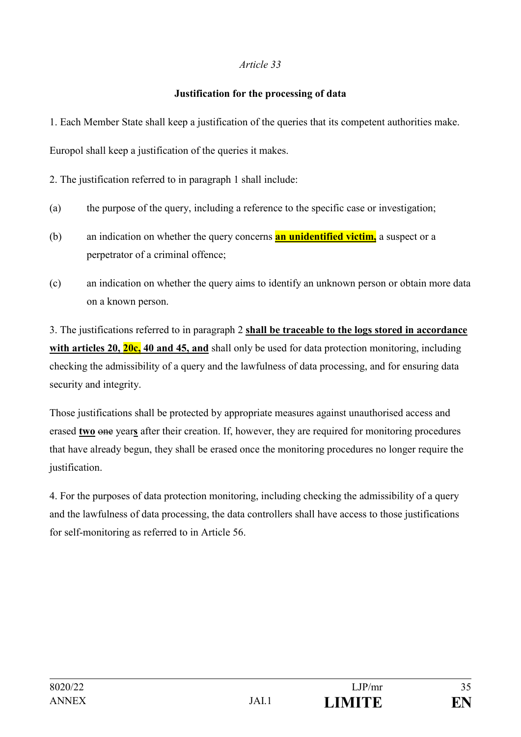*Article 33*

**Justification for the processing of data**

1. Each Member State shall keep a justification of the queries that its competent authorities make.

Europol shall keep a justification of the queries it makes.

2. The justification referred to in paragraph 1 shall include:

(a) the purpose of the query, including a reference to the specific case or investigation;

(b) an indication on whether the query concerns **an unidentified victim,** a suspect or a perpetrator of a criminal offence;

(c) an indication on whether the query aims to identify an unknown person or obtain more data on a known person.

3. The justifications referred to in paragraph 2 **shall be traceable to the logs stored in accordance with articles 20, 20c, 40 and 45, and** shall only be used for data protection monitoring, including checking the admissibility of a query and the lawfulness of data processing, and for ensuring data security and integrity.

Those justifications shall be protected by appropriate measures against unauthorised access and erased **two** ~~one~~ year**s** after their creation. If, however, they are required for monitoring procedures that have already begun, they shall be erased once the monitoring procedures no longer require the justification.

4. For the purposes of data protection monitoring, including checking the admissibility of a query and the lawfulness of data processing, the data controllers shall have access to those justifications for self-monitoring as referred to in Article 56.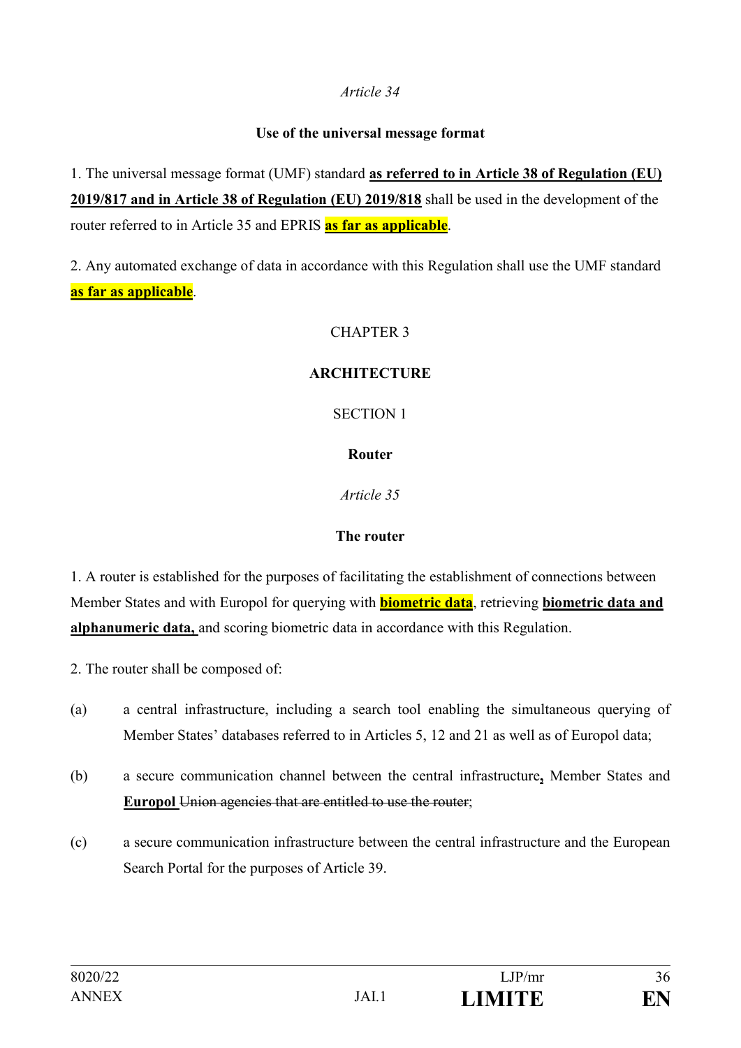*Article 34*

**Use of the universal message format**

1. The universal message format (UMF) standard **as referred to in Article 38 of Regulation (EU) 2019/817 and in Article 38 of Regulation (EU) 2019/818** shall be used in the development of the router referred to in Article 35 and EPRIS **as far as applicable**.

2. Any automated exchange of data in accordance with this Regulation shall use the UMF standard **as far as applicable**.

CHAPTER 3

**ARCHITECTURE**

SECTION 1

**Router**

*Article 35*

**The router**

1. A router is established for the purposes of facilitating the establishment of connections between Member States and with Europol for querying with **biometric data**, retrieving **biometric data and alphanumeric data,** and scoring biometric data in accordance with this Regulation.

2. The router shall be composed of:

(a) a central infrastructure, including a search tool enabling the simultaneous querying of Member States' databases referred to in Articles 5, 12 and 21 as well as of Europol data;

(b) a secure communication channel between the central infrastructure**,** Member States and **Europol** ~~Union agencies that are entitled to use the router~~;

(c) a secure communication infrastructure between the central infrastructure and the European Search Portal for the purposes of Article 39.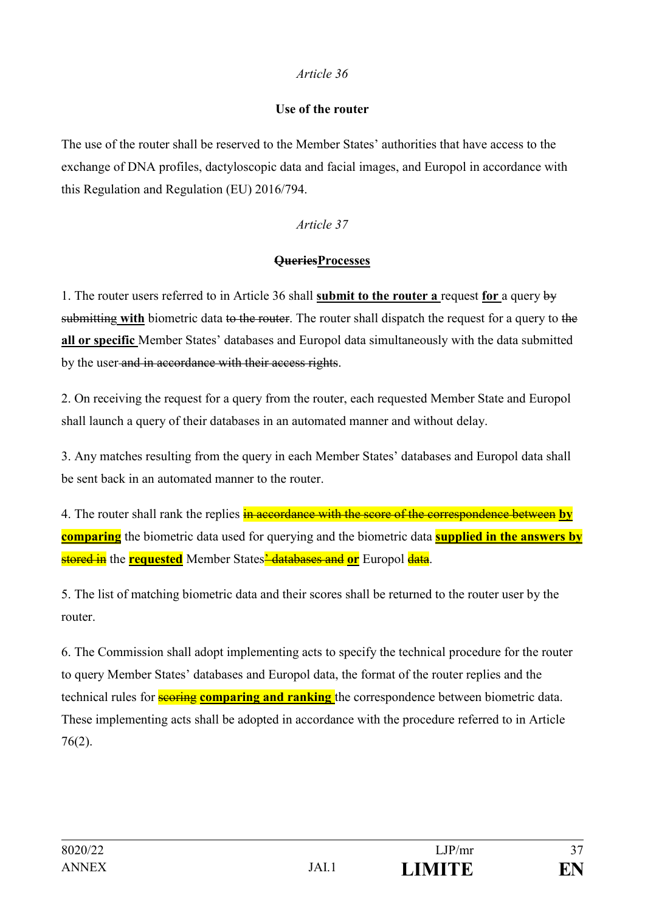*Article 36*

**Use of the router**

The use of the router shall be reserved to the Member States' authorities that have access to the exchange of DNA profiles, dactyloscopic data and facial images, and Europol in accordance with this Regulation and Regulation (EU) 2016/794.

*Article 37*

**~~Queries~~<u>Processes</u>**

1. The router users referred to in Article 36 shall **<u>submit to the router a</u>** request **<u>for</u>** a query ~~by submitting~~ **<u>with</u>** biometric data ~~to the router~~. The router shall dispatch the request for a query to ~~the~~ **<u>all or specific</u>** Member States' databases and Europol data simultaneously with the data submitted by the user ~~and in accordance with their access rights~~.

2. On receiving the request for a query from the router, each requested Member State and Europol shall launch a query of their databases in an automated manner and without delay.

3. Any matches resulting from the query in each Member States' databases and Europol data shall be sent back in an automated manner to the router.

4. The router shall rank the replies ~~in accordance with the score of the correspondence between~~ **<u>by comparing</u>** the biometric data used for querying and the biometric data **<u>supplied in the answers by</u>** ~~stored in~~ the **<u>requested</u>** Member States~~' databases and~~ **<u>or</u>** Europol ~~data~~.

5. The list of matching biometric data and their scores shall be returned to the router user by the router.

6. The Commission shall adopt implementing acts to specify the technical procedure for the router to query Member States' databases and Europol data, the format of the router replies and the technical rules for ~~scoring~~ **<u>comparing and ranking</u>** the correspondence between biometric data. These implementing acts shall be adopted in accordance with the procedure referred to in Article 76(2).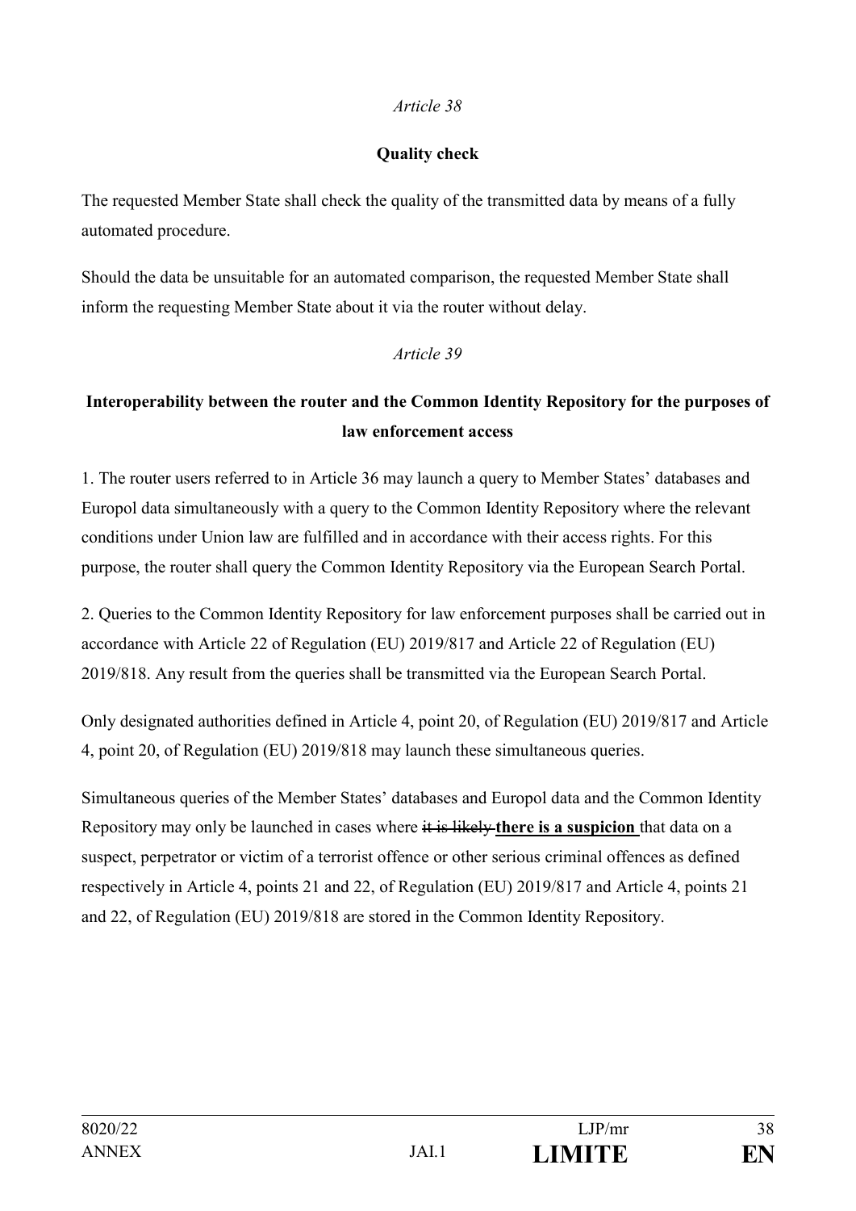*Article 38*

**Quality check**

The requested Member State shall check the quality of the transmitted data by means of a fully automated procedure.

Should the data be unsuitable for an automated comparison, the requested Member State shall inform the requesting Member State about it via the router without delay.

*Article 39*

**Interoperability between the router and the Common Identity Repository for the purposes of law enforcement access**

1. The router users referred to in Article 36 may launch a query to Member States' databases and Europol data simultaneously with a query to the Common Identity Repository where the relevant conditions under Union law are fulfilled and in accordance with their access rights. For this purpose, the router shall query the Common Identity Repository via the European Search Portal.

2. Queries to the Common Identity Repository for law enforcement purposes shall be carried out in accordance with Article 22 of Regulation (EU) 2019/817 and Article 22 of Regulation (EU) 2019/818. Any result from the queries shall be transmitted via the European Search Portal.

Only designated authorities defined in Article 4, point 20, of Regulation (EU) 2019/817 and Article 4, point 20, of Regulation (EU) 2019/818 may launch these simultaneous queries.

Simultaneous queries of the Member States' databases and Europol data and the Common Identity Repository may only be launched in cases where ~~it is likely~~ **<u>there is a suspicion</u>** that data on a suspect, perpetrator or victim of a terrorist offence or other serious criminal offences as defined respectively in Article 4, points 21 and 22, of Regulation (EU) 2019/817 and Article 4, points 21 and 22, of Regulation (EU) 2019/818 are stored in the Common Identity Repository.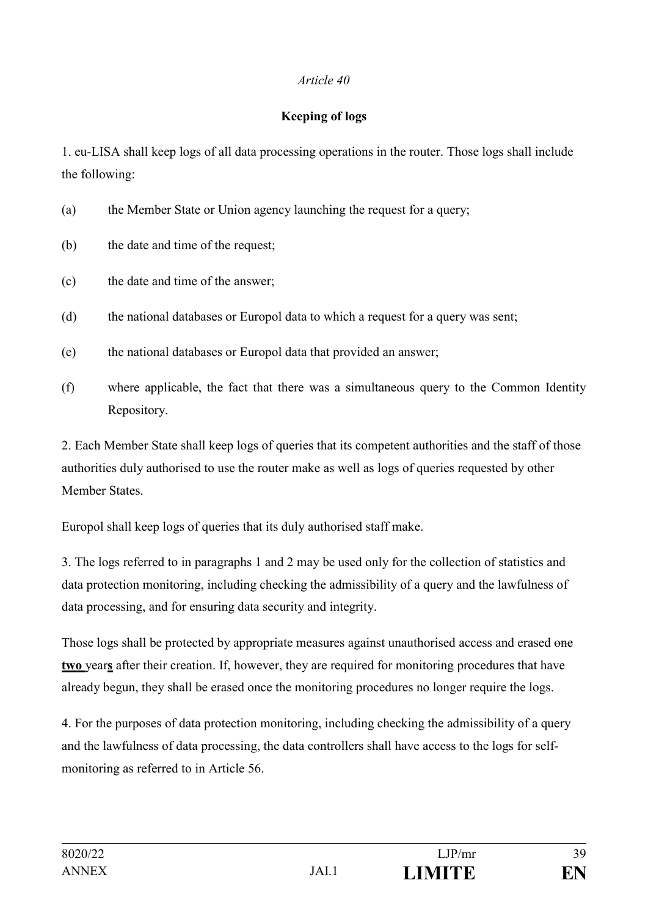*Article 40*

**Keeping of logs**

1. eu-LISA shall keep logs of all data processing operations in the router. Those logs shall include the following:

(a) the Member State or Union agency launching the request for a query;

(b) the date and time of the request;

(c) the date and time of the answer;

(d) the national databases or Europol data to which a request for a query was sent;

(e) the national databases or Europol data that provided an answer;

(f) where applicable, the fact that there was a simultaneous query to the Common Identity Repository.

2. Each Member State shall keep logs of queries that its competent authorities and the staff of those authorities duly authorised to use the router make as well as logs of queries requested by other Member States.

Europol shall keep logs of queries that its duly authorised staff make.

3. The logs referred to in paragraphs 1 and 2 may be used only for the collection of statistics and data protection monitoring, including checking the admissibility of a query and the lawfulness of data processing, and for ensuring data security and integrity.

Those logs shall be protected by appropriate measures against unauthorised access and erased ~~one~~ **two** year**s** after their creation. If, however, they are required for monitoring procedures that have already begun, they shall be erased once the monitoring procedures no longer require the logs.

4. For the purposes of data protection monitoring, including checking the admissibility of a query and the lawfulness of data processing, the data controllers shall have access to the logs for self-monitoring as referred to in Article 56.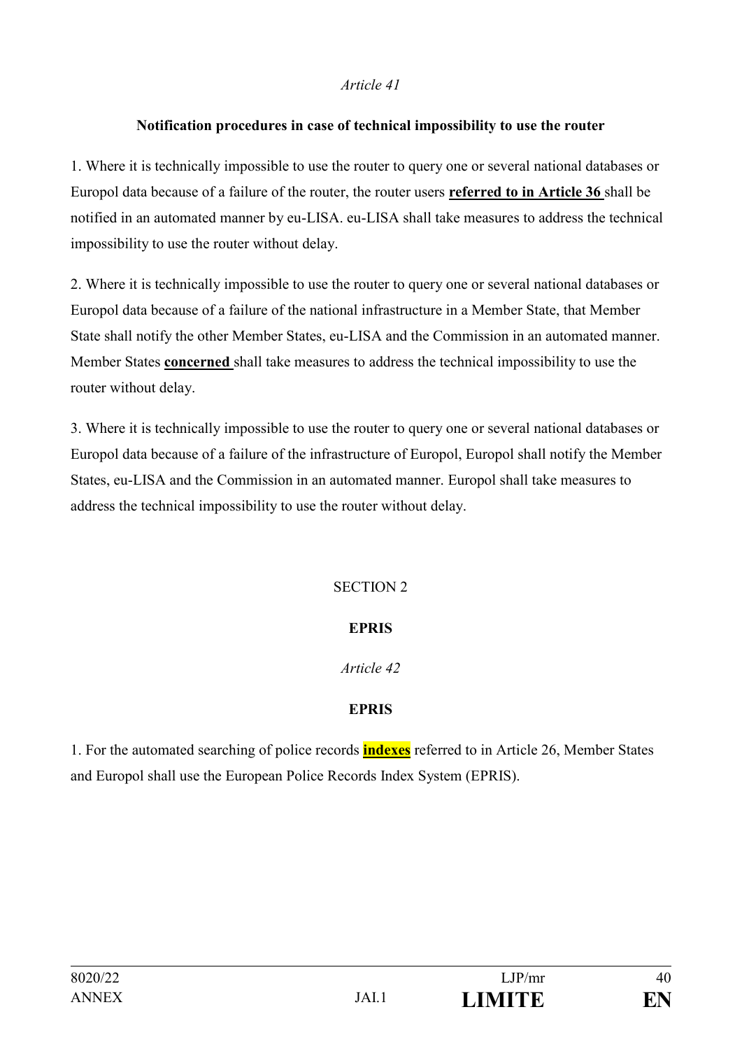*Article 41*

**Notification procedures in case of technical impossibility to use the router**

1. Where it is technically impossible to use the router to query one or several national databases or Europol data because of a failure of the router, the router users **referred to in Article 36** shall be notified in an automated manner by eu-LISA. eu-LISA shall take measures to address the technical impossibility to use the router without delay.

2. Where it is technically impossible to use the router to query one or several national databases or Europol data because of a failure of the national infrastructure in a Member State, that Member State shall notify the other Member States, eu-LISA and the Commission in an automated manner. Member States **concerned** shall take measures to address the technical impossibility to use the router without delay.

3. Where it is technically impossible to use the router to query one or several national databases or Europol data because of a failure of the infrastructure of Europol, Europol shall notify the Member States, eu-LISA and the Commission in an automated manner. Europol shall take measures to address the technical impossibility to use the router without delay.

SECTION 2

**EPRIS**

*Article 42*

**EPRIS**

1. For the automated searching of police records **indexes** referred to in Article 26, Member States and Europol shall use the European Police Records Index System (EPRIS).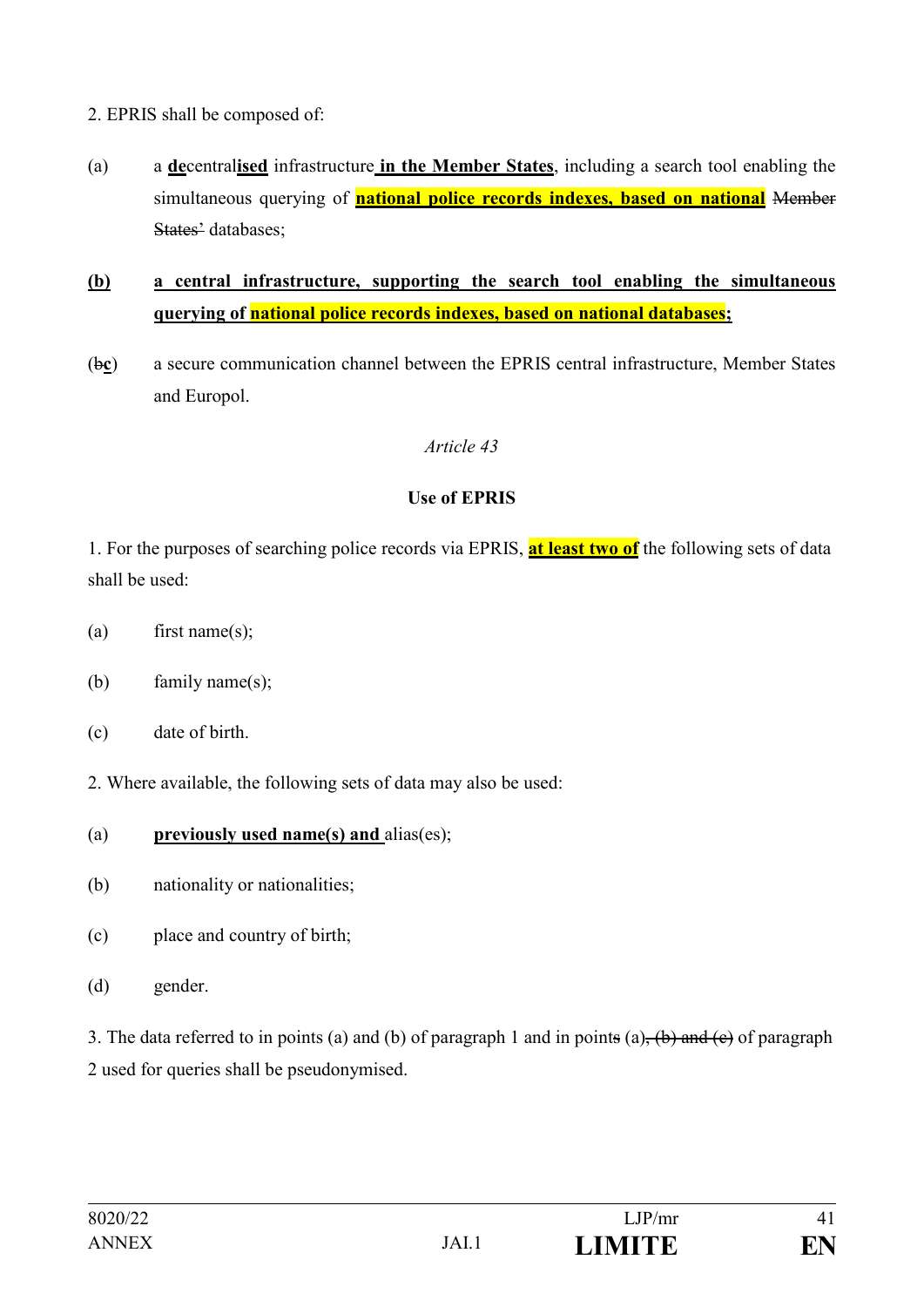2. EPRIS shall be composed of:

(a) a **de**central**ised** infrastructure **in the Member States**, including a search tool enabling the simultaneous querying of **national police records indexes, based on national** ~~Member States'~~ databases;

**(b) a central infrastructure, supporting the search tool enabling the simultaneous querying of national police records indexes, based on national databases;**

(~~b~~**c**) a secure communication channel between the EPRIS central infrastructure, Member States and Europol.

*Article 43*

**Use of EPRIS**

1. For the purposes of searching police records via EPRIS, **at least two of** the following sets of data shall be used:

(a) first name(s);

(b) family name(s);

(c) date of birth.

2. Where available, the following sets of data may also be used:

(a) **previously used name(s) and** alias(es);

(b) nationality or nationalities;

(c) place and country of birth;

(d) gender.

3. The data referred to in points (a) and (b) of paragraph 1 and in point~~s~~ (a)~~, (b) and (c)~~ of paragraph 2 used for queries shall be pseudonymised.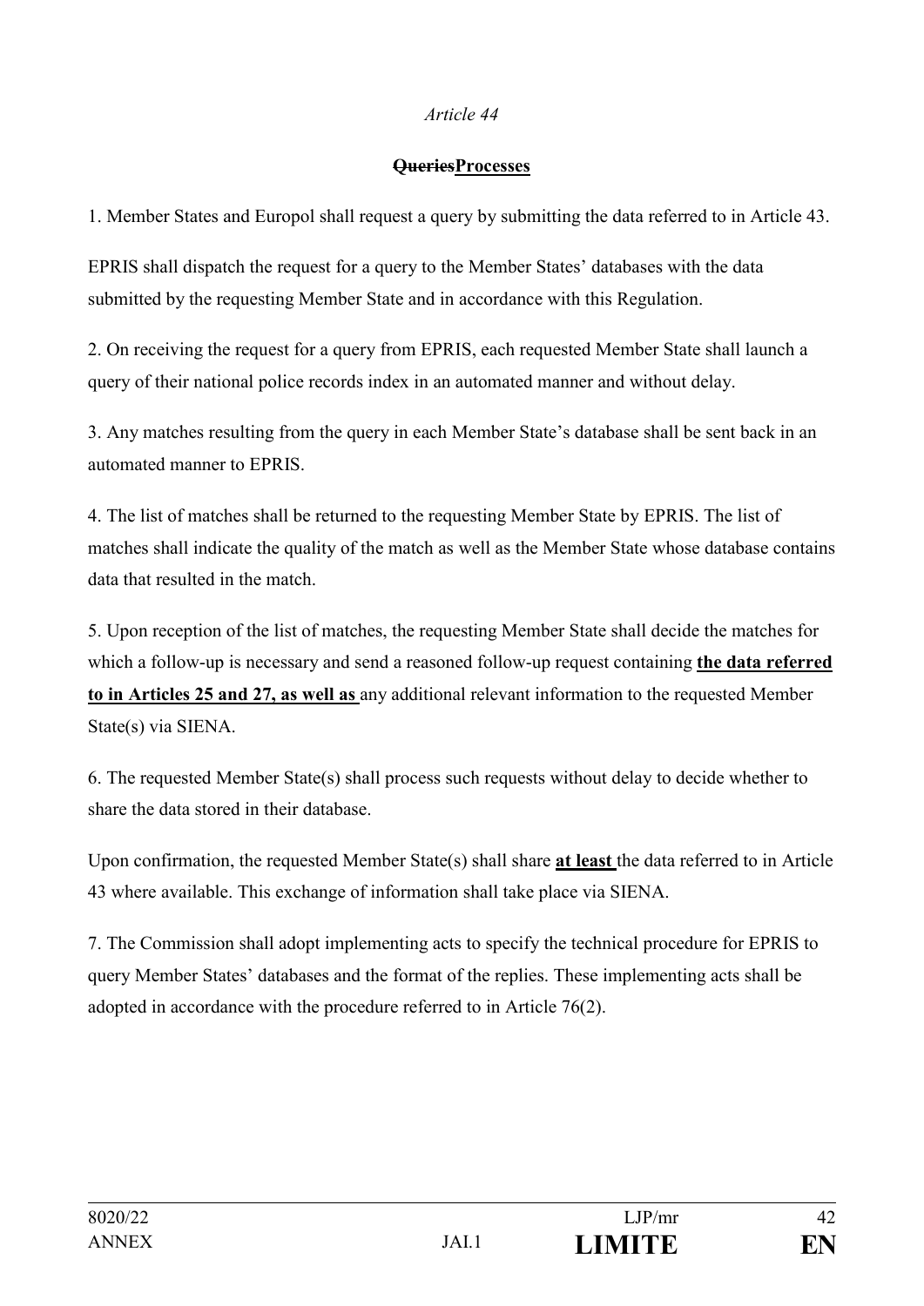*Article 44*

**~~Queries~~Processes**

1. Member States and Europol shall request a query by submitting the data referred to in Article 43.

EPRIS shall dispatch the request for a query to the Member States' databases with the data submitted by the requesting Member State and in accordance with this Regulation.

2. On receiving the request for a query from EPRIS, each requested Member State shall launch a query of their national police records index in an automated manner and without delay.

3. Any matches resulting from the query in each Member State's database shall be sent back in an automated manner to EPRIS.

4. The list of matches shall be returned to the requesting Member State by EPRIS. The list of matches shall indicate the quality of the match as well as the Member State whose database contains data that resulted in the match.

5. Upon reception of the list of matches, the requesting Member State shall decide the matches for which a follow-up is necessary and send a reasoned follow-up request containing **<u>the data referred to in Articles 25 and 27, as well as</u>** any additional relevant information to the requested Member State(s) via SIENA.

6. The requested Member State(s) shall process such requests without delay to decide whether to share the data stored in their database.

Upon confirmation, the requested Member State(s) shall share **<u>at least</u>** the data referred to in Article 43 where available. This exchange of information shall take place via SIENA.

7. The Commission shall adopt implementing acts to specify the technical procedure for EPRIS to query Member States' databases and the format of the replies. These implementing acts shall be adopted in accordance with the procedure referred to in Article 76(2).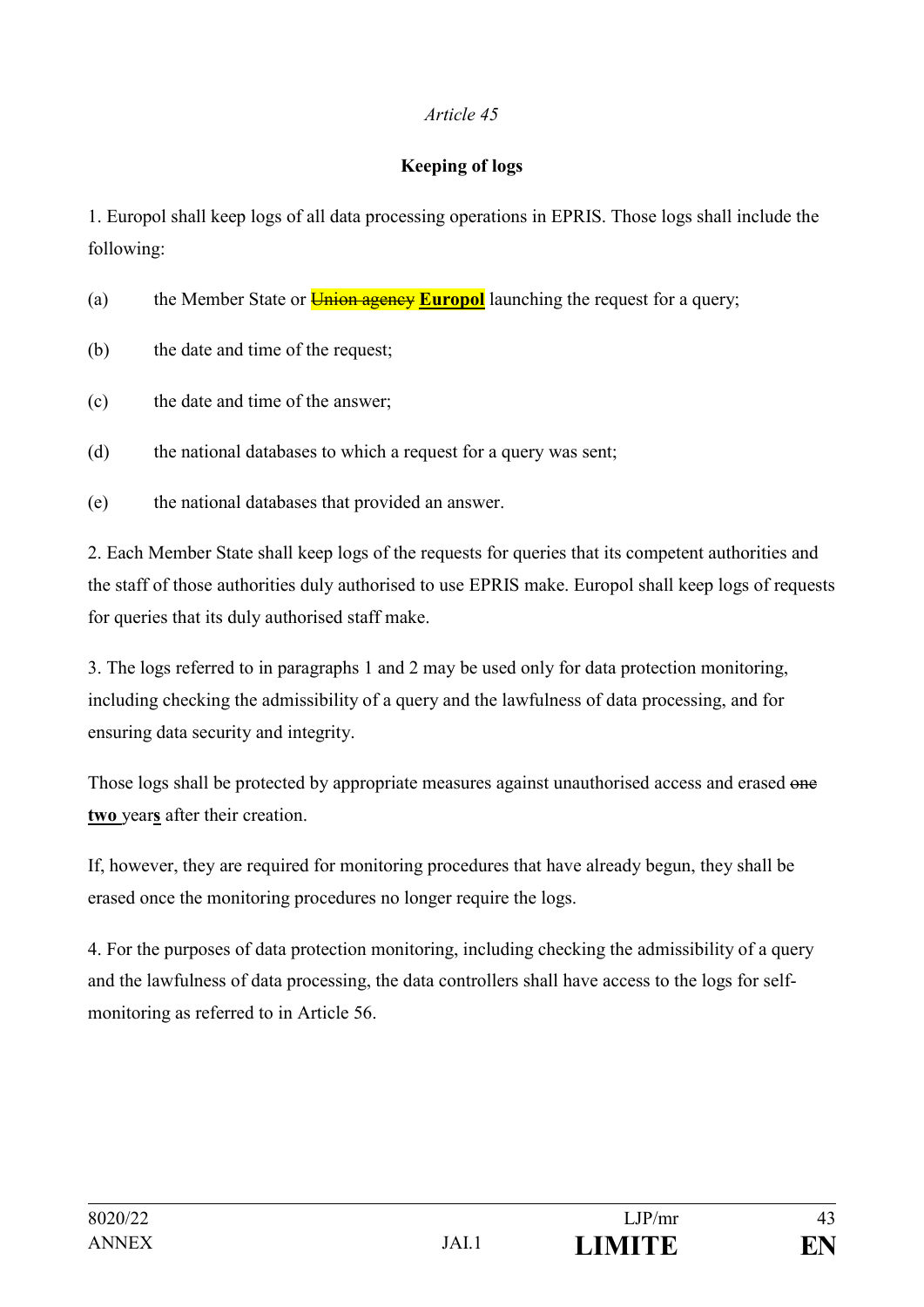*Article 45*

**Keeping of logs**

1. Europol shall keep logs of all data processing operations in EPRIS. Those logs shall include the following:

(a) the Member State or ~~Union agency~~ **Europol** launching the request for a query;

(b) the date and time of the request;

(c) the date and time of the answer;

(d) the national databases to which a request for a query was sent;

(e) the national databases that provided an answer.

2. Each Member State shall keep logs of the requests for queries that its competent authorities and the staff of those authorities duly authorised to use EPRIS make. Europol shall keep logs of requests for queries that its duly authorised staff make.

3. The logs referred to in paragraphs 1 and 2 may be used only for data protection monitoring, including checking the admissibility of a query and the lawfulness of data processing, and for ensuring data security and integrity.

Those logs shall be protected by appropriate measures against unauthorised access and erased ~~one~~ **two** year**s** after their creation.

If, however, they are required for monitoring procedures that have already begun, they shall be erased once the monitoring procedures no longer require the logs.

4. For the purposes of data protection monitoring, including checking the admissibility of a query and the lawfulness of data processing, the data controllers shall have access to the logs for self-monitoring as referred to in Article 56.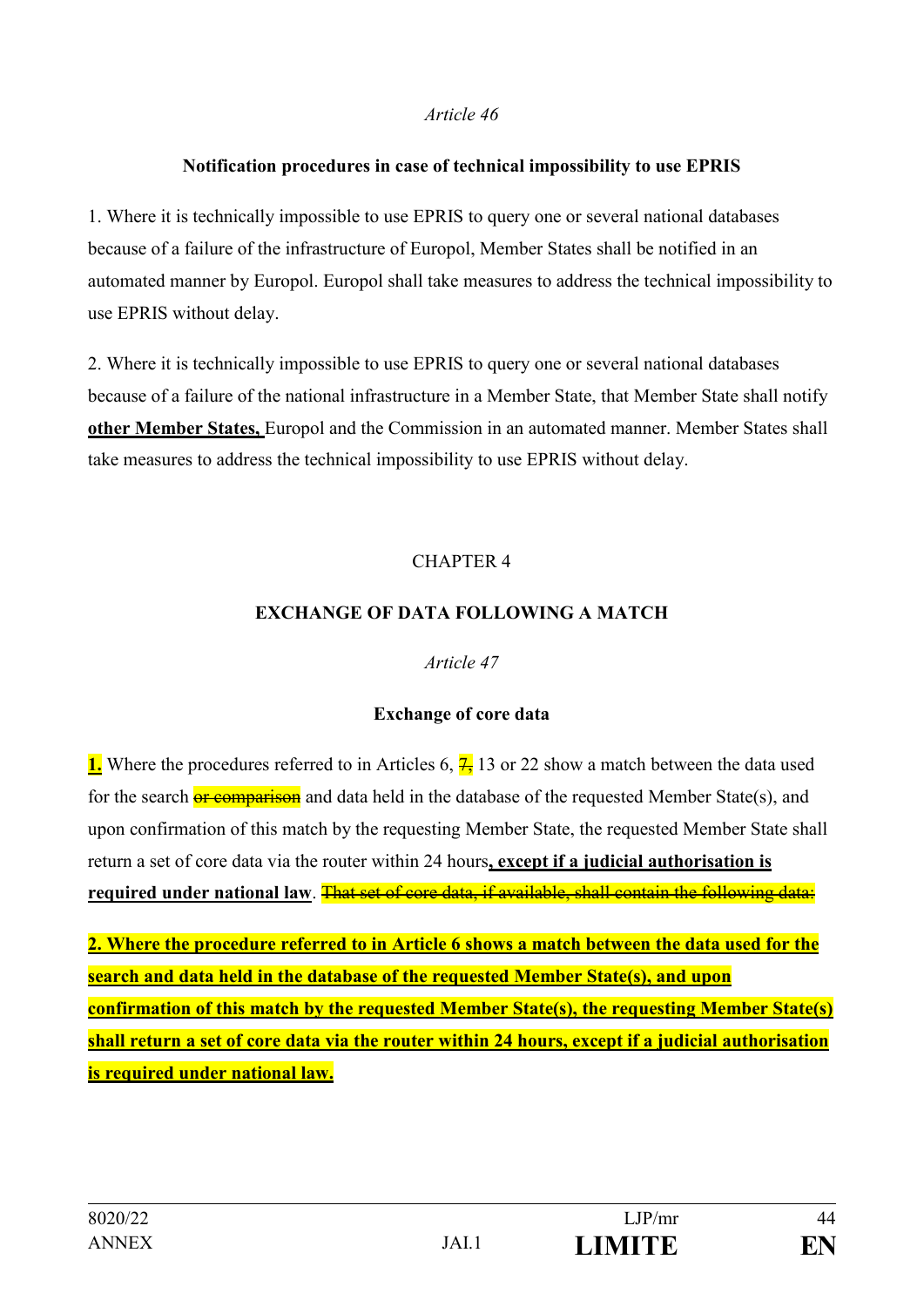*Article 46*

**Notification procedures in case of technical impossibility to use EPRIS**

1. Where it is technically impossible to use EPRIS to query one or several national databases because of a failure of the infrastructure of Europol, Member States shall be notified in an automated manner by Europol. Europol shall take measures to address the technical impossibility to use EPRIS without delay.

2. Where it is technically impossible to use EPRIS to query one or several national databases because of a failure of the national infrastructure in a Member State, that Member State shall notify **other Member States,** Europol and the Commission in an automated manner. Member States shall take measures to address the technical impossibility to use EPRIS without delay.

CHAPTER 4

**EXCHANGE OF DATA FOLLOWING A MATCH**

*Article 47*

**Exchange of core data**

**1.** Where the procedures referred to in Articles 6, ~~7,~~ 13 or 22 show a match between the data used for the search ~~or comparison~~ and data held in the database of the requested Member State(s), and upon confirmation of this match by the requesting Member State, the requested Member State shall return a set of core data via the router within 24 hours**, except if a judicial authorisation is required under national law**. ~~That set of core data, if available, shall contain the following data:~~

**2. Where the procedure referred to in Article 6 shows a match between the data used for the search and data held in the database of the requested Member State(s), and upon confirmation of this match by the requested Member State(s), the requesting Member State(s) shall return a set of core data via the router within 24 hours, except if a judicial authorisation is required under national law.**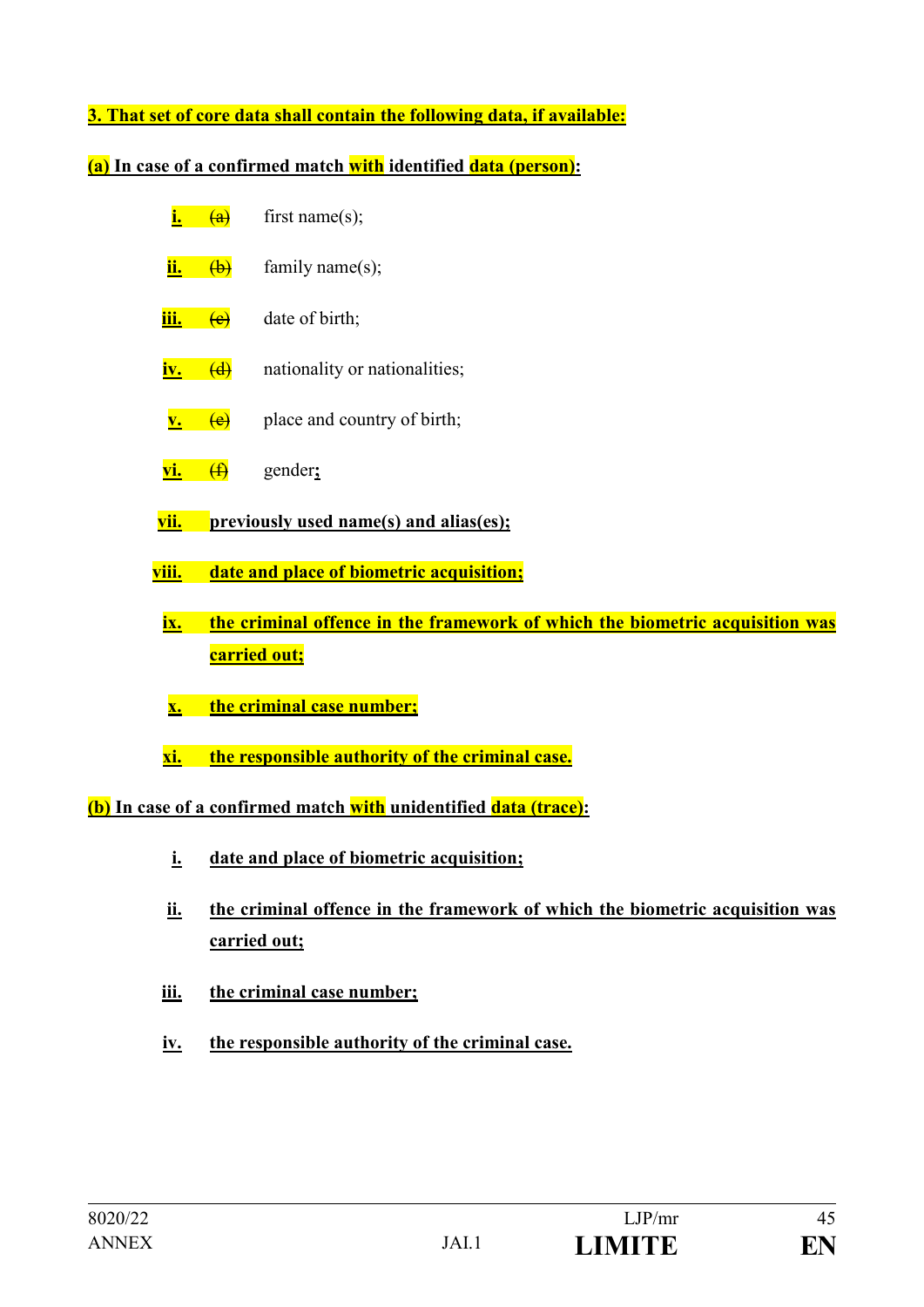**3. That set of core data shall contain the following data, if available:**

**(a) In case of a confirmed match with identified data (person):**

- **i.** ~~(a)~~ first name(s);
- **ii.** ~~(b)~~ family name(s);
- **iii.** ~~(c)~~ date of birth;
- **iv.** ~~(d)~~ nationality or nationalities;
- **v.** ~~(e)~~ place and country of birth;
- **vi.** ~~(f)~~ gender**;**
- **vii. previously used name(s) and alias(es);**
- **viii. date and place of biometric acquisition;**
- **ix. the criminal offence in the framework of which the biometric acquisition was carried out;**
- **x. the criminal case number;**
- **xi. the responsible authority of the criminal case.**

**(b) In case of a confirmed match with unidentified data (trace):**

- **i. date and place of biometric acquisition;**
- **ii. the criminal offence in the framework of which the biometric acquisition was carried out;**
- **iii. the criminal case number;**
- **iv. the responsible authority of the criminal case.**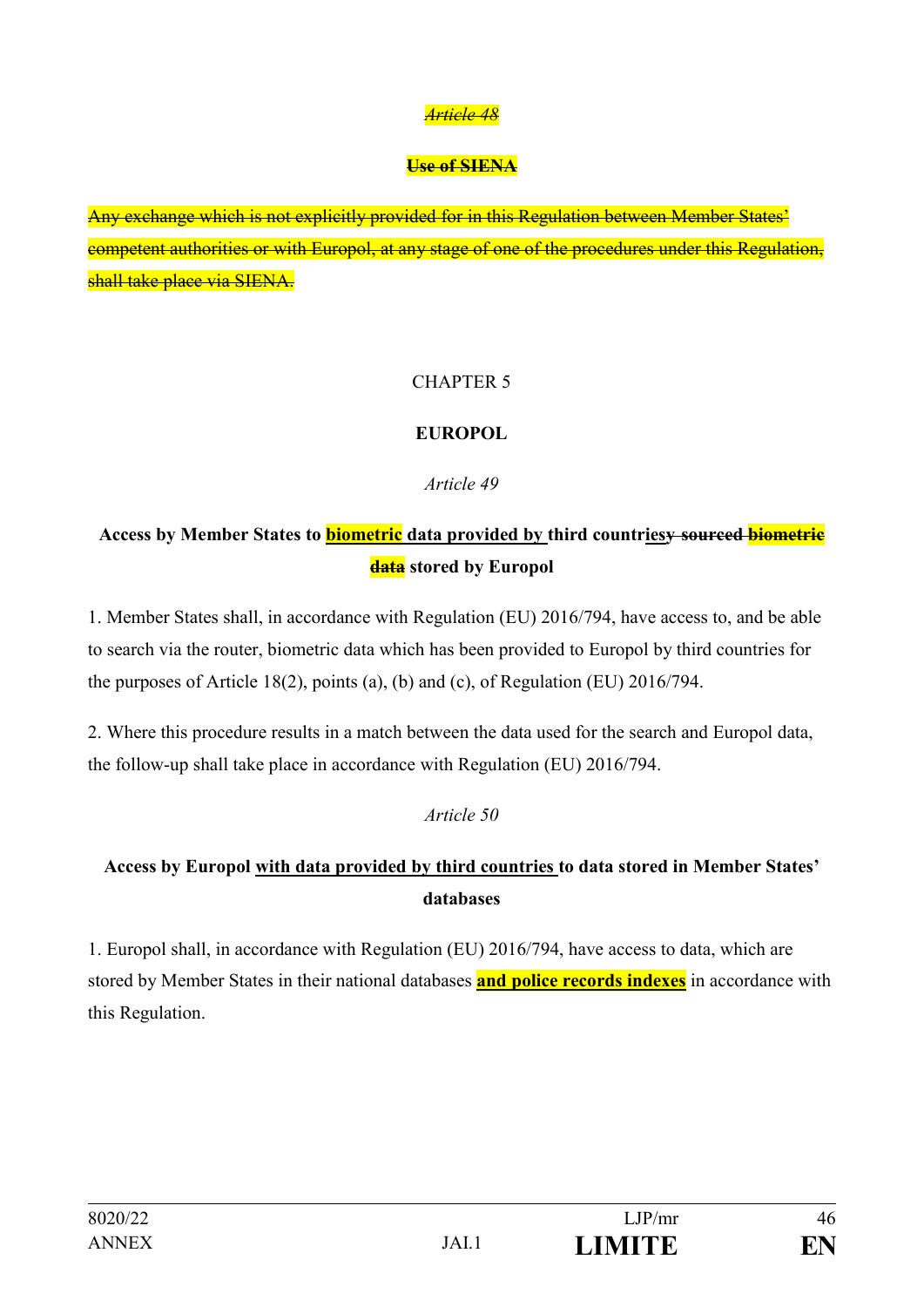*~~Article 48~~*

**~~Use of SIENA~~**

~~Any exchange which is not explicitly provided for in this Regulation between Member States' competent authorities or with Europol, at any stage of one of the procedures under this Regulation, shall take place via SIENA.~~

CHAPTER 5

**EUROPOL**

*Article 49*

**Access by Member States to <u>biometric</u> <u>data provided by</u> third countri<u>es</u>~~y sourced biometric data~~ stored by Europol**

1. Member States shall, in accordance with Regulation (EU) 2016/794, have access to, and be able to search via the router, biometric data which has been provided to Europol by third countries for the purposes of Article 18(2), points (a), (b) and (c), of Regulation (EU) 2016/794.

2. Where this procedure results in a match between the data used for the search and Europol data, the follow-up shall take place in accordance with Regulation (EU) 2016/794.

*Article 50*

**Access by Europol <u>with data provided by third countries</u> to data stored in Member States' databases**

1. Europol shall, in accordance with Regulation (EU) 2016/794, have access to data, which are stored by Member States in their national databases **<u>and police records indexes</u>** in accordance with this Regulation.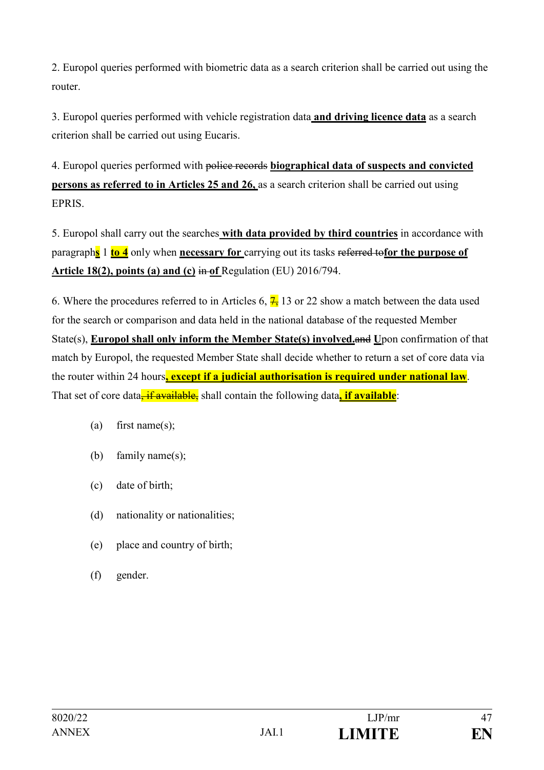2. Europol queries performed with biometric data as a search criterion shall be carried out using the router.

3. Europol queries performed with vehicle registration data **and driving licence data** as a search criterion shall be carried out using Eucaris.

4. Europol queries performed with ~~police records~~ **biographical data of suspects and convicted persons as referred to in Articles 25 and 26,** as a search criterion shall be carried out using EPRIS.

5. Europol shall carry out the searches **with data provided by third countries** in accordance with paragraph**s** 1 **to 4** only when **necessary for** carrying out its tasks ~~referred to~~**for the purpose of Article 18(2), points (a) and (c)** ~~in~~ **of** Regulation (EU) 2016/794.

6. Where the procedures referred to in Articles 6, ~~7,~~ 13 or 22 show a match between the data used for the search or comparison and data held in the national database of the requested Member State(s), **Europol shall only inform the Member State(s) involved.**~~and~~ **U**pon confirmation of that match by Europol, the requested Member State shall decide whether to return a set of core data via the router within 24 hours**, except if a judicial authorisation is required under national law**. That set of core data~~, if available,~~ shall contain the following data**, if available**:

(a) first name(s);

(b) family name(s);

(c) date of birth;

(d) nationality or nationalities;

(e) place and country of birth;

(f) gender.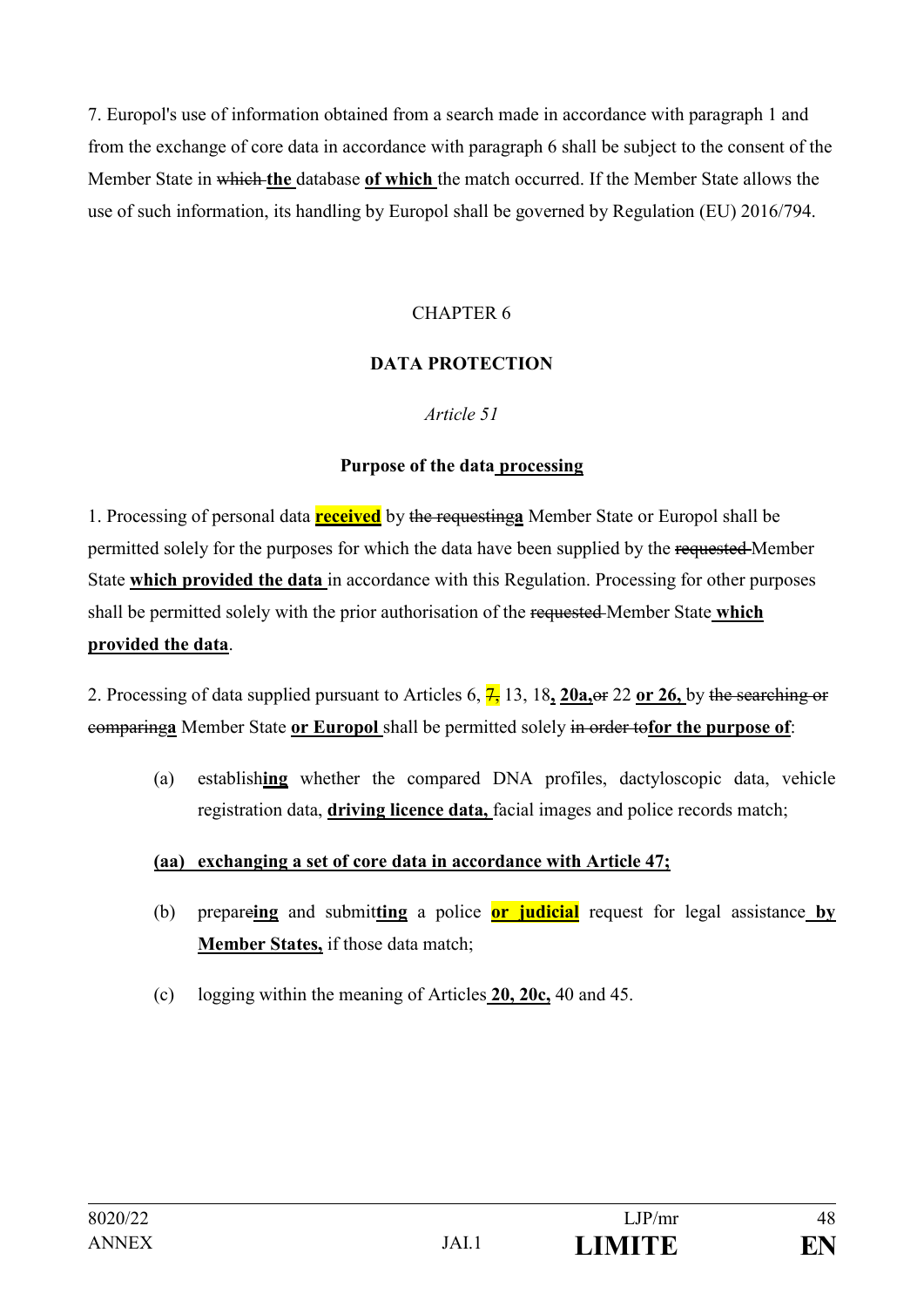7. Europol's use of information obtained from a search made in accordance with paragraph 1 and from the exchange of core data in accordance with paragraph 6 shall be subject to the consent of the Member State in ~~which~~ **the** database **of which** the match occurred. If the Member State allows the use of such information, its handling by Europol shall be governed by Regulation (EU) 2016/794.

CHAPTER 6

**DATA PROTECTION**

*Article 51*

**Purpose of the data processing**

1. Processing of personal data **received** by ~~the requesting~~**a** Member State or Europol shall be permitted solely for the purposes for which the data have been supplied by the ~~requested~~ Member State **which provided the data** in accordance with this Regulation. Processing for other purposes shall be permitted solely with the prior authorisation of the ~~requested~~ Member State **which provided the data**.

2. Processing of data supplied pursuant to Articles 6, ~~7,~~ 13, 18**, 20a,**~~or~~ 22 **or 26,** by ~~the searching or comparing~~**a** Member State **or Europol** shall be permitted solely ~~in order to~~**for the purpose of**:

(a) establish**ing** whether the compared DNA profiles, dactyloscopic data, vehicle registration data, **driving licence data,** facial images and police records match;

**(aa) exchanging a set of core data in accordance with Article 47;**

(b) prepare**ing** and submit**ting** a police **or judicial** request for legal assistance **by Member States,** if those data match;

(c) logging within the meaning of Articles **20, 20c,** 40 and 45.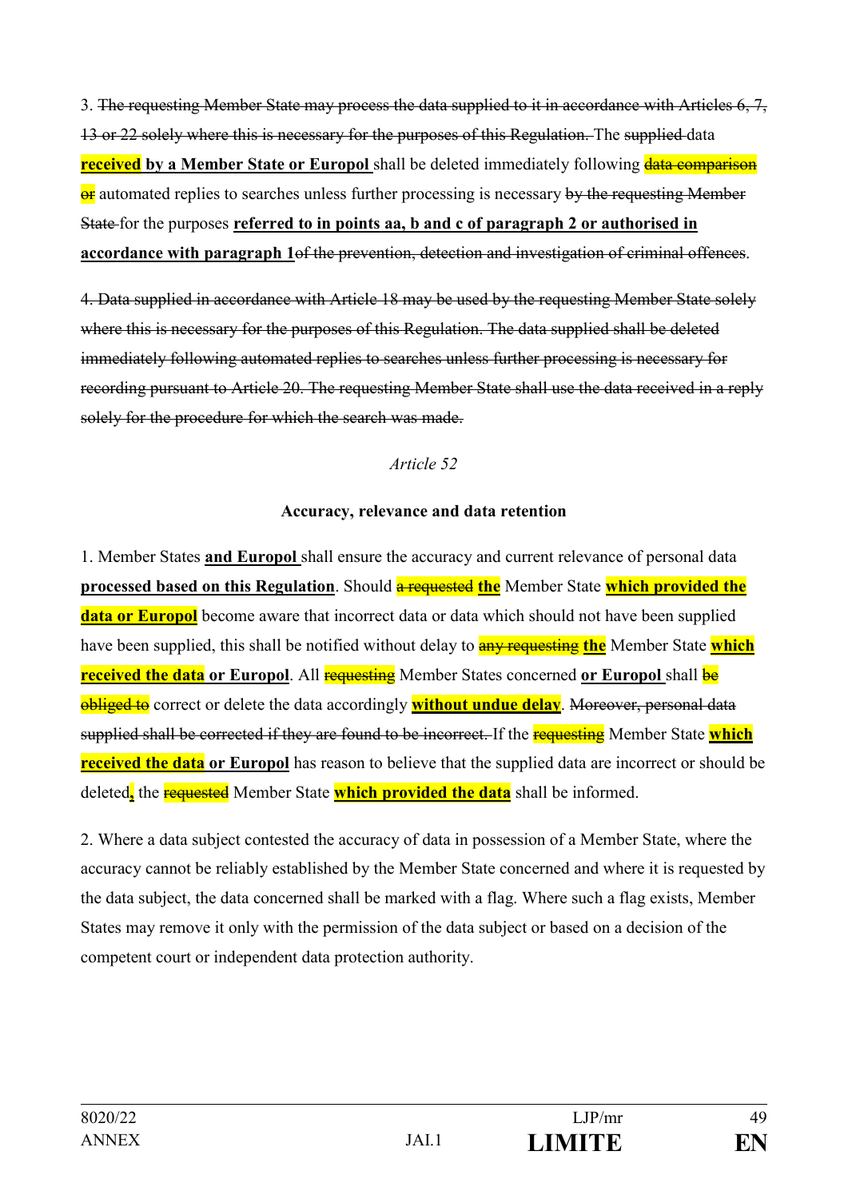3. ~~The requesting Member State may process the data supplied to it in accordance with Articles 6, 7, 13 or 22 solely where this is necessary for the purposes of this Regulation.~~ The ~~supplied~~ data **received by a Member State or Europol** shall be deleted immediately following ~~data comparison or~~ automated replies to searches unless further processing is necessary ~~by the requesting Member State~~ for the purposes **referred to in points aa, b and c of paragraph 2 or authorised in accordance with paragraph 1**~~of the prevention, detection and investigation of criminal offences~~.

~~4. Data supplied in accordance with Article 18 may be used by the requesting Member State solely where this is necessary for the purposes of this Regulation. The data supplied shall be deleted immediately following automated replies to searches unless further processing is necessary for recording pursuant to Article 20. The requesting Member State shall use the data received in a reply solely for the procedure for which the search was made.~~

*Article 52*

**Accuracy, relevance and data retention**

1. Member States **and Europol** shall ensure the accuracy and current relevance of personal data **processed based on this Regulation**. Should ~~a requested~~ **the** Member State **which provided the data or Europol** become aware that incorrect data or data which should not have been supplied have been supplied, this shall be notified without delay to ~~any requesting~~ **the** Member State **which received the data or Europol**. All ~~requesting~~ Member States concerned **or Europol** shall ~~be obliged to~~ correct or delete the data accordingly **without undue delay**. ~~Moreover, personal data supplied shall be corrected if they are found to be incorrect.~~ If the ~~requesting~~ Member State **which received the data or Europol** has reason to believe that the supplied data are incorrect or should be deleted**,** the ~~requested~~ Member State **which provided the data** shall be informed.

2. Where a data subject contested the accuracy of data in possession of a Member State, where the accuracy cannot be reliably established by the Member State concerned and where it is requested by the data subject, the data concerned shall be marked with a flag. Where such a flag exists, Member States may remove it only with the permission of the data subject or based on a decision of the competent court or independent data protection authority.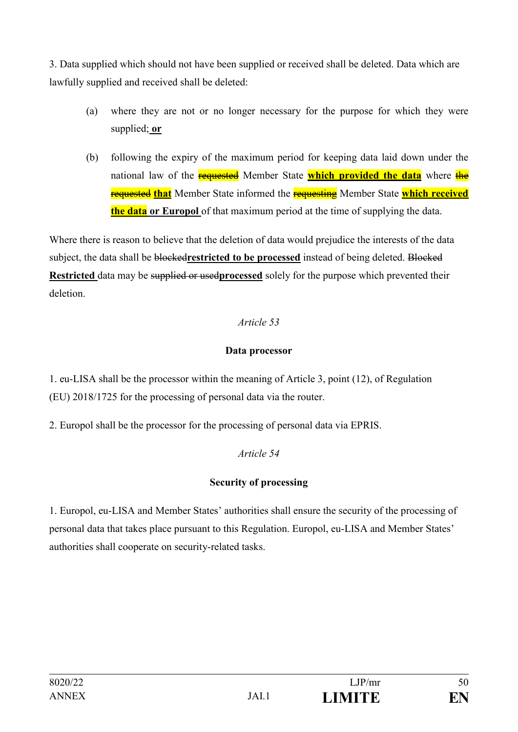3. Data supplied which should not have been supplied or received shall be deleted. Data which are lawfully supplied and received shall be deleted:

(a) where they are not or no longer necessary for the purpose for which they were supplied; **or**

(b) following the expiry of the maximum period for keeping data laid down under the national law of the ~~requested~~ Member State **which provided the data** where ~~the requested~~ **that** Member State informed the ~~requesting~~ Member State **which received the data** **or Europol** of that maximum period at the time of supplying the data.

Where there is reason to believe that the deletion of data would prejudice the interests of the data subject, the data shall be ~~blocked~~**restricted to be processed** instead of being deleted. ~~Blocked~~ **Restricted** data may be ~~supplied or used~~**processed** solely for the purpose which prevented their deletion.

*Article 53*

**Data processor**

1. eu-LISA shall be the processor within the meaning of Article 3, point (12), of Regulation (EU) 2018/1725 for the processing of personal data via the router.

2. Europol shall be the processor for the processing of personal data via EPRIS.

*Article 54*

**Security of processing**

1. Europol, eu-LISA and Member States' authorities shall ensure the security of the processing of personal data that takes place pursuant to this Regulation. Europol, eu-LISA and Member States' authorities shall cooperate on security-related tasks.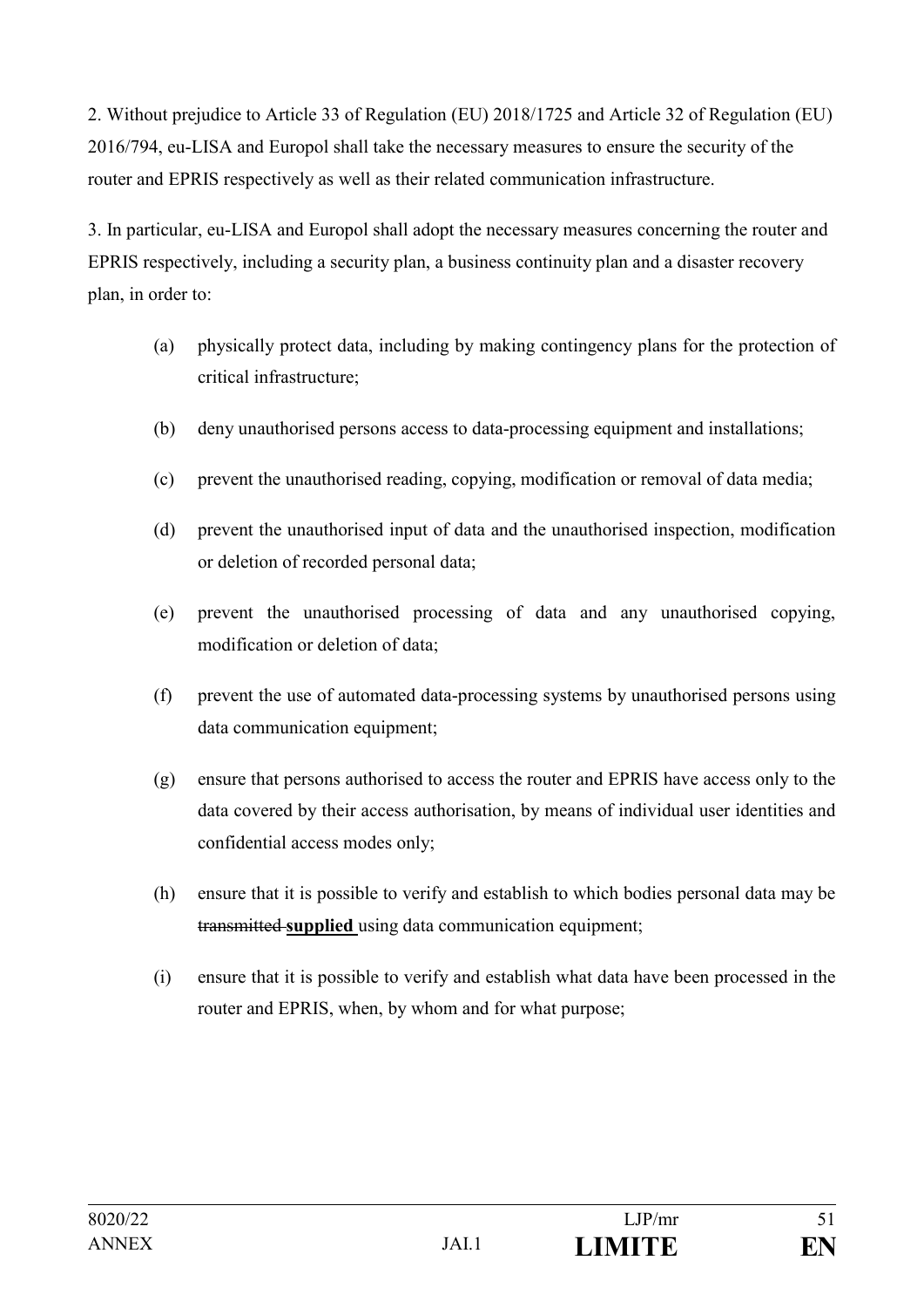2. Without prejudice to Article 33 of Regulation (EU) 2018/1725 and Article 32 of Regulation (EU) 2016/794, eu-LISA and Europol shall take the necessary measures to ensure the security of the router and EPRIS respectively as well as their related communication infrastructure.

3. In particular, eu-LISA and Europol shall adopt the necessary measures concerning the router and EPRIS respectively, including a security plan, a business continuity plan and a disaster recovery plan, in order to:

(a) physically protect data, including by making contingency plans for the protection of critical infrastructure;

(b) deny unauthorised persons access to data-processing equipment and installations;

(c) prevent the unauthorised reading, copying, modification or removal of data media;

(d) prevent the unauthorised input of data and the unauthorised inspection, modification or deletion of recorded personal data;

(e) prevent the unauthorised processing of data and any unauthorised copying, modification or deletion of data;

(f) prevent the use of automated data-processing systems by unauthorised persons using data communication equipment;

(g) ensure that persons authorised to access the router and EPRIS have access only to the data covered by their access authorisation, by means of individual user identities and confidential access modes only;

(h) ensure that it is possible to verify and establish to which bodies personal data may be ~~transmitted~~ **supplied** using data communication equipment;

(i) ensure that it is possible to verify and establish what data have been processed in the router and EPRIS, when, by whom and for what purpose;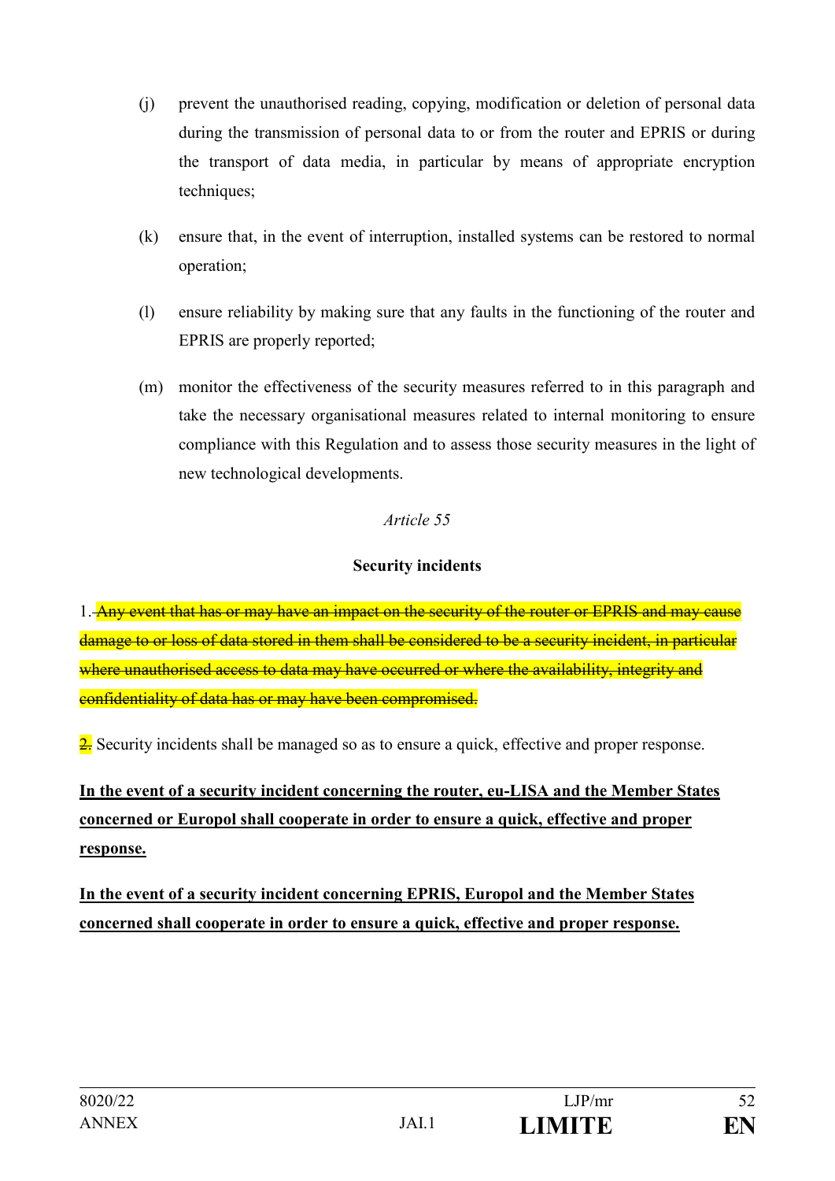(j) prevent the unauthorised reading, copying, modification or deletion of personal data during the transmission of personal data to or from the router and EPRIS or during the transport of data media, in particular by means of appropriate encryption techniques;

(k) ensure that, in the event of interruption, installed systems can be restored to normal operation;

(l) ensure reliability by making sure that any faults in the functioning of the router and EPRIS are properly reported;

(m) monitor the effectiveness of the security measures referred to in this paragraph and take the necessary organisational measures related to internal monitoring to ensure compliance with this Regulation and to assess those security measures in the light of new technological developments.

*Article 55*

**Security incidents**

1. ~~Any event that has or may have an impact on the security of the router or EPRIS and may cause damage to or loss of data stored in them shall be considered to be a security incident, in particular where unauthorised access to data may have occurred or where the availability, integrity and confidentiality of data has or may have been compromised.~~

~~2.~~ Security incidents shall be managed so as to ensure a quick, effective and proper response.

**<u>In the event of a security incident concerning the router, eu-LISA and the Member States concerned or Europol shall cooperate in order to ensure a quick, effective and proper response.</u>**

**<u>In the event of a security incident concerning EPRIS, Europol and the Member States concerned shall cooperate in order to ensure a quick, effective and proper response.</u>**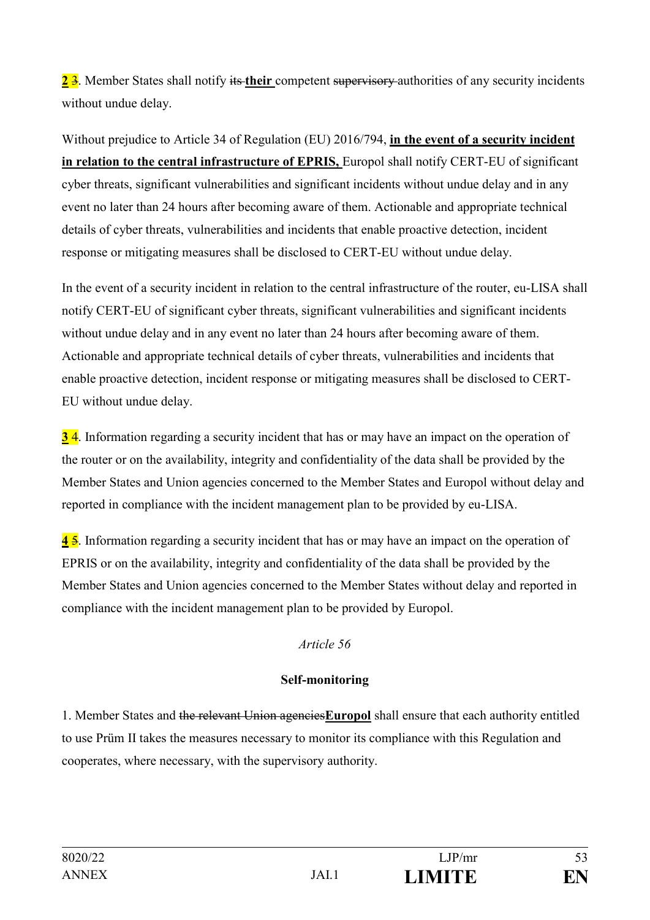**2** ~~3~~. Member States shall notify ~~its~~ **their** competent ~~supervisory~~ authorities of any security incidents without undue delay.

Without prejudice to Article 34 of Regulation (EU) 2016/794, **in the event of a security incident in relation to the central infrastructure of EPRIS,** Europol shall notify CERT-EU of significant cyber threats, significant vulnerabilities and significant incidents without undue delay and in any event no later than 24 hours after becoming aware of them. Actionable and appropriate technical details of cyber threats, vulnerabilities and incidents that enable proactive detection, incident response or mitigating measures shall be disclosed to CERT-EU without undue delay.

In the event of a security incident in relation to the central infrastructure of the router, eu-LISA shall notify CERT-EU of significant cyber threats, significant vulnerabilities and significant incidents without undue delay and in any event no later than 24 hours after becoming aware of them. Actionable and appropriate technical details of cyber threats, vulnerabilities and incidents that enable proactive detection, incident response or mitigating measures shall be disclosed to CERT-EU without undue delay.

**3** 4. Information regarding a security incident that has or may have an impact on the operation of the router or on the availability, integrity and confidentiality of the data shall be provided by the Member States and Union agencies concerned to the Member States and Europol without delay and reported in compliance with the incident management plan to be provided by eu-LISA.

**4** ~~5~~. Information regarding a security incident that has or may have an impact on the operation of EPRIS or on the availability, integrity and confidentiality of the data shall be provided by the Member States and Union agencies concerned to the Member States without delay and reported in compliance with the incident management plan to be provided by Europol.

*Article 56*

**Self-monitoring**

1. Member States and ~~the relevant Union agencies~~**Europol** shall ensure that each authority entitled to use Prüm II takes the measures necessary to monitor its compliance with this Regulation and cooperates, where necessary, with the supervisory authority.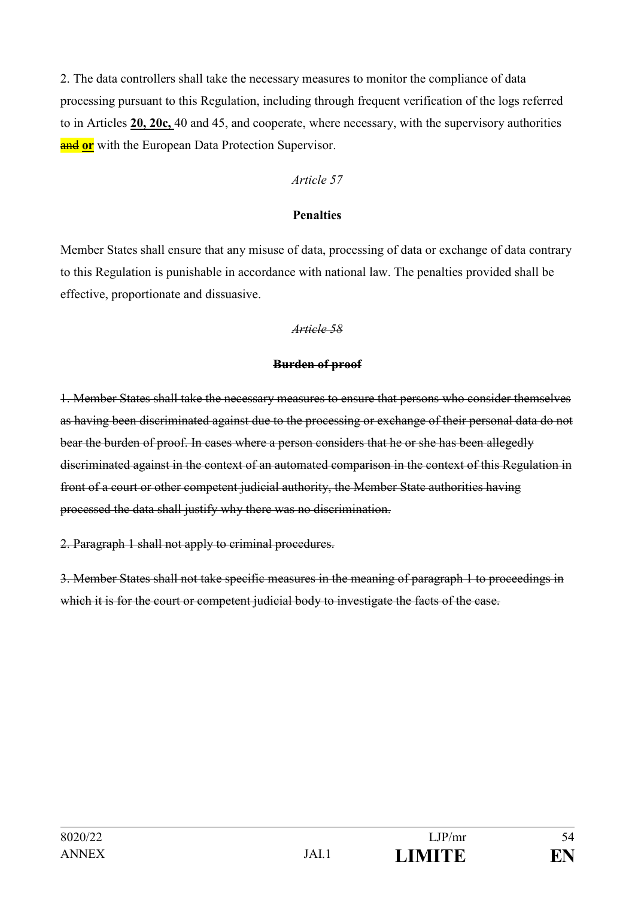2. The data controllers shall take the necessary measures to monitor the compliance of data processing pursuant to this Regulation, including through frequent verification of the logs referred to in Articles **20, 20c,** 40 and 45, and cooperate, where necessary, with the supervisory authorities ~~and~~ **or** with the European Data Protection Supervisor.

*Article 57*

**Penalties**

Member States shall ensure that any misuse of data, processing of data or exchange of data contrary to this Regulation is punishable in accordance with national law. The penalties provided shall be effective, proportionate and dissuasive.

~~*Article 58*~~

~~**Burden of proof**~~

~~1. Member States shall take the necessary measures to ensure that persons who consider themselves as having been discriminated against due to the processing or exchange of their personal data do not bear the burden of proof. In cases where a person considers that he or she has been allegedly discriminated against in the context of an automated comparison in the context of this Regulation in front of a court or other competent judicial authority, the Member State authorities having processed the data shall justify why there was no discrimination.~~

~~2. Paragraph 1 shall not apply to criminal procedures.~~

~~3. Member States shall not take specific measures in the meaning of paragraph 1 to proceedings in which it is for the court or competent judicial body to investigate the facts of the case.~~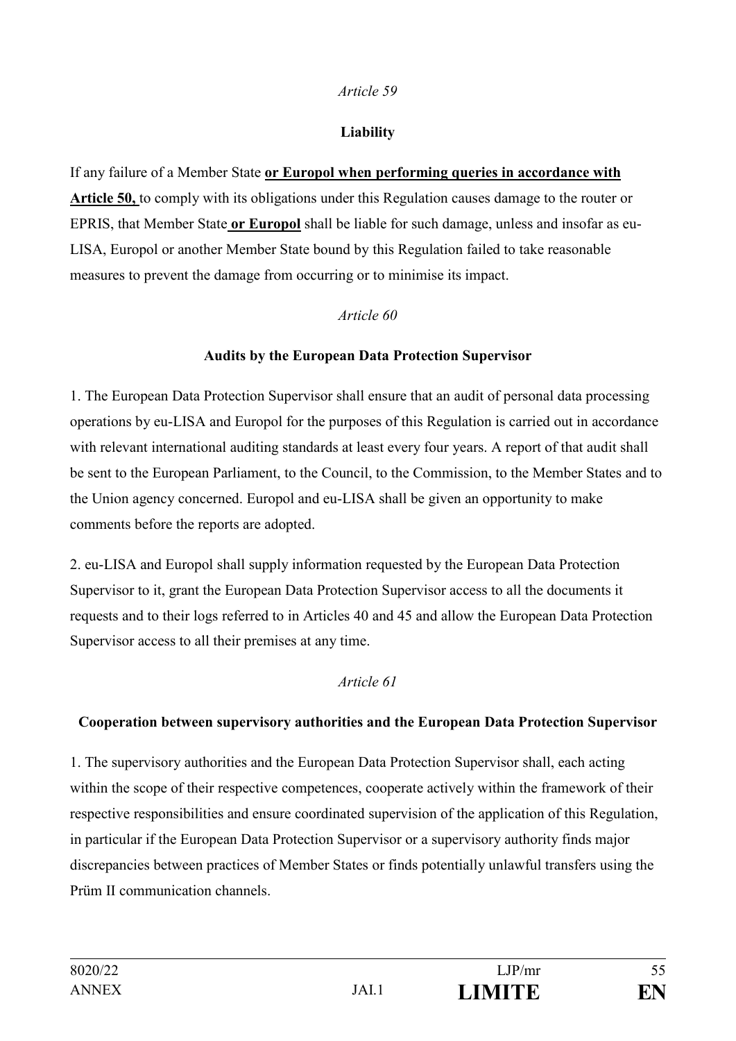*Article 59*

**Liability**

If any failure of a Member State **or Europol when performing queries in accordance with Article 50,** to comply with its obligations under this Regulation causes damage to the router or EPRIS, that Member State **or Europol** shall be liable for such damage, unless and insofar as eu-LISA, Europol or another Member State bound by this Regulation failed to take reasonable measures to prevent the damage from occurring or to minimise its impact.

*Article 60*

**Audits by the European Data Protection Supervisor**

1. The European Data Protection Supervisor shall ensure that an audit of personal data processing operations by eu-LISA and Europol for the purposes of this Regulation is carried out in accordance with relevant international auditing standards at least every four years. A report of that audit shall be sent to the European Parliament, to the Council, to the Commission, to the Member States and to the Union agency concerned. Europol and eu-LISA shall be given an opportunity to make comments before the reports are adopted.

2. eu-LISA and Europol shall supply information requested by the European Data Protection Supervisor to it, grant the European Data Protection Supervisor access to all the documents it requests and to their logs referred to in Articles 40 and 45 and allow the European Data Protection Supervisor access to all their premises at any time.

*Article 61*

**Cooperation between supervisory authorities and the European Data Protection Supervisor**

1. The supervisory authorities and the European Data Protection Supervisor shall, each acting within the scope of their respective competences, cooperate actively within the framework of their respective responsibilities and ensure coordinated supervision of the application of this Regulation, in particular if the European Data Protection Supervisor or a supervisory authority finds major discrepancies between practices of Member States or finds potentially unlawful transfers using the Prüm II communication channels.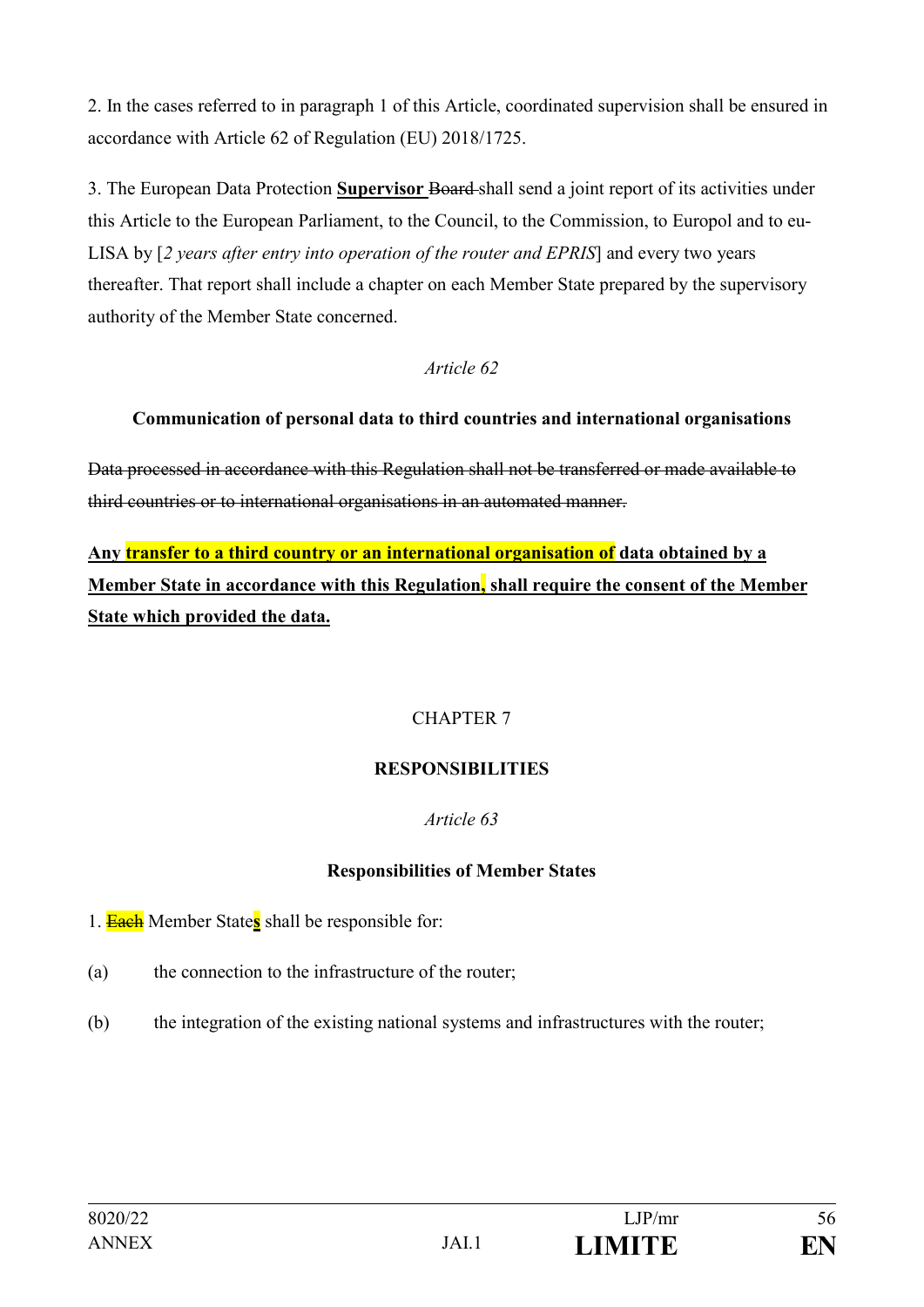2. In the cases referred to in paragraph 1 of this Article, coordinated supervision shall be ensured in accordance with Article 62 of Regulation (EU) 2018/1725.

3. The European Data Protection **<u>Supervisor</u>** ~~Board~~ shall send a joint report of its activities under this Article to the European Parliament, to the Council, to the Commission, to Europol and to eu-LISA by [*2 years after entry into operation of the router and EPRIS*] and every two years thereafter. That report shall include a chapter on each Member State prepared by the supervisory authority of the Member State concerned.

*Article 62*

**Communication of personal data to third countries and international organisations**

~~Data processed in accordance with this Regulation shall not be transferred or made available to third countries or to international organisations in an automated manner.~~

**<u>Any transfer to a third country or an international organisation of data obtained by a Member State in accordance with this Regulation, shall require the consent of the Member State which provided the data.</u>**

CHAPTER 7

**RESPONSIBILITIES**

*Article 63*

**Responsibilities of Member States**

1. ~~Each~~ Member State**s** shall be responsible for:

(a) the connection to the infrastructure of the router;

(b) the integration of the existing national systems and infrastructures with the router;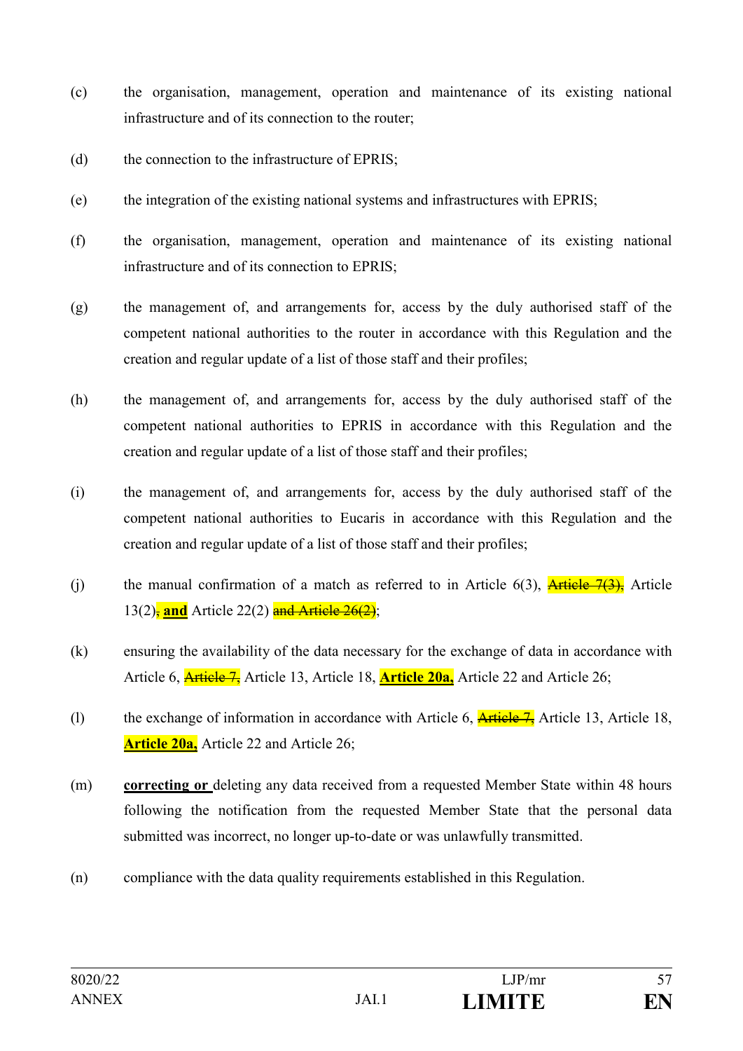(c) the organisation, management, operation and maintenance of its existing national infrastructure and of its connection to the router;

(d) the connection to the infrastructure of EPRIS;

(e) the integration of the existing national systems and infrastructures with EPRIS;

(f) the organisation, management, operation and maintenance of its existing national infrastructure and of its connection to EPRIS;

(g) the management of, and arrangements for, access by the duly authorised staff of the competent national authorities to the router in accordance with this Regulation and the creation and regular update of a list of those staff and their profiles;

(h) the management of, and arrangements for, access by the duly authorised staff of the competent national authorities to EPRIS in accordance with this Regulation and the creation and regular update of a list of those staff and their profiles;

(i) the management of, and arrangements for, access by the duly authorised staff of the competent national authorities to Eucaris in accordance with this Regulation and the creation and regular update of a list of those staff and their profiles;

(j) the manual confirmation of a match as referred to in Article 6(3), ~~Article 7(3),~~ Article 13(2)~~,~~ **and** Article 22(2) ~~and Article 26(2)~~;

(k) ensuring the availability of the data necessary for the exchange of data in accordance with Article 6, ~~Article 7,~~ Article 13, Article 18, **Article 20a,** Article 22 and Article 26;

(l) the exchange of information in accordance with Article 6, ~~Article 7,~~ Article 13, Article 18, **Article 20a,** Article 22 and Article 26;

(m) **correcting or** deleting any data received from a requested Member State within 48 hours following the notification from the requested Member State that the personal data submitted was incorrect, no longer up-to-date or was unlawfully transmitted.

(n) compliance with the data quality requirements established in this Regulation.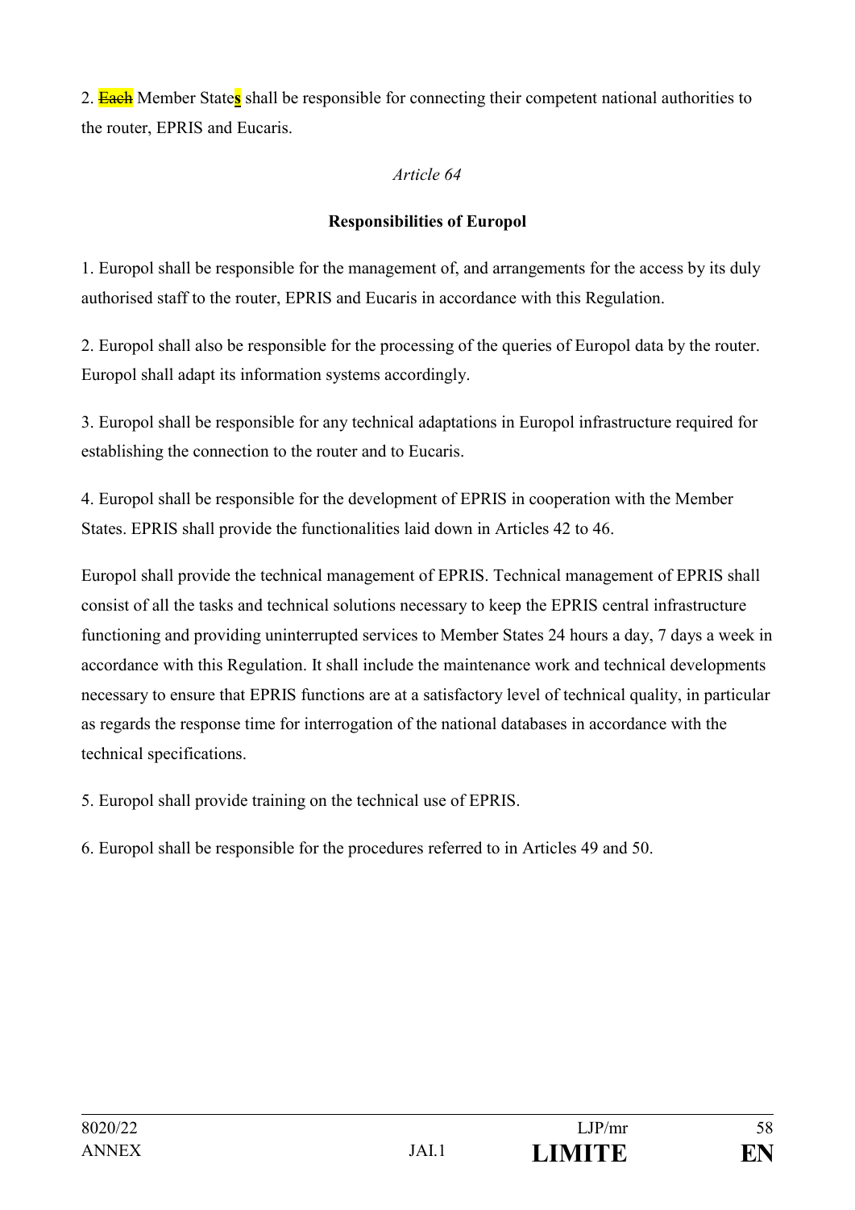2. ~~Each~~ Member States shall be responsible for connecting their competent national authorities to the router, EPRIS and Eucaris.

*Article 64*

**Responsibilities of Europol**

1. Europol shall be responsible for the management of, and arrangements for the access by its duly authorised staff to the router, EPRIS and Eucaris in accordance with this Regulation.

2. Europol shall also be responsible for the processing of the queries of Europol data by the router. Europol shall adapt its information systems accordingly.

3. Europol shall be responsible for any technical adaptations in Europol infrastructure required for establishing the connection to the router and to Eucaris.

4. Europol shall be responsible for the development of EPRIS in cooperation with the Member States. EPRIS shall provide the functionalities laid down in Articles 42 to 46.

Europol shall provide the technical management of EPRIS. Technical management of EPRIS shall consist of all the tasks and technical solutions necessary to keep the EPRIS central infrastructure functioning and providing uninterrupted services to Member States 24 hours a day, 7 days a week in accordance with this Regulation. It shall include the maintenance work and technical developments necessary to ensure that EPRIS functions are at a satisfactory level of technical quality, in particular as regards the response time for interrogation of the national databases in accordance with the technical specifications.

5. Europol shall provide training on the technical use of EPRIS.

6. Europol shall be responsible for the procedures referred to in Articles 49 and 50.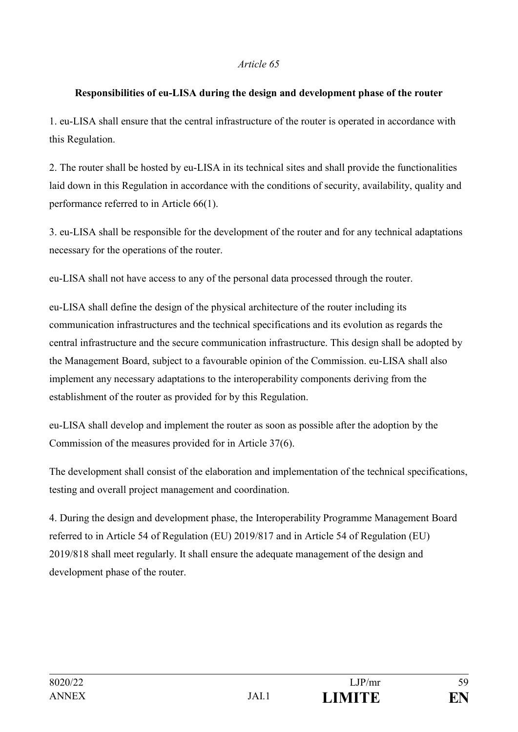*Article 65*

**Responsibilities of eu-LISA during the design and development phase of the router**

1. eu-LISA shall ensure that the central infrastructure of the router is operated in accordance with this Regulation.

2. The router shall be hosted by eu-LISA in its technical sites and shall provide the functionalities laid down in this Regulation in accordance with the conditions of security, availability, quality and performance referred to in Article 66(1).

3. eu-LISA shall be responsible for the development of the router and for any technical adaptations necessary for the operations of the router.

eu-LISA shall not have access to any of the personal data processed through the router.

eu-LISA shall define the design of the physical architecture of the router including its communication infrastructures and the technical specifications and its evolution as regards the central infrastructure and the secure communication infrastructure. This design shall be adopted by the Management Board, subject to a favourable opinion of the Commission. eu-LISA shall also implement any necessary adaptations to the interoperability components deriving from the establishment of the router as provided for by this Regulation.

eu-LISA shall develop and implement the router as soon as possible after the adoption by the Commission of the measures provided for in Article 37(6).

The development shall consist of the elaboration and implementation of the technical specifications, testing and overall project management and coordination.

4. During the design and development phase, the Interoperability Programme Management Board referred to in Article 54 of Regulation (EU) 2019/817 and in Article 54 of Regulation (EU) 2019/818 shall meet regularly. It shall ensure the adequate management of the design and development phase of the router.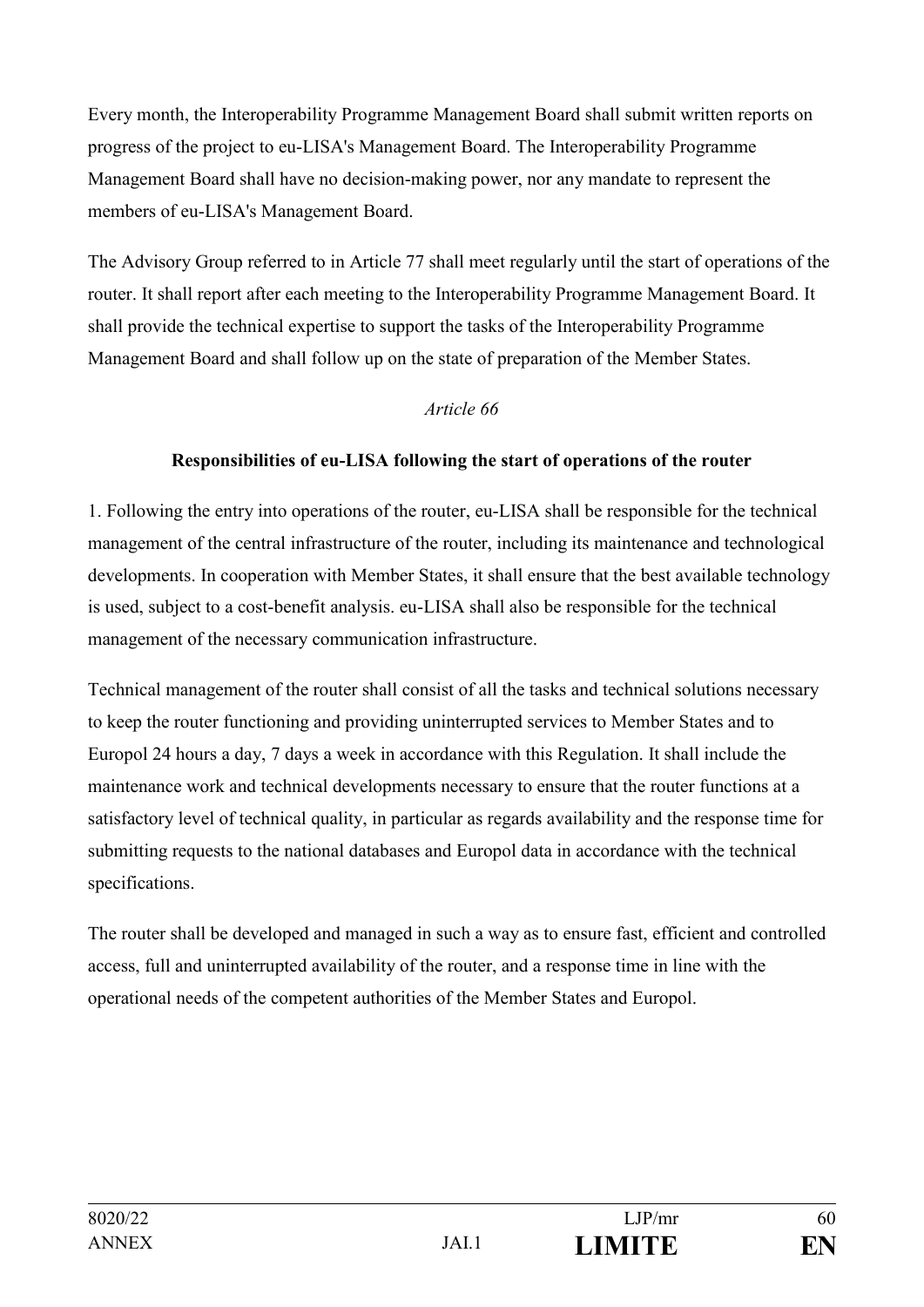Every month, the Interoperability Programme Management Board shall submit written reports on progress of the project to eu-LISA's Management Board. The Interoperability Programme Management Board shall have no decision-making power, nor any mandate to represent the members of eu-LISA's Management Board.

The Advisory Group referred to in Article 77 shall meet regularly until the start of operations of the router. It shall report after each meeting to the Interoperability Programme Management Board. It shall provide the technical expertise to support the tasks of the Interoperability Programme Management Board and shall follow up on the state of preparation of the Member States.

*Article 66*

**Responsibilities of eu-LISA following the start of operations of the router**

1. Following the entry into operations of the router, eu-LISA shall be responsible for the technical management of the central infrastructure of the router, including its maintenance and technological developments. In cooperation with Member States, it shall ensure that the best available technology is used, subject to a cost-benefit analysis. eu-LISA shall also be responsible for the technical management of the necessary communication infrastructure.

Technical management of the router shall consist of all the tasks and technical solutions necessary to keep the router functioning and providing uninterrupted services to Member States and to Europol 24 hours a day, 7 days a week in accordance with this Regulation. It shall include the maintenance work and technical developments necessary to ensure that the router functions at a satisfactory level of technical quality, in particular as regards availability and the response time for submitting requests to the national databases and Europol data in accordance with the technical specifications.

The router shall be developed and managed in such a way as to ensure fast, efficient and controlled access, full and uninterrupted availability of the router, and a response time in line with the operational needs of the competent authorities of the Member States and Europol.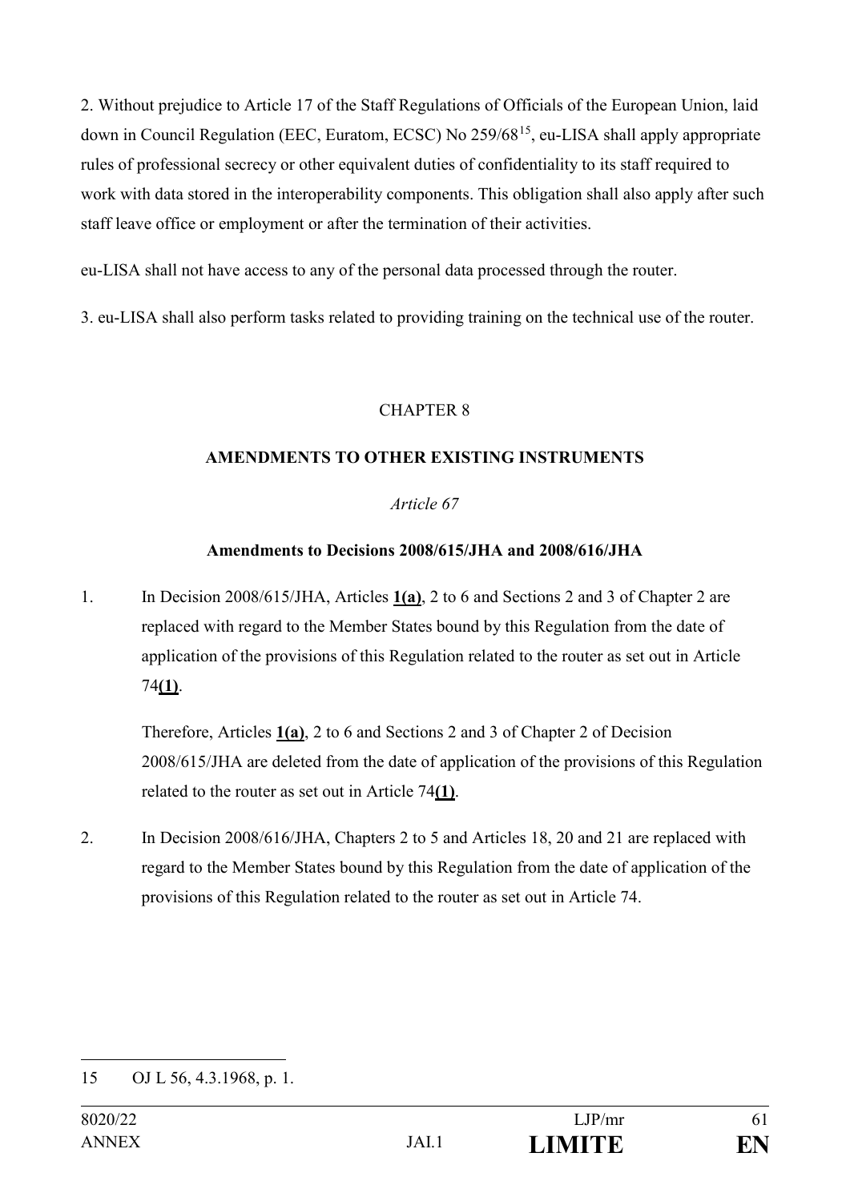2. Without prejudice to Article 17 of the Staff Regulations of Officials of the European Union, laid down in Council Regulation (EEC, Euratom, ECSC) No 259/68[15], eu-LISA shall apply appropriate rules of professional secrecy or other equivalent duties of confidentiality to its staff required to work with data stored in the interoperability components. This obligation shall also apply after such staff leave office or employment or after the termination of their activities.

eu-LISA shall not have access to any of the personal data processed through the router.

3. eu-LISA shall also perform tasks related to providing training on the technical use of the router.

## CHAPTER 8

## AMENDMENTS TO OTHER EXISTING INSTRUMENTS

*Article 67*

**Amendments to Decisions 2008/615/JHA and 2008/616/JHA**

1. In Decision 2008/615/JHA, Articles **1(a)**, 2 to 6 and Sections 2 and 3 of Chapter 2 are replaced with regard to the Member States bound by this Regulation from the date of application of the provisions of this Regulation related to the router as set out in Article 74**(1)**.

   Therefore, Articles **1(a)**, 2 to 6 and Sections 2 and 3 of Chapter 2 of Decision 2008/615/JHA are deleted from the date of application of the provisions of this Regulation related to the router as set out in Article 74**(1)**.

2. In Decision 2008/616/JHA, Chapters 2 to 5 and Articles 18, 20 and 21 are replaced with regard to the Member States bound by this Regulation from the date of application of the provisions of this Regulation related to the router as set out in Article 74.

---

15 OJ L 56, 4.3.1968, p. 1.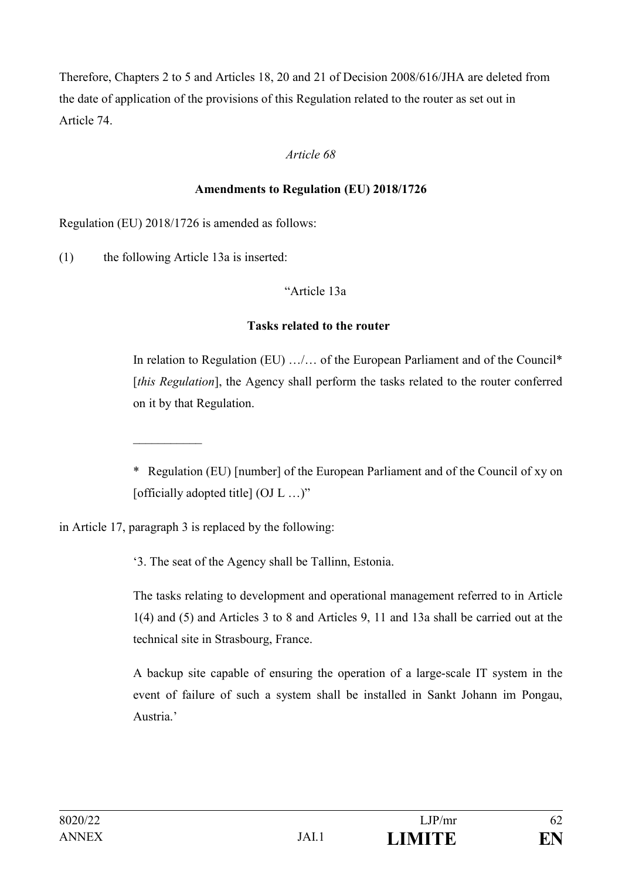Therefore, Chapters 2 to 5 and Articles 18, 20 and 21 of Decision 2008/616/JHA are deleted from the date of application of the provisions of this Regulation related to the router as set out in Article 74.

*Article 68*

**Amendments to Regulation (EU) 2018/1726**

Regulation (EU) 2018/1726 is amended as follows:

(1) the following Article 13a is inserted:

"Article 13a

**Tasks related to the router**

In relation to Regulation (EU) …/… of the European Parliament and of the Council* [*this Regulation*], the Agency shall perform the tasks related to the router conferred on it by that Regulation.

___________

\* Regulation (EU) [number] of the European Parliament and of the Council of xy on [officially adopted title] (OJ L …)"

in Article 17, paragraph 3 is replaced by the following:

'3. The seat of the Agency shall be Tallinn, Estonia.

The tasks relating to development and operational management referred to in Article 1(4) and (5) and Articles 3 to 8 and Articles 9, 11 and 13a shall be carried out at the technical site in Strasbourg, France.

A backup site capable of ensuring the operation of a large-scale IT system in the event of failure of such a system shall be installed in Sankt Johann im Pongau, Austria.'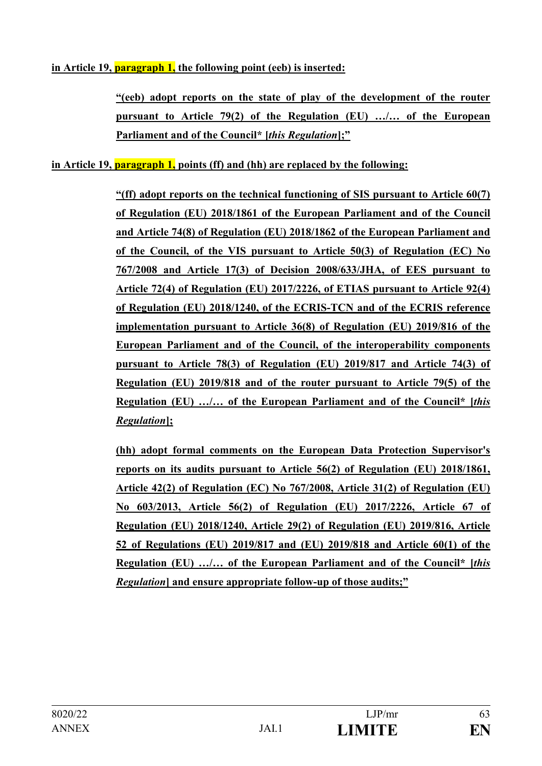**in Article 19, paragraph 1, the following point (eeb) is inserted:**

> **"(eeb) adopt reports on the state of play of the development of the router pursuant to Article 79(2) of the Regulation (EU) …/… of the European Parliament and of the Council* [*this Regulation*];"**

**in Article 19, paragraph 1, points (ff) and (hh) are replaced by the following:**

> **"(ff) adopt reports on the technical functioning of SIS pursuant to Article 60(7) of Regulation (EU) 2018/1861 of the European Parliament and of the Council and Article 74(8) of Regulation (EU) 2018/1862 of the European Parliament and of the Council, of the VIS pursuant to Article 50(3) of Regulation (EC) No 767/2008 and Article 17(3) of Decision 2008/633/JHA, of EES pursuant to Article 72(4) of Regulation (EU) 2017/2226, of ETIAS pursuant to Article 92(4) of Regulation (EU) 2018/1240, of the ECRIS-TCN and of the ECRIS reference implementation pursuant to Article 36(8) of Regulation (EU) 2019/816 of the European Parliament and of the Council, of the interoperability components pursuant to Article 78(3) of Regulation (EU) 2019/817 and Article 74(3) of Regulation (EU) 2019/818 and of the router pursuant to Article 79(5) of the Regulation (EU) …/… of the European Parliament and of the Council* [*this Regulation*];**
>
> **(hh) adopt formal comments on the European Data Protection Supervisor's reports on its audits pursuant to Article 56(2) of Regulation (EU) 2018/1861, Article 42(2) of Regulation (EC) No 767/2008, Article 31(2) of Regulation (EU) No 603/2013, Article 56(2) of Regulation (EU) 2017/2226, Article 67 of Regulation (EU) 2018/1240, Article 29(2) of Regulation (EU) 2019/816, Article 52 of Regulations (EU) 2019/817 and (EU) 2019/818 and Article 60(1) of the Regulation (EU) …/… of the European Parliament and of the Council* [*this Regulation*] and ensure appropriate follow-up of those audits;"**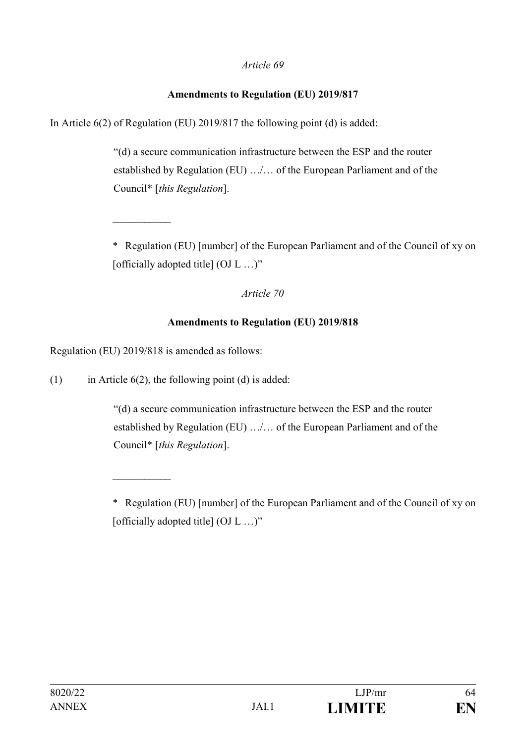*Article 69*

**Amendments to Regulation (EU) 2019/817**

In Article 6(2) of Regulation (EU) 2019/817 the following point (d) is added:

> "(d) a secure communication infrastructure between the ESP and the router established by Regulation (EU) …/… of the European Parliament and of the Council* [*this Regulation*].
>
> ___________
>
> * Regulation (EU) [number] of the European Parliament and of the Council of xy on [officially adopted title] (OJ L …)"

*Article 70*

**Amendments to Regulation (EU) 2019/818**

Regulation (EU) 2019/818 is amended as follows:

(1) in Article 6(2), the following point (d) is added:

> "(d) a secure communication infrastructure between the ESP and the router established by Regulation (EU) …/… of the European Parliament and of the Council* [*this Regulation*].
>
> ___________
>
> * Regulation (EU) [number] of the European Parliament and of the Council of xy on [officially adopted title] (OJ L …)"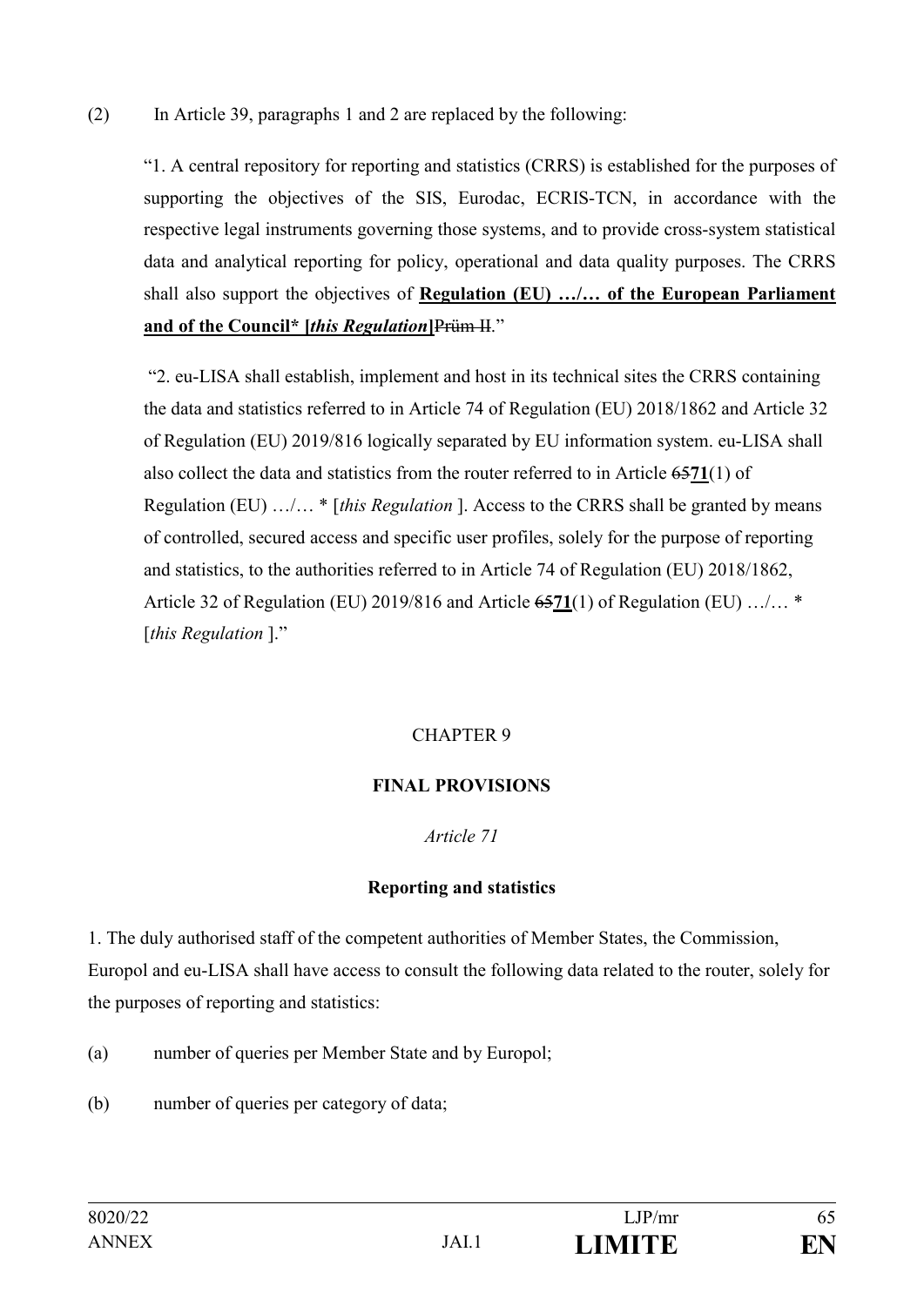(2) In Article 39, paragraphs 1 and 2 are replaced by the following:

"1. A central repository for reporting and statistics (CRRS) is established for the purposes of supporting the objectives of the SIS, Eurodac, ECRIS-TCN, in accordance with the respective legal instruments governing those systems, and to provide cross-system statistical data and analytical reporting for policy, operational and data quality purposes. The CRRS shall also support the objectives of **Regulation (EU) …/… of the European Parliament and of the Council\* [*this Regulation*]**~~Prüm II~~."

"2. eu-LISA shall establish, implement and host in its technical sites the CRRS containing the data and statistics referred to in Article 74 of Regulation (EU) 2018/1862 and Article 32 of Regulation (EU) 2019/816 logically separated by EU information system. eu-LISA shall also collect the data and statistics from the router referred to in Article ~~65~~**71**(1) of Regulation (EU) …/… \* [*this Regulation* ]. Access to the CRRS shall be granted by means of controlled, secured access and specific user profiles, solely for the purpose of reporting and statistics, to the authorities referred to in Article 74 of Regulation (EU) 2018/1862, Article 32 of Regulation (EU) 2019/816 and Article ~~65~~**71**(1) of Regulation (EU) …/… \* [*this Regulation* ]."

CHAPTER 9

**FINAL PROVISIONS**

*Article 71*

**Reporting and statistics**

1. The duly authorised staff of the competent authorities of Member States, the Commission, Europol and eu-LISA shall have access to consult the following data related to the router, solely for the purposes of reporting and statistics:

(a) number of queries per Member State and by Europol;

(b) number of queries per category of data;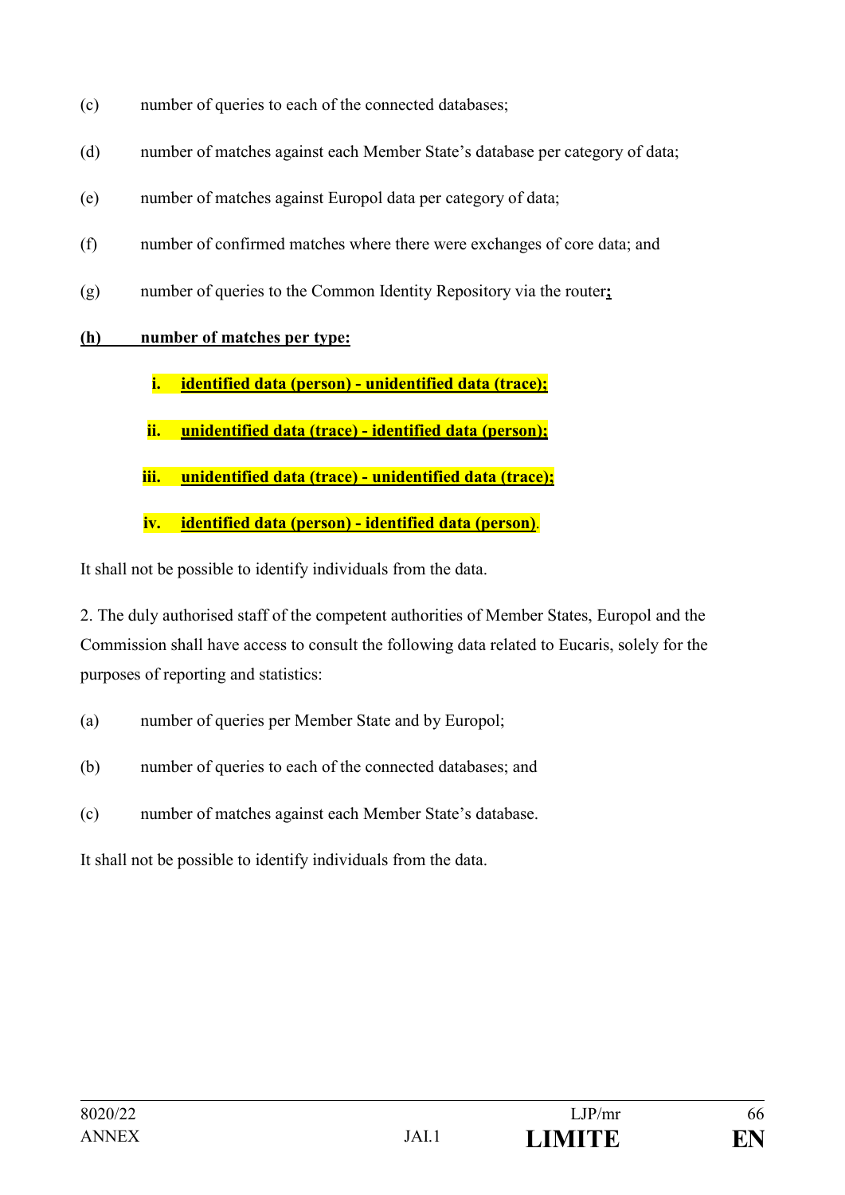(c) number of queries to each of the connected databases;

(d) number of matches against each Member State's database per category of data;

(e) number of matches against Europol data per category of data;

(f) number of confirmed matches where there were exchanges of core data; and

(g) number of queries to the Common Identity Repository via the router**;**

**(h) number of matches per type:**

- **i. identified data (person) - unidentified data (trace);**
- **ii. unidentified data (trace) - identified data (person);**
- **iii. unidentified data (trace) - unidentified data (trace);**
- **iv. identified data (person) - identified data (person)**.

It shall not be possible to identify individuals from the data.

2. The duly authorised staff of the competent authorities of Member States, Europol and the Commission shall have access to consult the following data related to Eucaris, solely for the purposes of reporting and statistics:

(a) number of queries per Member State and by Europol;

(b) number of queries to each of the connected databases; and

(c) number of matches against each Member State's database.

It shall not be possible to identify individuals from the data.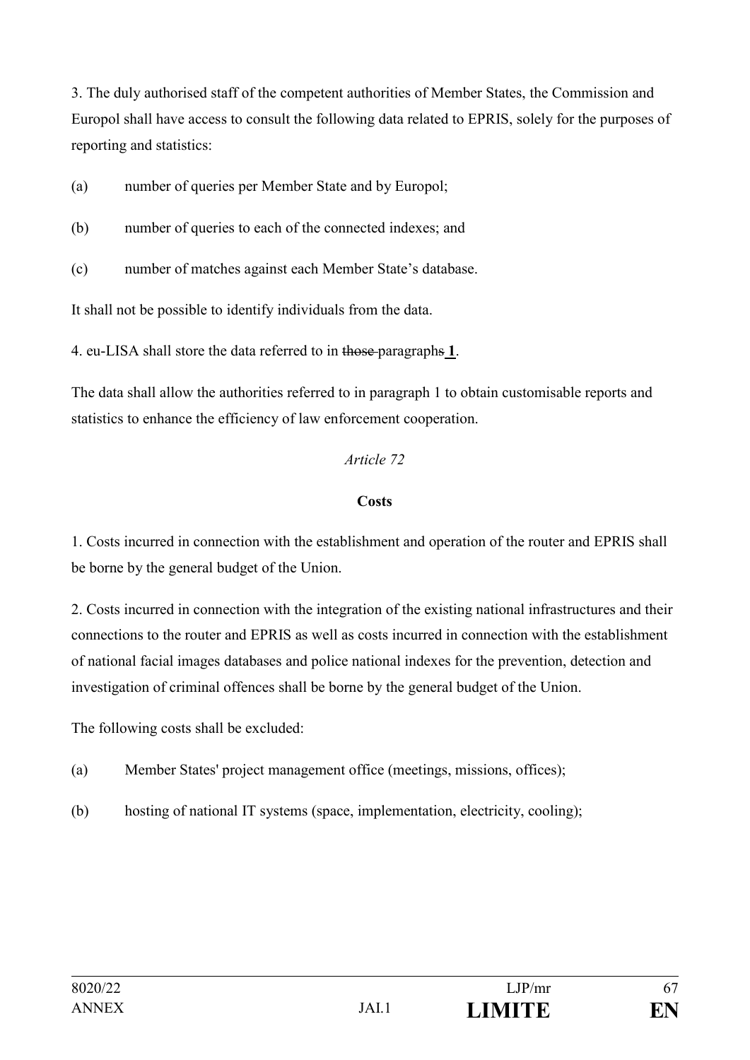3. The duly authorised staff of the competent authorities of Member States, the Commission and Europol shall have access to consult the following data related to EPRIS, solely for the purposes of reporting and statistics:

(a) number of queries per Member State and by Europol;

(b) number of queries to each of the connected indexes; and

(c) number of matches against each Member State's database.

It shall not be possible to identify individuals from the data.

4. eu-LISA shall store the data referred to in ~~those~~ paragraph~~s~~ **1**.

The data shall allow the authorities referred to in paragraph 1 to obtain customisable reports and statistics to enhance the efficiency of law enforcement cooperation.

*Article 72*

**Costs**

1. Costs incurred in connection with the establishment and operation of the router and EPRIS shall be borne by the general budget of the Union.

2. Costs incurred in connection with the integration of the existing national infrastructures and their connections to the router and EPRIS as well as costs incurred in connection with the establishment of national facial images databases and police national indexes for the prevention, detection and investigation of criminal offences shall be borne by the general budget of the Union.

The following costs shall be excluded:

(a) Member States' project management office (meetings, missions, offices);

(b) hosting of national IT systems (space, implementation, electricity, cooling);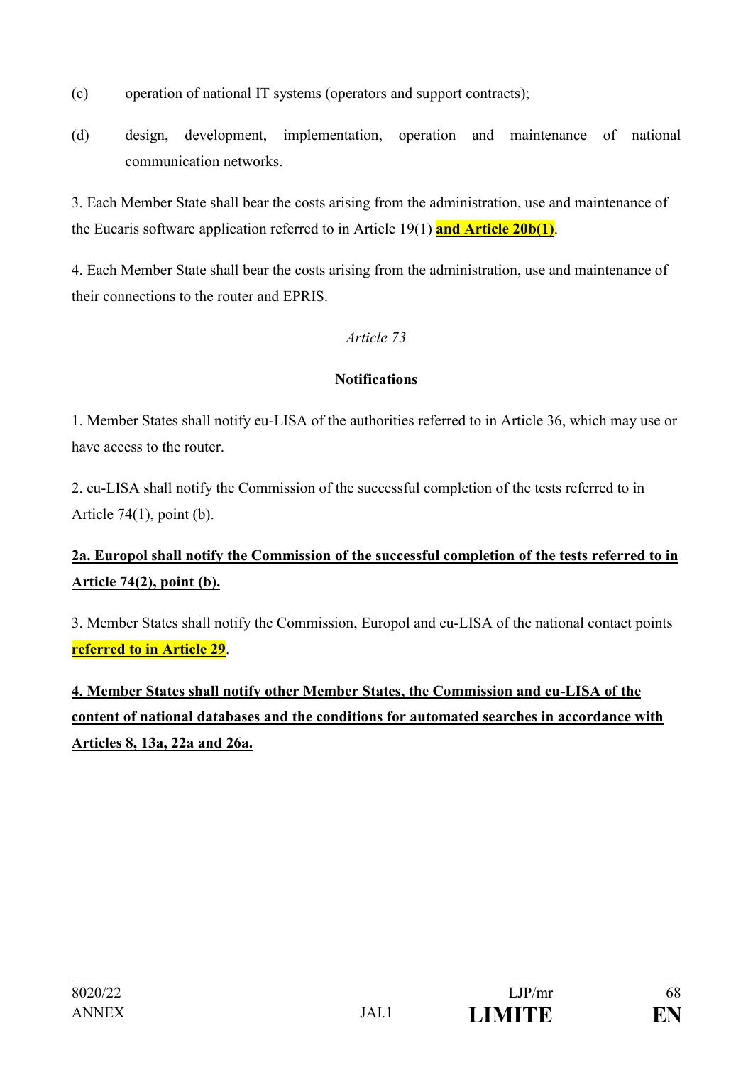(c) operation of national IT systems (operators and support contracts);

(d) design, development, implementation, operation and maintenance of national communication networks.

3. Each Member State shall bear the costs arising from the administration, use and maintenance of the Eucaris software application referred to in Article 19(1) **<u>and Article 20b(1)</u>**.

4. Each Member State shall bear the costs arising from the administration, use and maintenance of their connections to the router and EPRIS.

*Article 73*

**Notifications**

1. Member States shall notify eu-LISA of the authorities referred to in Article 36, which may use or have access to the router.

2. eu-LISA shall notify the Commission of the successful completion of the tests referred to in Article 74(1), point (b).

**<u>2a. Europol shall notify the Commission of the successful completion of the tests referred to in Article 74(2), point (b).</u>**

3. Member States shall notify the Commission, Europol and eu-LISA of the national contact points **<u>referred to in Article 29</u>**.

**<u>4. Member States shall notify other Member States, the Commission and eu-LISA of the content of national databases and the conditions for automated searches in accordance with Articles 8, 13a, 22a and 26a.</u>**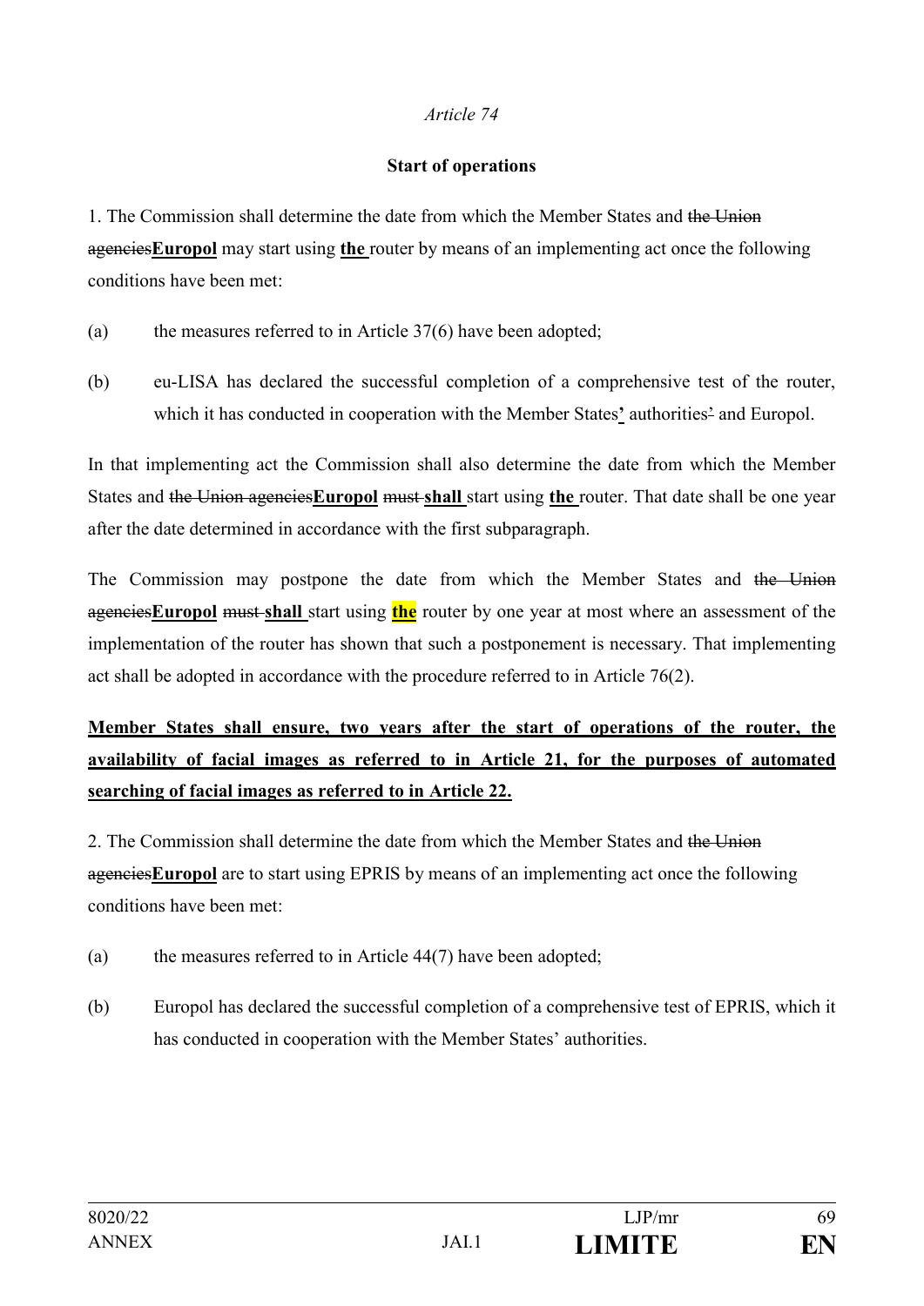*Article 74*

**Start of operations**

1. The Commission shall determine the date from which the Member States and ~~the Union agencies~~**Europol** may start using **the** router by means of an implementing act once the following conditions have been met:

(a) the measures referred to in Article 37(6) have been adopted;

(b) eu-LISA has declared the successful completion of a comprehensive test of the router, which it has conducted in cooperation with the Member States**'** authorities~~'~~ and Europol.

In that implementing act the Commission shall also determine the date from which the Member States and ~~the Union agencies~~**Europol** ~~must~~ **shall** start using **the** router. That date shall be one year after the date determined in accordance with the first subparagraph.

The Commission may postpone the date from which the Member States and ~~the Union agencies~~**Europol** ~~must~~ **shall** start using **the** router by one year at most where an assessment of the implementation of the router has shown that such a postponement is necessary. That implementing act shall be adopted in accordance with the procedure referred to in Article 76(2).

**Member States shall ensure, two years after the start of operations of the router, the availability of facial images as referred to in Article 21, for the purposes of automated searching of facial images as referred to in Article 22.**

2. The Commission shall determine the date from which the Member States and ~~the Union agencies~~**Europol** are to start using EPRIS by means of an implementing act once the following conditions have been met:

(a) the measures referred to in Article 44(7) have been adopted;

(b) Europol has declared the successful completion of a comprehensive test of EPRIS, which it has conducted in cooperation with the Member States' authorities.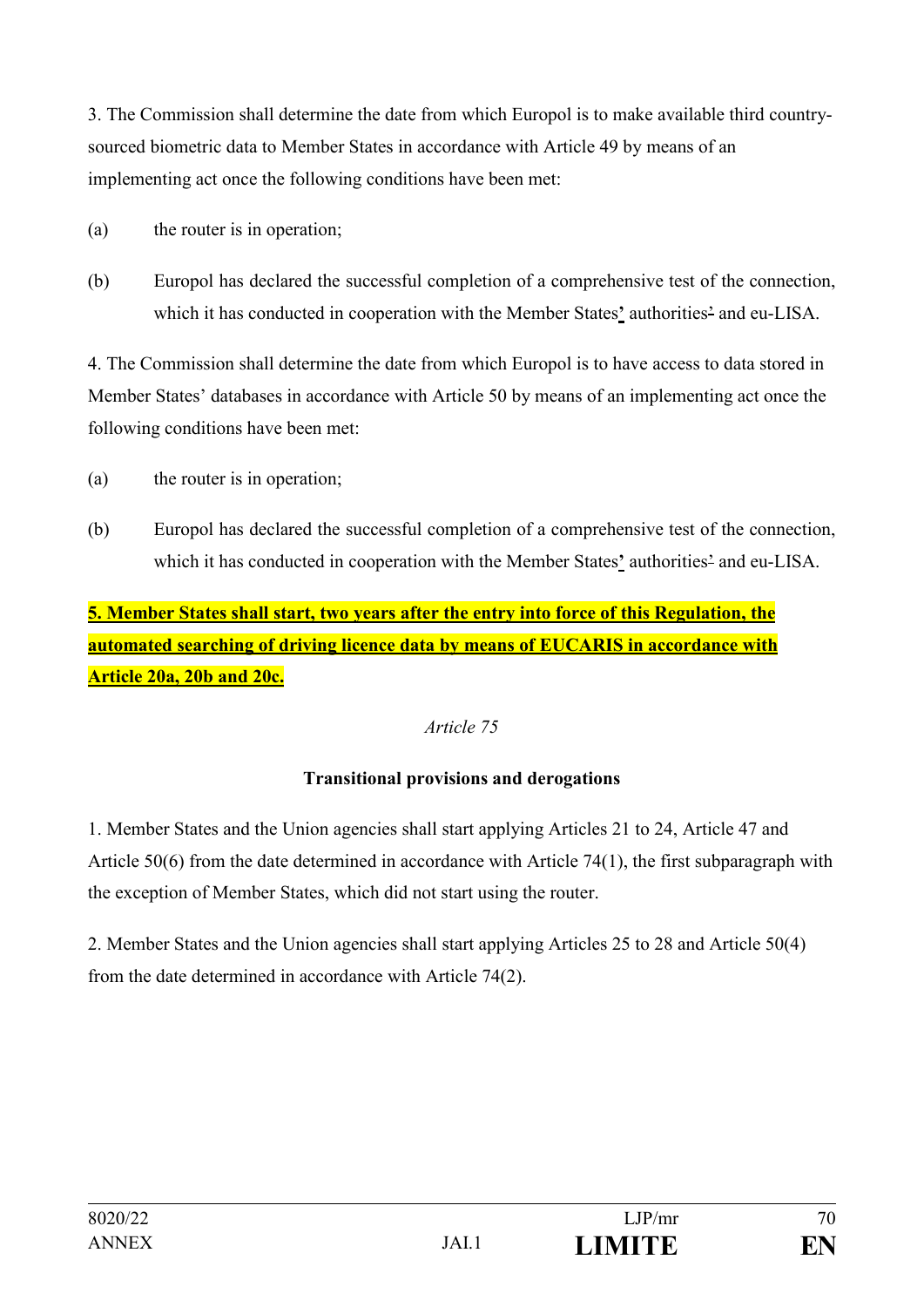3. The Commission shall determine the date from which Europol is to make available third country-sourced biometric data to Member States in accordance with Article 49 by means of an implementing act once the following conditions have been met:

(a) the router is in operation;

(b) Europol has declared the successful completion of a comprehensive test of the connection, which it has conducted in cooperation with the Member States' authorities and eu-LISA.

4. The Commission shall determine the date from which Europol is to have access to data stored in Member States' databases in accordance with Article 50 by means of an implementing act once the following conditions have been met:

(a) the router is in operation;

(b) Europol has declared the successful completion of a comprehensive test of the connection, which it has conducted in cooperation with the Member States' authorities and eu-LISA.

**5. Member States shall start, two years after the entry into force of this Regulation, the automated searching of driving licence data by means of EUCARIS in accordance with Article 20a, 20b and 20c.**

*Article 75*

**Transitional provisions and derogations**

1. Member States and the Union agencies shall start applying Articles 21 to 24, Article 47 and Article 50(6) from the date determined in accordance with Article 74(1), the first subparagraph with the exception of Member States, which did not start using the router.

2. Member States and the Union agencies shall start applying Articles 25 to 28 and Article 50(4) from the date determined in accordance with Article 74(2).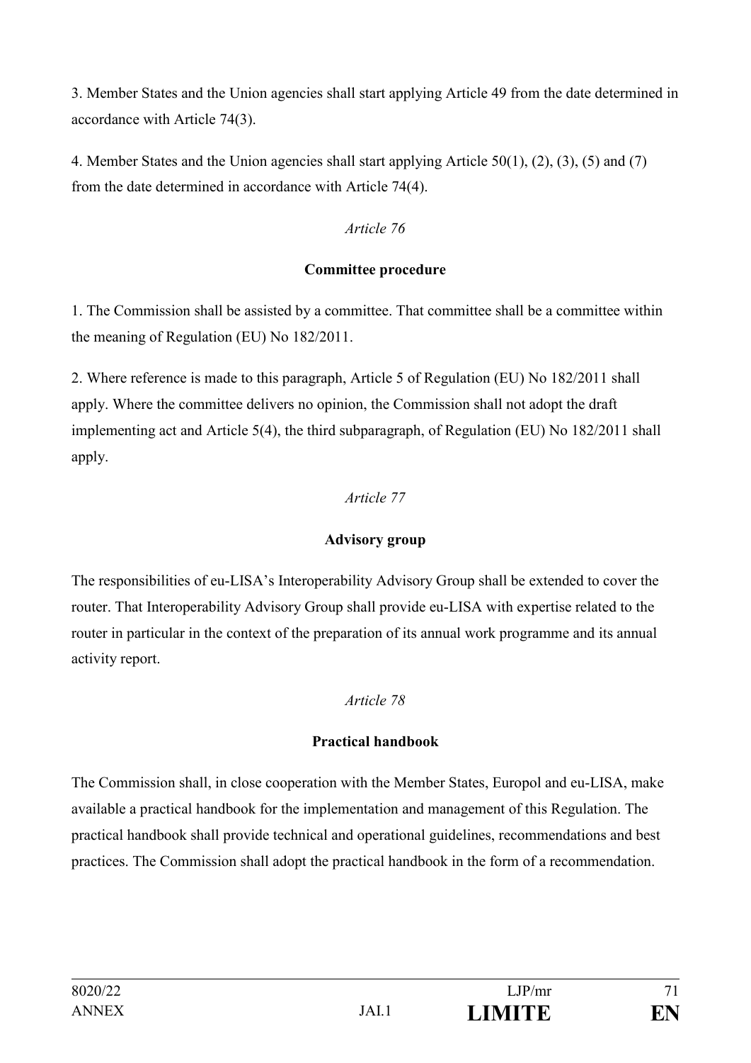3. Member States and the Union agencies shall start applying Article 49 from the date determined in accordance with Article 74(3).

4. Member States and the Union agencies shall start applying Article 50(1), (2), (3), (5) and (7) from the date determined in accordance with Article 74(4).

*Article 76*

**Committee procedure**

1. The Commission shall be assisted by a committee. That committee shall be a committee within the meaning of Regulation (EU) No 182/2011.

2. Where reference is made to this paragraph, Article 5 of Regulation (EU) No 182/2011 shall apply. Where the committee delivers no opinion, the Commission shall not adopt the draft implementing act and Article 5(4), the third subparagraph, of Regulation (EU) No 182/2011 shall apply.

*Article 77*

**Advisory group**

The responsibilities of eu-LISA's Interoperability Advisory Group shall be extended to cover the router. That Interoperability Advisory Group shall provide eu-LISA with expertise related to the router in particular in the context of the preparation of its annual work programme and its annual activity report.

*Article 78*

**Practical handbook**

The Commission shall, in close cooperation with the Member States, Europol and eu-LISA, make available a practical handbook for the implementation and management of this Regulation. The practical handbook shall provide technical and operational guidelines, recommendations and best practices. The Commission shall adopt the practical handbook in the form of a recommendation.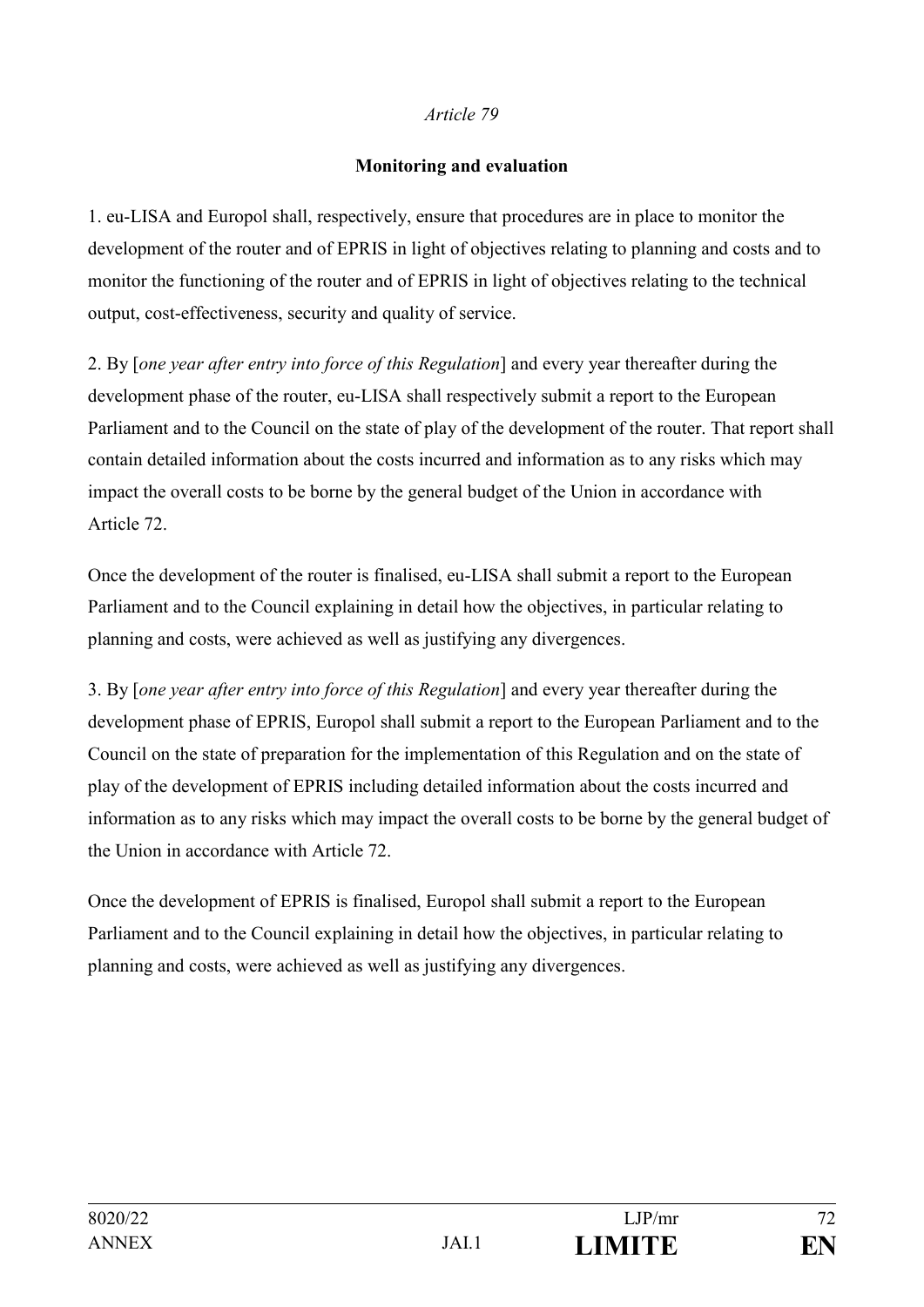*Article 79*

**Monitoring and evaluation**

1. eu-LISA and Europol shall, respectively, ensure that procedures are in place to monitor the development of the router and of EPRIS in light of objectives relating to planning and costs and to monitor the functioning of the router and of EPRIS in light of objectives relating to the technical output, cost-effectiveness, security and quality of service.

2. By [*one year after entry into force of this Regulation*] and every year thereafter during the development phase of the router, eu-LISA shall respectively submit a report to the European Parliament and to the Council on the state of play of the development of the router. That report shall contain detailed information about the costs incurred and information as to any risks which may impact the overall costs to be borne by the general budget of the Union in accordance with Article 72.

Once the development of the router is finalised, eu-LISA shall submit a report to the European Parliament and to the Council explaining in detail how the objectives, in particular relating to planning and costs, were achieved as well as justifying any divergences.

3. By [*one year after entry into force of this Regulation*] and every year thereafter during the development phase of EPRIS, Europol shall submit a report to the European Parliament and to the Council on the state of preparation for the implementation of this Regulation and on the state of play of the development of EPRIS including detailed information about the costs incurred and information as to any risks which may impact the overall costs to be borne by the general budget of the Union in accordance with Article 72.

Once the development of EPRIS is finalised, Europol shall submit a report to the European Parliament and to the Council explaining in detail how the objectives, in particular relating to planning and costs, were achieved as well as justifying any divergences.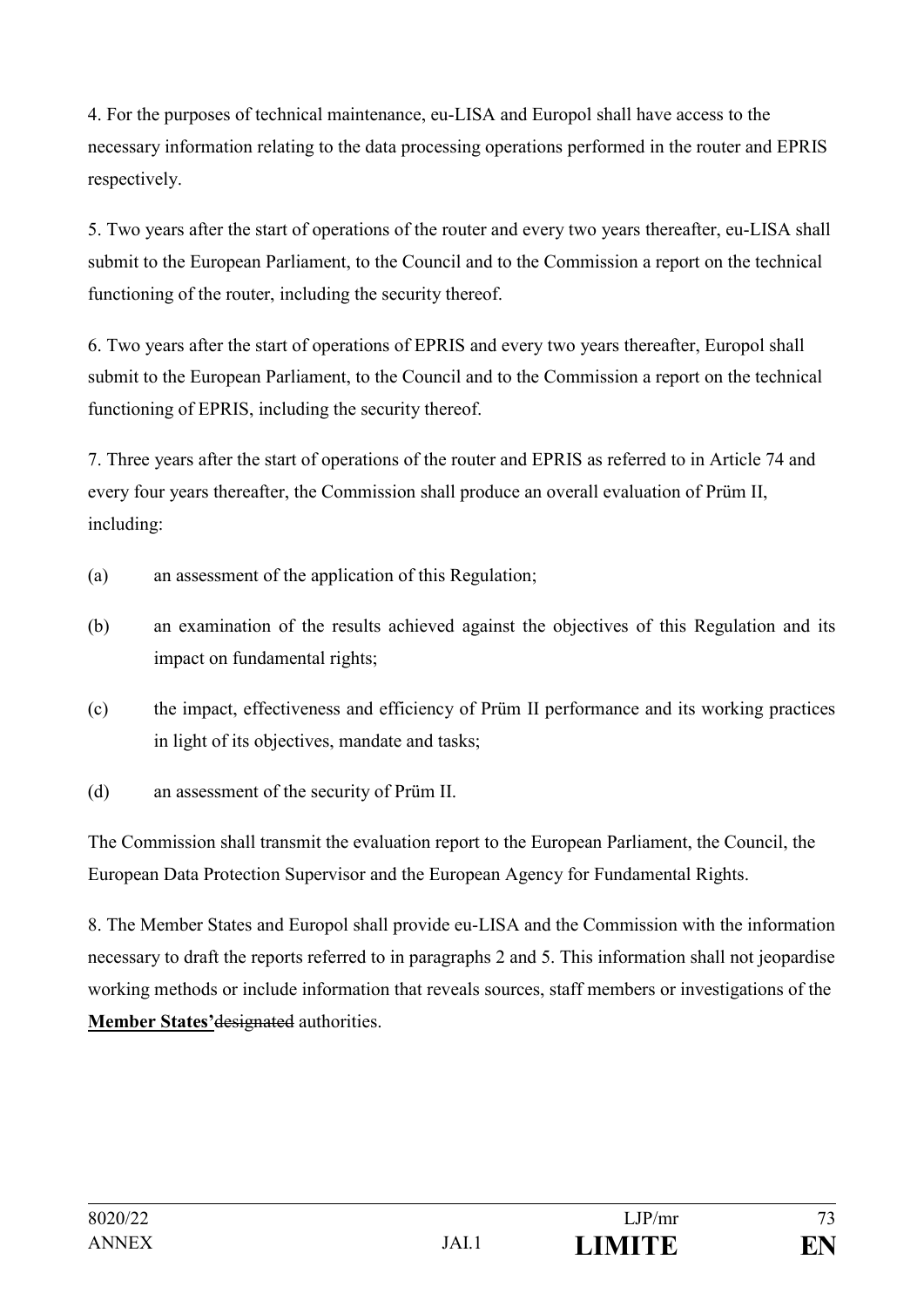4. For the purposes of technical maintenance, eu-LISA and Europol shall have access to the necessary information relating to the data processing operations performed in the router and EPRIS respectively.

5. Two years after the start of operations of the router and every two years thereafter, eu-LISA shall submit to the European Parliament, to the Council and to the Commission a report on the technical functioning of the router, including the security thereof.

6. Two years after the start of operations of EPRIS and every two years thereafter, Europol shall submit to the European Parliament, to the Council and to the Commission a report on the technical functioning of EPRIS, including the security thereof.

7. Three years after the start of operations of the router and EPRIS as referred to in Article 74 and every four years thereafter, the Commission shall produce an overall evaluation of Prüm II, including:

(a) an assessment of the application of this Regulation;

(b) an examination of the results achieved against the objectives of this Regulation and its impact on fundamental rights;

(c) the impact, effectiveness and efficiency of Prüm II performance and its working practices in light of its objectives, mandate and tasks;

(d) an assessment of the security of Prüm II.

The Commission shall transmit the evaluation report to the European Parliament, the Council, the European Data Protection Supervisor and the European Agency for Fundamental Rights.

8. The Member States and Europol shall provide eu-LISA and the Commission with the information necessary to draft the reports referred to in paragraphs 2 and 5. This information shall not jeopardise working methods or include information that reveals sources, staff members or investigations of the **Member States'**~~designated~~ authorities.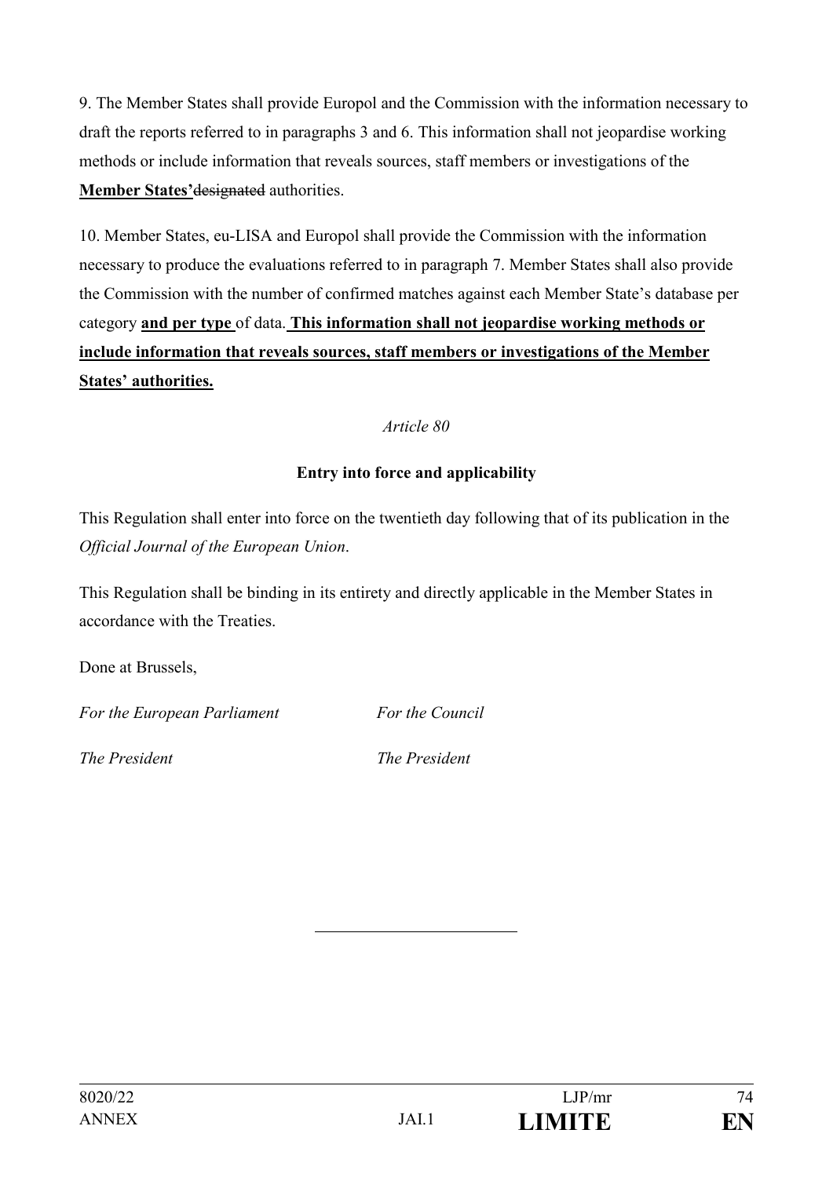9. The Member States shall provide Europol and the Commission with the information necessary to draft the reports referred to in paragraphs 3 and 6. This information shall not jeopardise working methods or include information that reveals sources, staff members or investigations of the **Member States'**~~designated~~ authorities.

10. Member States, eu-LISA and Europol shall provide the Commission with the information necessary to produce the evaluations referred to in paragraph 7. Member States shall also provide the Commission with the number of confirmed matches against each Member State's database per category **and per type** of data. **This information shall not jeopardise working methods or include information that reveals sources, staff members or investigations of the Member States' authorities.**

*Article 80*

**Entry into force and applicability**

This Regulation shall enter into force on the twentieth day following that of its publication in the *Official Journal of the European Union*.

This Regulation shall be binding in its entirety and directly applicable in the Member States in accordance with the Treaties.

Done at Brussels,

*For the European Parliament* *For the Council*

*The President* *The President*